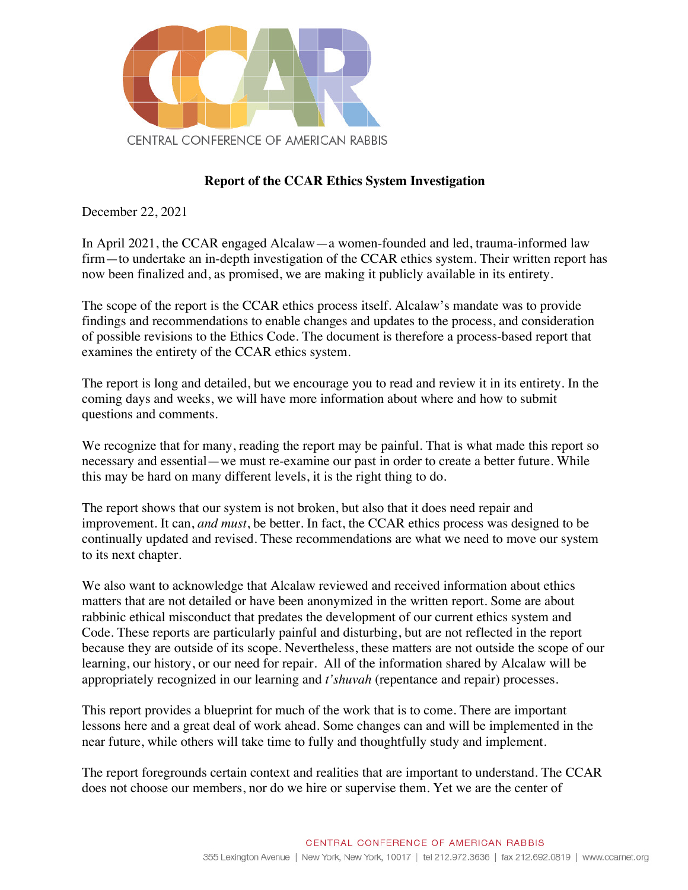CENTRAL CONFERENCE OF AMERICAN RABBIS

**Report of the CCAR Ethics System Investigation**

December 22, 2021

In April 2021, the CCAR engaged Alcalaw—a women-founded and led, trauma-informed law firm—to undertake an in-depth investigation of the CCAR ethics system. Their written report has now been finalized and, as promised, we are making it publicly available in its entirety.

The scope of the report is the CCAR ethics process itself. Alcalaw's mandate was to provide findings and recommendations to enable changes and updates to the process, and consideration of possible revisions to the Ethics Code. The document is therefore a process-based report that examines the entirety of the CCAR ethics system.

The report is long and detailed, but we encourage you to read and review it in its entirety. In the coming days and weeks, we will have more information about where and how to submit questions and comments.

We recognize that for many, reading the report may be painful. That is what made this report so necessary and essential—we must re-examine our past in order to create a better future. While this may be hard on many different levels, it is the right thing to do.

The report shows that our system is not broken, but also that it does need repair and improvement. It can, *and must*, be better. In fact, the CCAR ethics process was designed to be continually updated and revised. These recommendations are what we need to move our system to its next chapter.

We also want to acknowledge that Alcalaw reviewed and received information about ethics matters that are not detailed or have been anonymized in the written report. Some are about rabbinic ethical misconduct that predates the development of our current ethics system and Code. These reports are particularly painful and disturbing, but are not reflected in the report because they are outside of its scope. Nevertheless, these matters are not outside the scope of our learning, our history, or our need for repair. All of the information shared by Alcalaw will be appropriately recognized in our learning and *t'shuvah* (repentance and repair) processes.

This report provides a blueprint for much of the work that is to come. There are important lessons here and a great deal of work ahead. Some changes can and will be implemented in the near future, while others will take time to fully and thoughtfully study and implement.

The report foregrounds certain context and realities that are important to understand. The CCAR does not choose our members, nor do we hire or supervise them. Yet we are the center of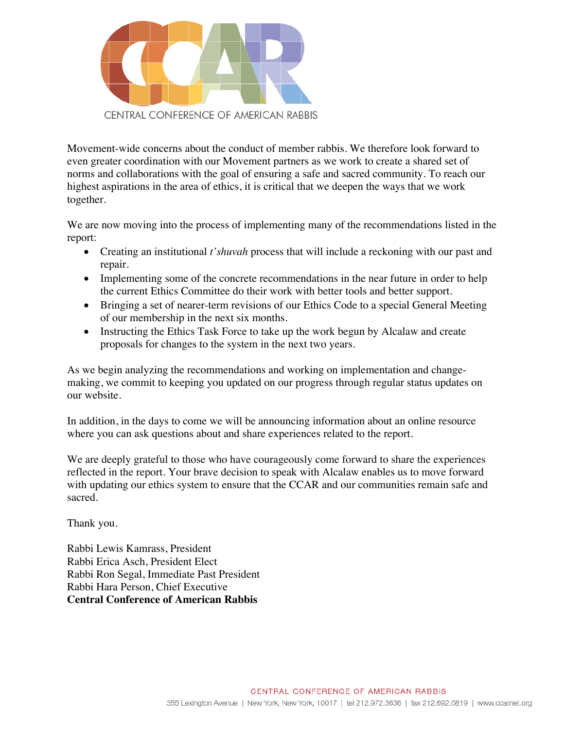Movement-wide concerns about the conduct of member rabbis. We therefore look forward to even greater coordination with our Movement partners as we work to create a shared set of norms and collaborations with the goal of ensuring a safe and sacred community. To reach our highest aspirations in the area of ethics, it is critical that we deepen the ways that we work together.

We are now moving into the process of implementing many of the recommendations listed in the report:

- Creating an institutional *t'shuvah* process that will include a reckoning with our past and repair.
- Implementing some of the concrete recommendations in the near future in order to help the current Ethics Committee do their work with better tools and better support.
- Bringing a set of nearer-term revisions of our Ethics Code to a special General Meeting of our membership in the next six months.
- Instructing the Ethics Task Force to take up the work begun by Alcalaw and create proposals for changes to the system in the next two years.

As we begin analyzing the recommendations and working on implementation and change-making, we commit to keeping you updated on our progress through regular status updates on our website.

In addition, in the days to come we will be announcing information about an online resource where you can ask questions about and share experiences related to the report.

We are deeply grateful to those who have courageously come forward to share the experiences reflected in the report. Your brave decision to speak with Alcalaw enables us to move forward with updating our ethics system to ensure that the CCAR and our communities remain safe and sacred.

Thank you.

Rabbi Lewis Kamrass, President
Rabbi Erica Asch, President Elect
Rabbi Ron Segal, Immediate Past President
Rabbi Hara Person, Chief Executive
**Central Conference of American Rabbis**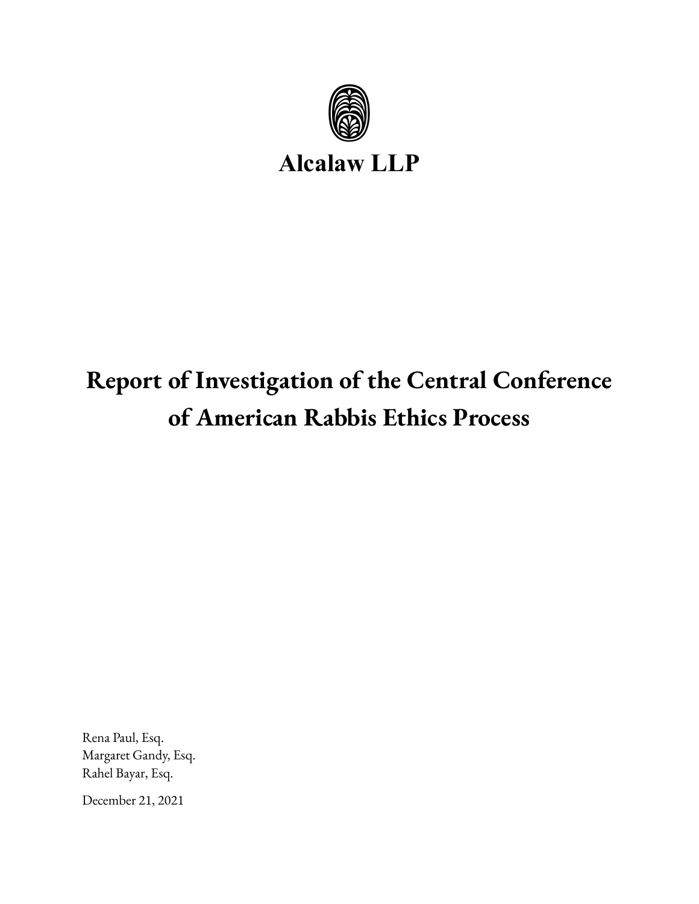**Alcalaw LLP**

# Report of Investigation of the Central Conference of American Rabbis Ethics Process

Rena Paul, Esq.
Margaret Gandy, Esq.
Rahel Bayar, Esq.

December 21, 2021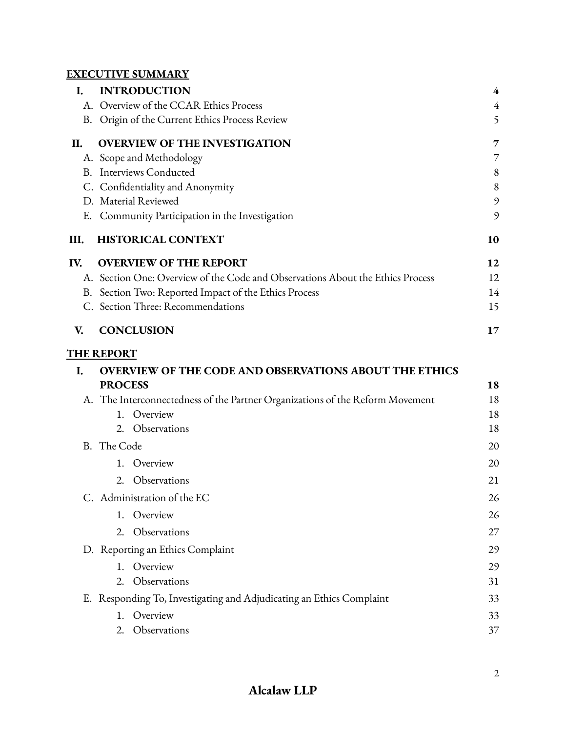**EXECUTIVE SUMMARY**

| | | |
|---|---|---|
| **I.** | **INTRODUCTION** | **4** |
| | A. Overview of the CCAR Ethics Process | 4 |
| | B. Origin of the Current Ethics Process Review | 5 |
| **II.** | **OVERVIEW OF THE INVESTIGATION** | **7** |
| | A. Scope and Methodology | 7 |
| | B. Interviews Conducted | 8 |
| | C. Confidentiality and Anonymity | 8 |
| | D. Material Reviewed | 9 |
| | E. Community Participation in the Investigation | 9 |
| **III.** | **HISTORICAL CONTEXT** | **10** |
| **IV.** | **OVERVIEW OF THE REPORT** | **12** |
| | A. Section One: Overview of the Code and Observations About the Ethics Process | 12 |
| | B. Section Two: Reported Impact of the Ethics Process | 14 |
| | C. Section Three: Recommendations | 15 |
| **V.** | **CONCLUSION** | **17** |

**THE REPORT**

| | | |
|---|---|---|
| **I.** | **OVERVIEW OF THE CODE AND OBSERVATIONS ABOUT THE ETHICS PROCESS** | **18** |
| | A. The Interconnectedness of the Partner Organizations of the Reform Movement | 18 |
| | 1. Overview | 18 |
| | 2. Observations | 18 |
| | B. The Code | 20 |
| | 1. Overview | 20 |
| | 2. Observations | 21 |
| | C. Administration of the EC | 26 |
| | 1. Overview | 26 |
| | 2. Observations | 27 |
| | D. Reporting an Ethics Complaint | 29 |
| | 1. Overview | 29 |
| | 2. Observations | 31 |
| | E. Responding To, Investigating and Adjudicating an Ethics Complaint | 33 |
| | 1. Overview | 33 |
| | 2. Observations | 37 |

**Alcalaw LLP**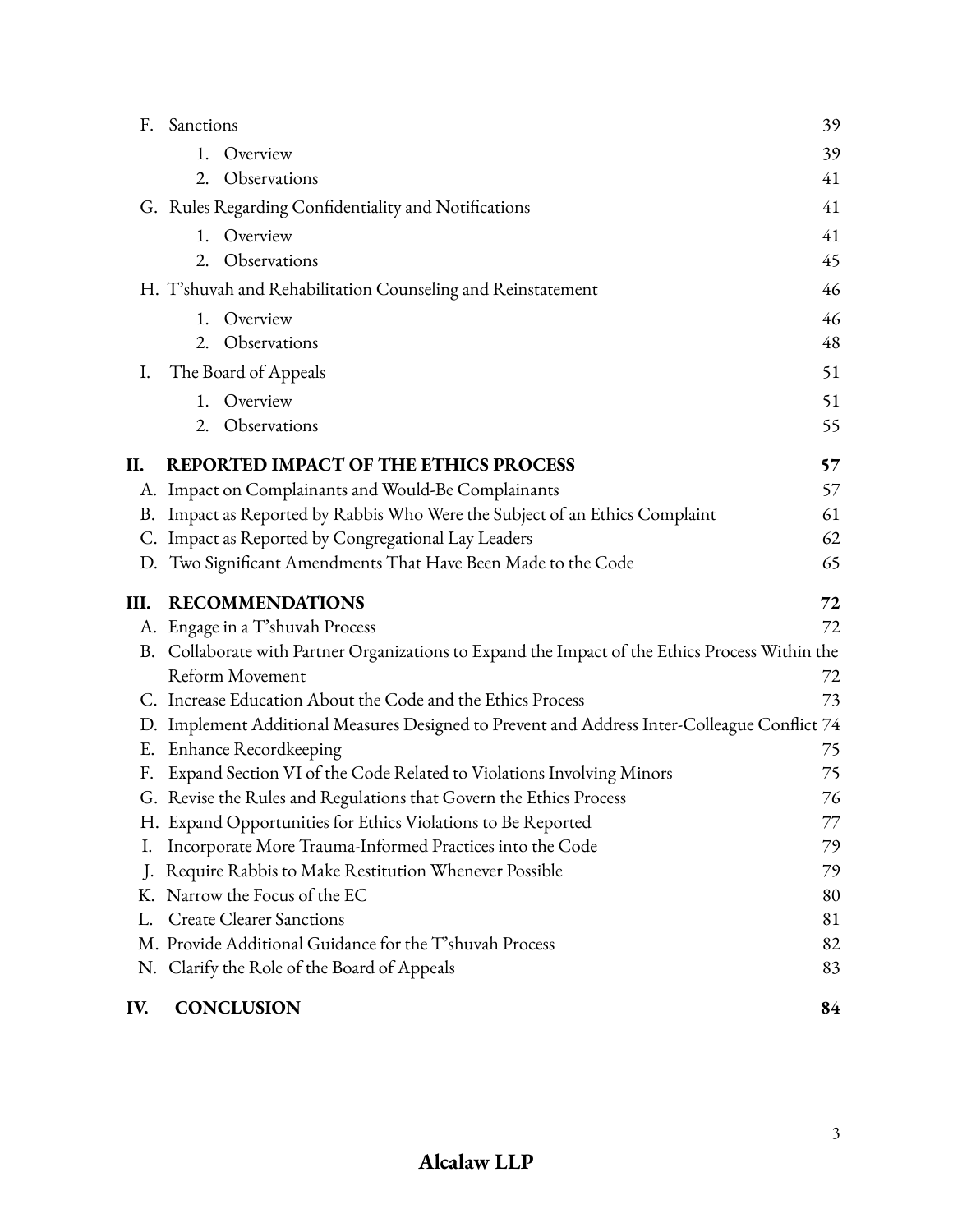F. Sanctions 39

1. Overview 39
2. Observations 41

G. Rules Regarding Confidentiality and Notifications 41

1. Overview 41
2. Observations 45

H. T'shuvah and Rehabilitation Counseling and Reinstatement 46

1. Overview 46
2. Observations 48

I. The Board of Appeals 51

1. Overview 51
2. Observations 55

**II. REPORTED IMPACT OF THE ETHICS PROCESS 57**

A. Impact on Complainants and Would-Be Complainants 57
B. Impact as Reported by Rabbis Who Were the Subject of an Ethics Complaint 61
C. Impact as Reported by Congregational Lay Leaders 62
D. Two Significant Amendments That Have Been Made to the Code 65

**III. RECOMMENDATIONS 72**

A. Engage in a T'shuvah Process 72
B. Collaborate with Partner Organizations to Expand the Impact of the Ethics Process Within the Reform Movement 72
C. Increase Education About the Code and the Ethics Process 73
D. Implement Additional Measures Designed to Prevent and Address Inter-Colleague Conflict 74
E. Enhance Recordkeeping 75
F. Expand Section VI of the Code Related to Violations Involving Minors 75
G. Revise the Rules and Regulations that Govern the Ethics Process 76
H. Expand Opportunities for Ethics Violations to Be Reported 77
I. Incorporate More Trauma-Informed Practices into the Code 79
J. Require Rabbis to Make Restitution Whenever Possible 79
K. Narrow the Focus of the EC 80
L. Create Clearer Sanctions 81
M. Provide Additional Guidance for the T'shuvah Process 82
N. Clarify the Role of the Board of Appeals 83

**IV. CONCLUSION 84**

**Alcalaw LLP**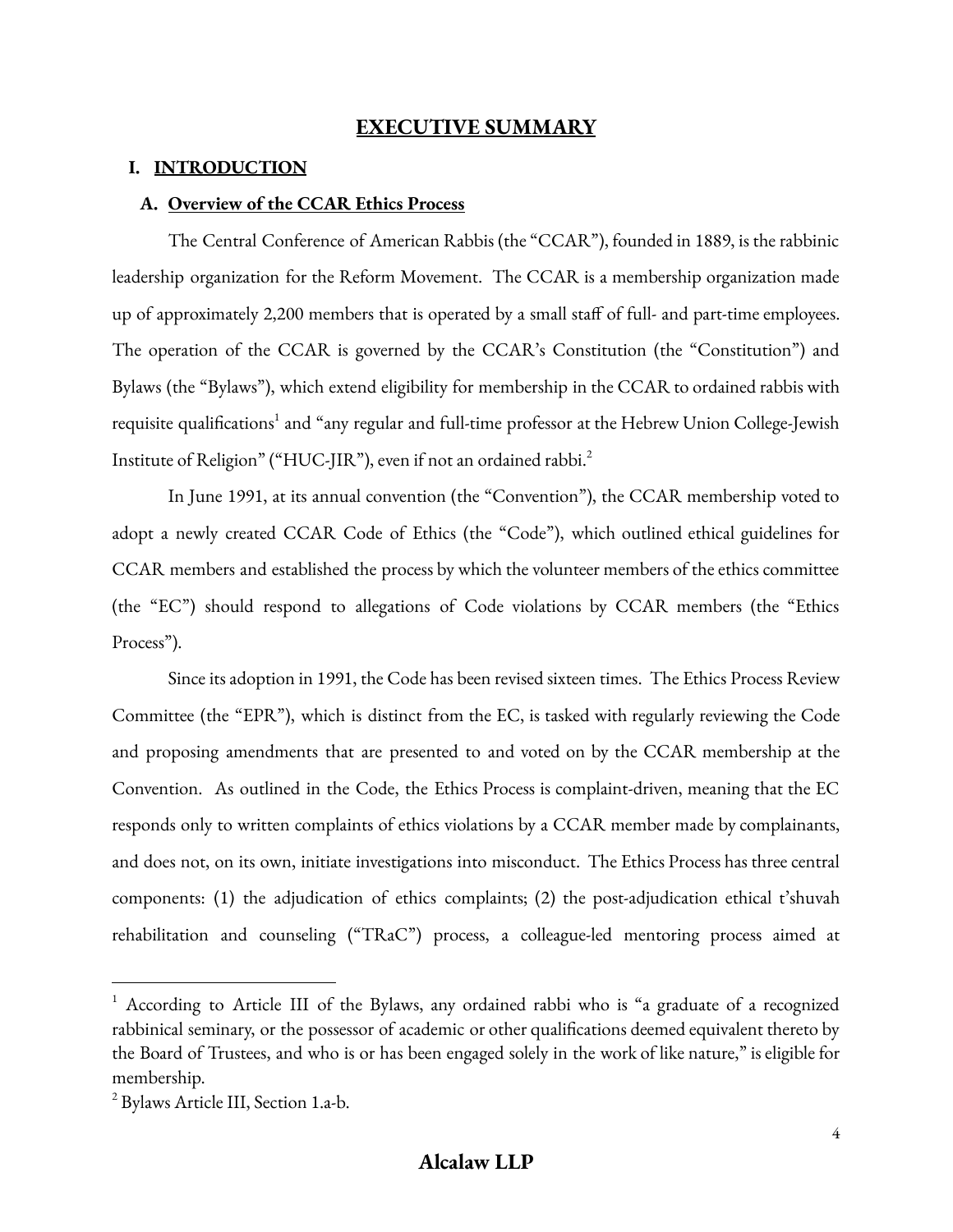# EXECUTIVE SUMMARY

## I. INTRODUCTION

### A. Overview of the CCAR Ethics Process

The Central Conference of American Rabbis (the "CCAR"), founded in 1889, is the rabbinic leadership organization for the Reform Movement. The CCAR is a membership organization made up of approximately 2,200 members that is operated by a small staff of full- and part-time employees. The operation of the CCAR is governed by the CCAR's Constitution (the "Constitution") and Bylaws (the "Bylaws"), which extend eligibility for membership in the CCAR to ordained rabbis with requisite qualifications[1] and "any regular and full-time professor at the Hebrew Union College-Jewish Institute of Religion" ("HUC-JIR"), even if not an ordained rabbi.[2]

In June 1991, at its annual convention (the "Convention"), the CCAR membership voted to adopt a newly created CCAR Code of Ethics (the "Code"), which outlined ethical guidelines for CCAR members and established the process by which the volunteer members of the ethics committee (the "EC") should respond to allegations of Code violations by CCAR members (the "Ethics Process").

Since its adoption in 1991, the Code has been revised sixteen times. The Ethics Process Review Committee (the "EPR"), which is distinct from the EC, is tasked with regularly reviewing the Code and proposing amendments that are presented to and voted on by the CCAR membership at the Convention. As outlined in the Code, the Ethics Process is complaint-driven, meaning that the EC responds only to written complaints of ethics violations by a CCAR member made by complainants, and does not, on its own, initiate investigations into misconduct. The Ethics Process has three central components: (1) the adjudication of ethics complaints; (2) the post-adjudication ethical t'shuvah rehabilitation and counseling ("TRaC") process, a colleague-led mentoring process aimed at

---

[1] According to Article III of the Bylaws, any ordained rabbi who is "a graduate of a recognized rabbinical seminary, or the possessor of academic or other qualifications deemed equivalent thereto by the Board of Trustees, and who is or has been engaged solely in the work of like nature," is eligible for membership.

[2] Bylaws Article III, Section 1.a-b.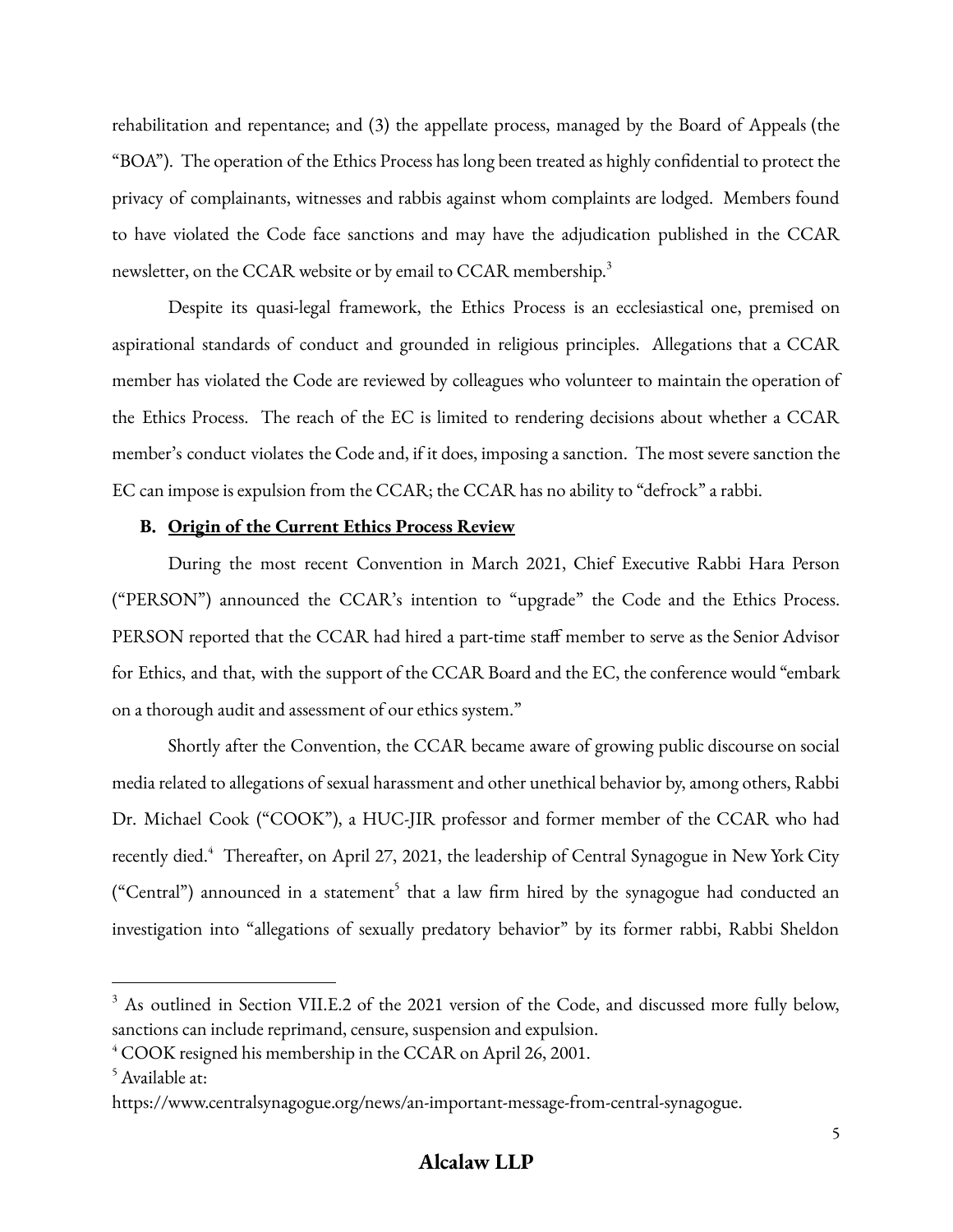rehabilitation and repentance; and (3) the appellate process, managed by the Board of Appeals (the "BOA"). The operation of the Ethics Process has long been treated as highly confidential to protect the privacy of complainants, witnesses and rabbis against whom complaints are lodged. Members found to have violated the Code face sanctions and may have the adjudication published in the CCAR newsletter, on the CCAR website or by email to CCAR membership.[3]

Despite its quasi-legal framework, the Ethics Process is an ecclesiastical one, premised on aspirational standards of conduct and grounded in religious principles. Allegations that a CCAR member has violated the Code are reviewed by colleagues who volunteer to maintain the operation of the Ethics Process. The reach of the EC is limited to rendering decisions about whether a CCAR member's conduct violates the Code and, if it does, imposing a sanction. The most severe sanction the EC can impose is expulsion from the CCAR; the CCAR has no ability to "defrock" a rabbi.

### B. Origin of the Current Ethics Process Review

During the most recent Convention in March 2021, Chief Executive Rabbi Hara Person ("PERSON") announced the CCAR's intention to "upgrade" the Code and the Ethics Process. PERSON reported that the CCAR had hired a part-time staff member to serve as the Senior Advisor for Ethics, and that, with the support of the CCAR Board and the EC, the conference would "embark on a thorough audit and assessment of our ethics system."

Shortly after the Convention, the CCAR became aware of growing public discourse on social media related to allegations of sexual harassment and other unethical behavior by, among others, Rabbi Dr. Michael Cook ("COOK"), a HUC-JIR professor and former member of the CCAR who had recently died.[4] Thereafter, on April 27, 2021, the leadership of Central Synagogue in New York City ("Central") announced in a statement[5] that a law firm hired by the synagogue had conducted an investigation into "allegations of sexually predatory behavior" by its former rabbi, Rabbi Sheldon

---

[3] As outlined in Section VII.E.2 of the 2021 version of the Code, and discussed more fully below, sanctions can include reprimand, censure, suspension and expulsion.

[4] COOK resigned his membership in the CCAR on April 26, 2001.

[5] Available at: https://www.centralsynagogue.org/news/an-important-message-from-central-synagogue.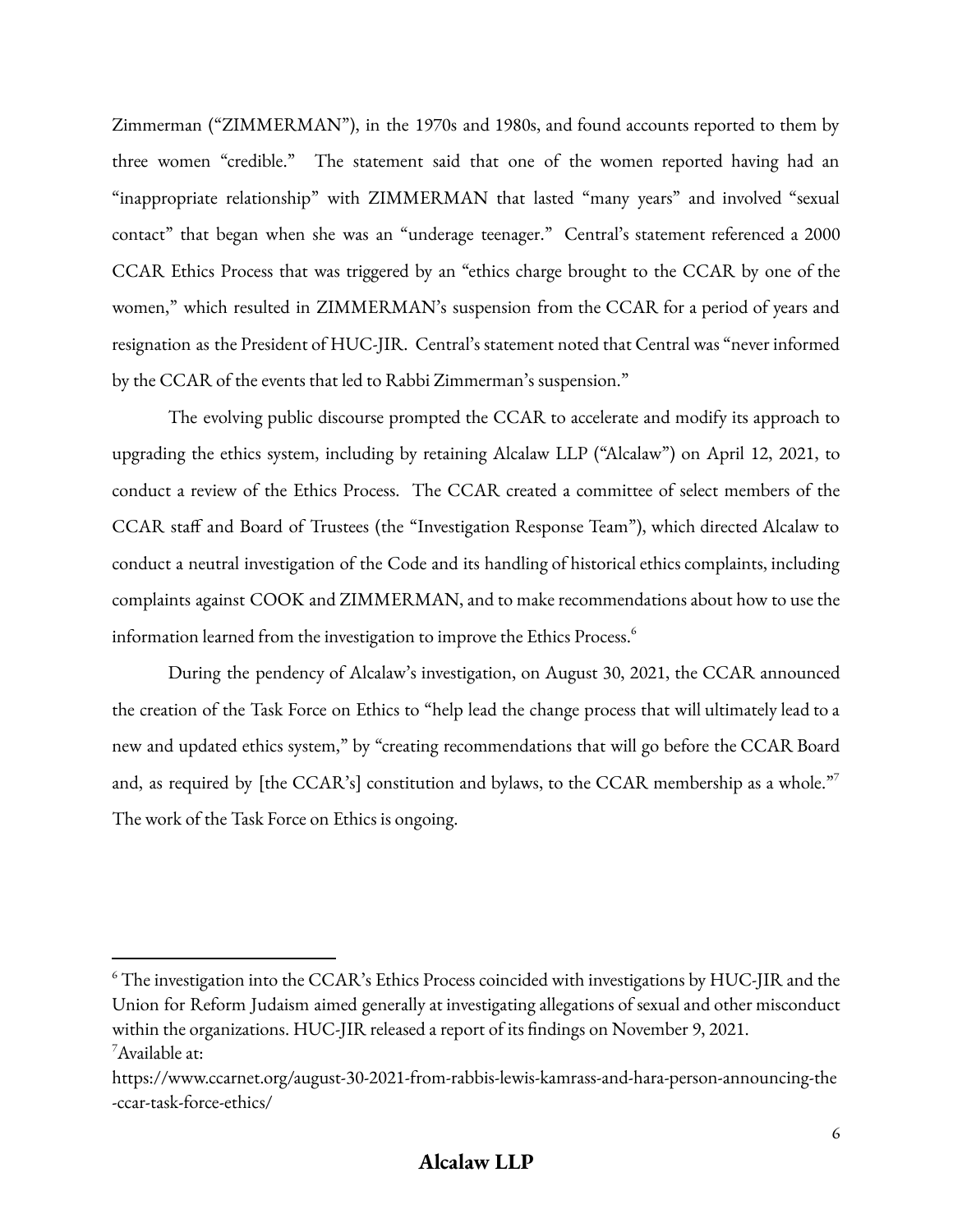Zimmerman ("ZIMMERMAN"), in the 1970s and 1980s, and found accounts reported to them by three women "credible." The statement said that one of the women reported having had an "inappropriate relationship" with ZIMMERMAN that lasted "many years" and involved "sexual contact" that began when she was an "underage teenager." Central's statement referenced a 2000 CCAR Ethics Process that was triggered by an "ethics charge brought to the CCAR by one of the women," which resulted in ZIMMERMAN's suspension from the CCAR for a period of years and resignation as the President of HUC-JIR. Central's statement noted that Central was "never informed by the CCAR of the events that led to Rabbi Zimmerman's suspension."

The evolving public discourse prompted the CCAR to accelerate and modify its approach to upgrading the ethics system, including by retaining Alcalaw LLP ("Alcalaw") on April 12, 2021, to conduct a review of the Ethics Process. The CCAR created a committee of select members of the CCAR staff and Board of Trustees (the "Investigation Response Team"), which directed Alcalaw to conduct a neutral investigation of the Code and its handling of historical ethics complaints, including complaints against COOK and ZIMMERMAN, and to make recommendations about how to use the information learned from the investigation to improve the Ethics Process.[6]

During the pendency of Alcalaw's investigation, on August 30, 2021, the CCAR announced the creation of the Task Force on Ethics to "help lead the change process that will ultimately lead to a new and updated ethics system," by "creating recommendations that will go before the CCAR Board and, as required by [the CCAR's] constitution and bylaws, to the CCAR membership as a whole."[7] The work of the Task Force on Ethics is ongoing.

---

[6] The investigation into the CCAR's Ethics Process coincided with investigations by HUC-JIR and the Union for Reform Judaism aimed generally at investigating allegations of sexual and other misconduct within the organizations. HUC-JIR released a report of its findings on November 9, 2021.

[7] Available at: https://www.ccarnet.org/august-30-2021-from-rabbis-lewis-kamrass-and-hara-person-announcing-the-ccar-task-force-ethics/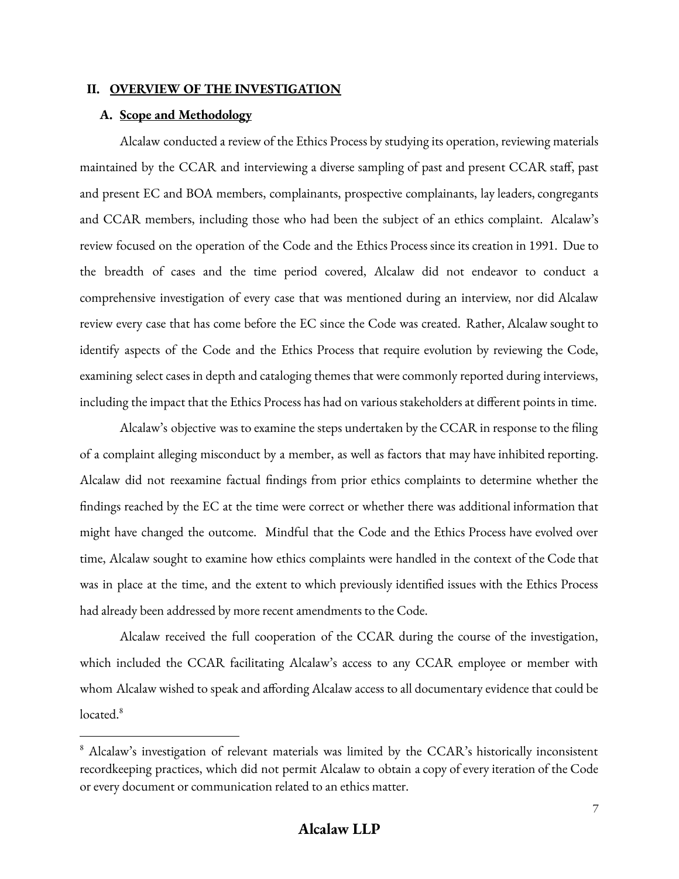## II. OVERVIEW OF THE INVESTIGATION

### A. Scope and Methodology

Alcalaw conducted a review of the Ethics Process by studying its operation, reviewing materials maintained by the CCAR and interviewing a diverse sampling of past and present CCAR staff, past and present EC and BOA members, complainants, prospective complainants, lay leaders, congregants and CCAR members, including those who had been the subject of an ethics complaint. Alcalaw's review focused on the operation of the Code and the Ethics Process since its creation in 1991. Due to the breadth of cases and the time period covered, Alcalaw did not endeavor to conduct a comprehensive investigation of every case that was mentioned during an interview, nor did Alcalaw review every case that has come before the EC since the Code was created. Rather, Alcalaw sought to identify aspects of the Code and the Ethics Process that require evolution by reviewing the Code, examining select cases in depth and cataloging themes that were commonly reported during interviews, including the impact that the Ethics Process has had on various stakeholders at different points in time.

Alcalaw's objective was to examine the steps undertaken by the CCAR in response to the filing of a complaint alleging misconduct by a member, as well as factors that may have inhibited reporting. Alcalaw did not reexamine factual findings from prior ethics complaints to determine whether the findings reached by the EC at the time were correct or whether there was additional information that might have changed the outcome. Mindful that the Code and the Ethics Process have evolved over time, Alcalaw sought to examine how ethics complaints were handled in the context of the Code that was in place at the time, and the extent to which previously identified issues with the Ethics Process had already been addressed by more recent amendments to the Code.

Alcalaw received the full cooperation of the CCAR during the course of the investigation, which included the CCAR facilitating Alcalaw's access to any CCAR employee or member with whom Alcalaw wished to speak and affording Alcalaw access to all documentary evidence that could be located.[8]

[8] Alcalaw's investigation of relevant materials was limited by the CCAR's historically inconsistent recordkeeping practices, which did not permit Alcalaw to obtain a copy of every iteration of the Code or every document or communication related to an ethics matter.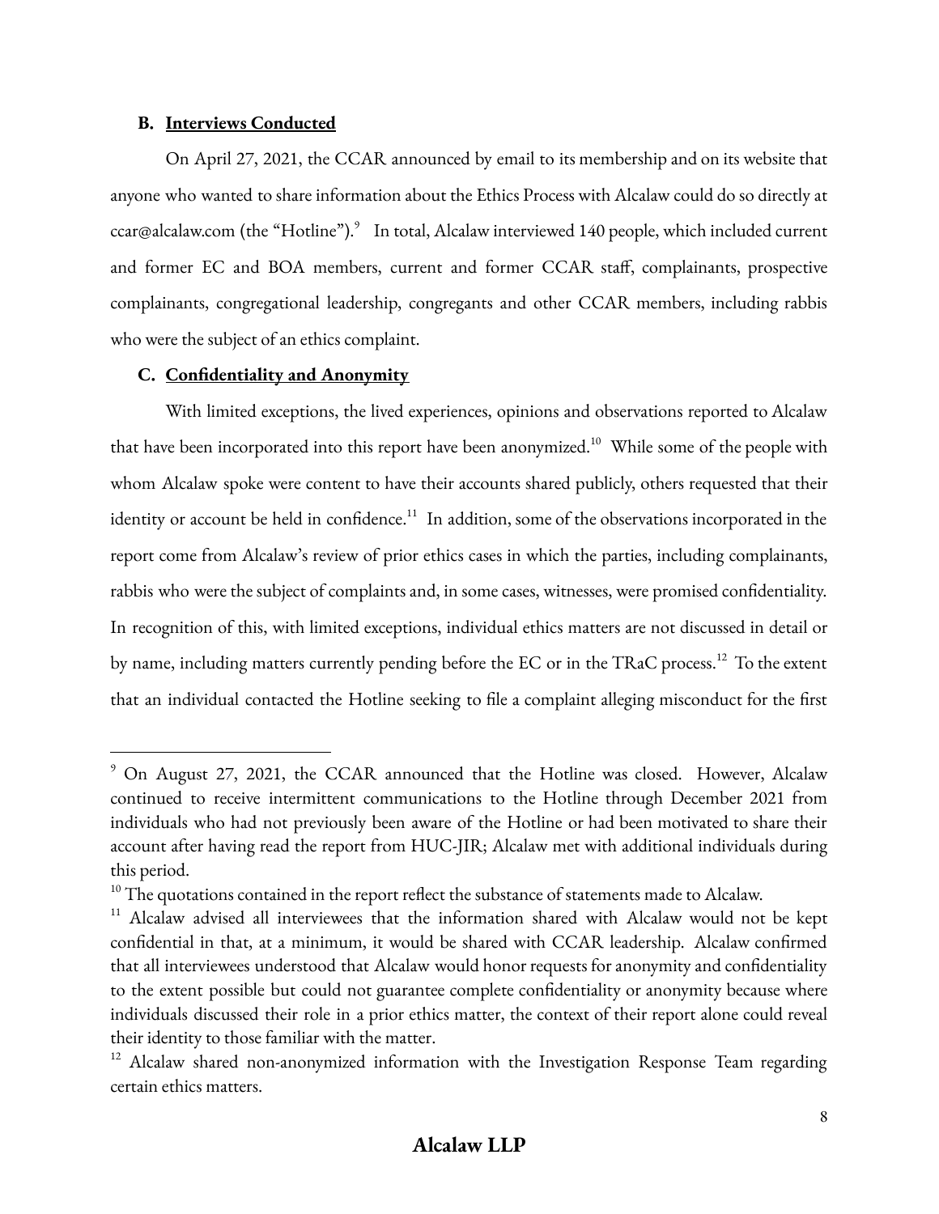### B. Interviews Conducted

On April 27, 2021, the CCAR announced by email to its membership and on its website that anyone who wanted to share information about the Ethics Process with Alcalaw could do so directly at ccar@alcalaw.com (the "Hotline").[9] In total, Alcalaw interviewed 140 people, which included current and former EC and BOA members, current and former CCAR staff, complainants, prospective complainants, congregational leadership, congregants and other CCAR members, including rabbis who were the subject of an ethics complaint.

### C. Confidentiality and Anonymity

With limited exceptions, the lived experiences, opinions and observations reported to Alcalaw that have been incorporated into this report have been anonymized.[10] While some of the people with whom Alcalaw spoke were content to have their accounts shared publicly, others requested that their identity or account be held in confidence.[11] In addition, some of the observations incorporated in the report come from Alcalaw's review of prior ethics cases in which the parties, including complainants, rabbis who were the subject of complaints and, in some cases, witnesses, were promised confidentiality. In recognition of this, with limited exceptions, individual ethics matters are not discussed in detail or by name, including matters currently pending before the EC or in the TRaC process.[12] To the extent that an individual contacted the Hotline seeking to file a complaint alleging misconduct for the first

---

[9] On August 27, 2021, the CCAR announced that the Hotline was closed. However, Alcalaw continued to receive intermittent communications to the Hotline through December 2021 from individuals who had not previously been aware of the Hotline or had been motivated to share their account after having read the report from HUC-JIR; Alcalaw met with additional individuals during this period.

[10] The quotations contained in the report reflect the substance of statements made to Alcalaw.

[11] Alcalaw advised all interviewees that the information shared with Alcalaw would not be kept confidential in that, at a minimum, it would be shared with CCAR leadership. Alcalaw confirmed that all interviewees understood that Alcalaw would honor requests for anonymity and confidentiality to the extent possible but could not guarantee complete confidentiality or anonymity because where individuals discussed their role in a prior ethics matter, the context of their report alone could reveal their identity to those familiar with the matter.

[12] Alcalaw shared non-anonymized information with the Investigation Response Team regarding certain ethics matters.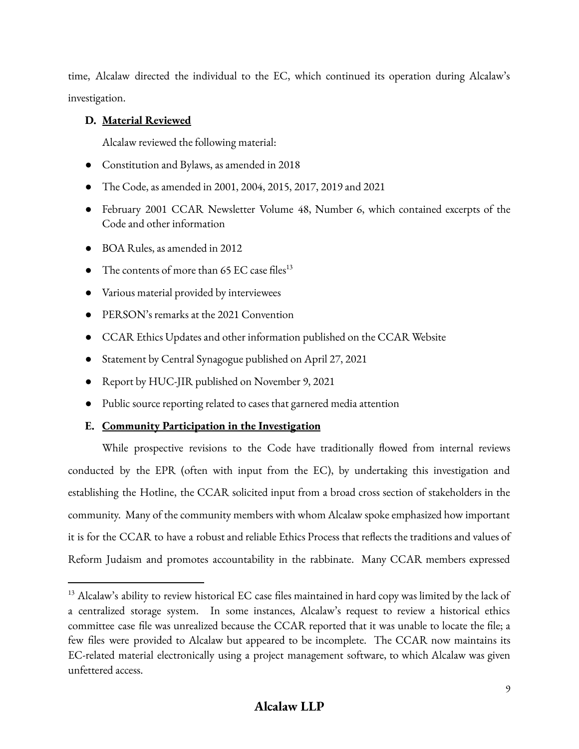time, Alcalaw directed the individual to the EC, which continued its operation during Alcalaw's investigation.

**D. Material Reviewed**

Alcalaw reviewed the following material:

- Constitution and Bylaws, as amended in 2018
- The Code, as amended in 2001, 2004, 2015, 2017, 2019 and 2021
- February 2001 CCAR Newsletter Volume 48, Number 6, which contained excerpts of the Code and other information
- BOA Rules, as amended in 2012
- The contents of more than 65 EC case files[13]
- Various material provided by interviewees
- PERSON's remarks at the 2021 Convention
- CCAR Ethics Updates and other information published on the CCAR Website
- Statement by Central Synagogue published on April 27, 2021
- Report by HUC-JIR published on November 9, 2021
- Public source reporting related to cases that garnered media attention

**E. Community Participation in the Investigation**

While prospective revisions to the Code have traditionally flowed from internal reviews conducted by the EPR (often with input from the EC), by undertaking this investigation and establishing the Hotline, the CCAR solicited input from a broad cross section of stakeholders in the community. Many of the community members with whom Alcalaw spoke emphasized how important it is for the CCAR to have a robust and reliable Ethics Process that reflects the traditions and values of Reform Judaism and promotes accountability in the rabbinate. Many CCAR members expressed

---

[13] Alcalaw's ability to review historical EC case files maintained in hard copy was limited by the lack of a centralized storage system. In some instances, Alcalaw's request to review a historical ethics committee case file was unrealized because the CCAR reported that it was unable to locate the file; a few files were provided to Alcalaw but appeared to be incomplete. The CCAR now maintains its EC-related material electronically using a project management software, to which Alcalaw was given unfettered access.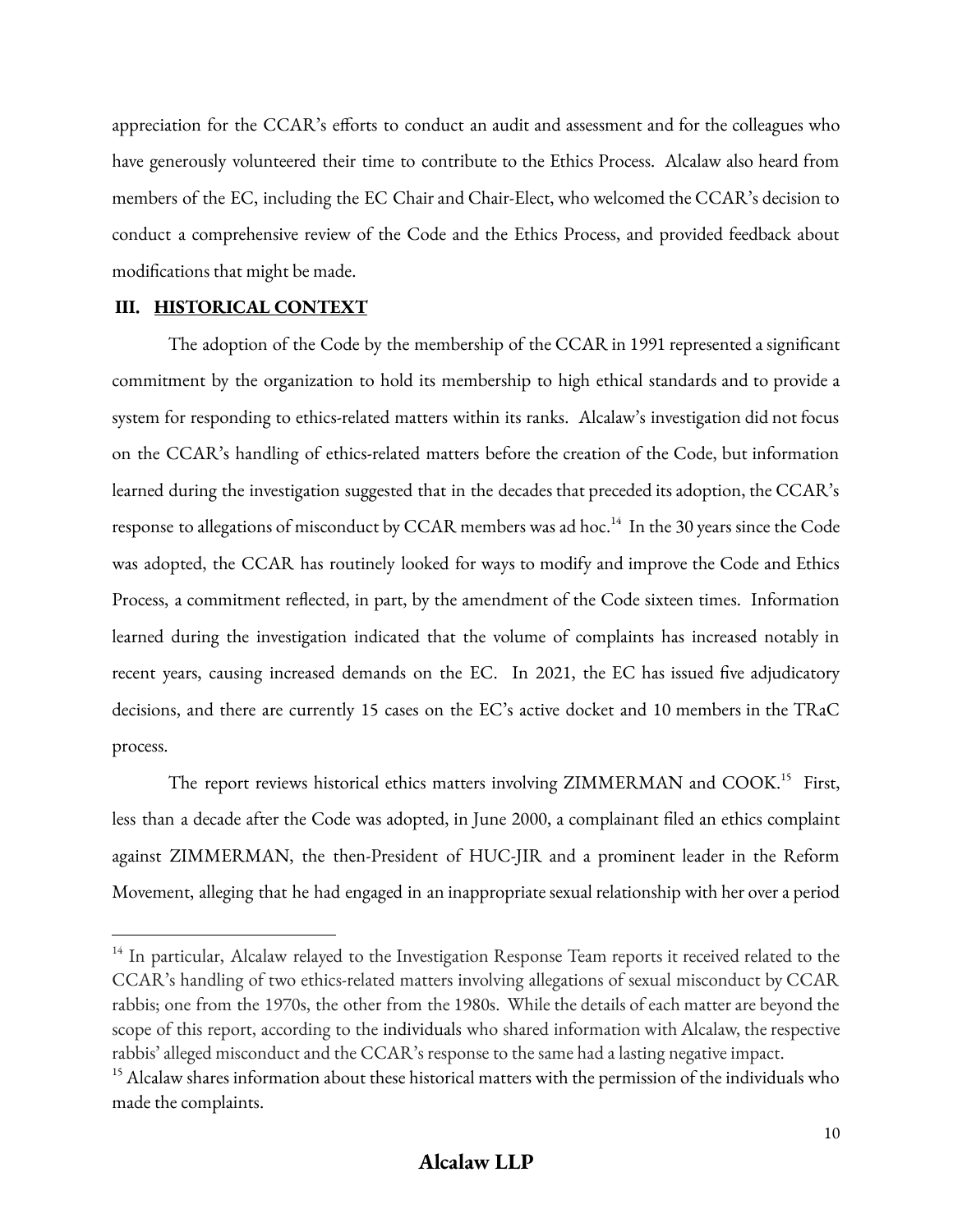appreciation for the CCAR's efforts to conduct an audit and assessment and for the colleagues who have generously volunteered their time to contribute to the Ethics Process. Alcalaw also heard from members of the EC, including the EC Chair and Chair-Elect, who welcomed the CCAR's decision to conduct a comprehensive review of the Code and the Ethics Process, and provided feedback about modifications that might be made.

## III. HISTORICAL CONTEXT

The adoption of the Code by the membership of the CCAR in 1991 represented a significant commitment by the organization to hold its membership to high ethical standards and to provide a system for responding to ethics-related matters within its ranks. Alcalaw's investigation did not focus on the CCAR's handling of ethics-related matters before the creation of the Code, but information learned during the investigation suggested that in the decades that preceded its adoption, the CCAR's response to allegations of misconduct by CCAR members was ad hoc.[14] In the 30 years since the Code was adopted, the CCAR has routinely looked for ways to modify and improve the Code and Ethics Process, a commitment reflected, in part, by the amendment of the Code sixteen times. Information learned during the investigation indicated that the volume of complaints has increased notably in recent years, causing increased demands on the EC. In 2021, the EC has issued five adjudicatory decisions, and there are currently 15 cases on the EC's active docket and 10 members in the TRaC process.

The report reviews historical ethics matters involving ZIMMERMAN and COOK.[15] First, less than a decade after the Code was adopted, in June 2000, a complainant filed an ethics complaint against ZIMMERMAN, the then-President of HUC-JIR and a prominent leader in the Reform Movement, alleging that he had engaged in an inappropriate sexual relationship with her over a period

---

[14] In particular, Alcalaw relayed to the Investigation Response Team reports it received related to the CCAR's handling of two ethics-related matters involving allegations of sexual misconduct by CCAR rabbis; one from the 1970s, the other from the 1980s. While the details of each matter are beyond the scope of this report, according to the individuals who shared information with Alcalaw, the respective rabbis' alleged misconduct and the CCAR's response to the same had a lasting negative impact.

[15] Alcalaw shares information about these historical matters with the permission of the individuals who made the complaints.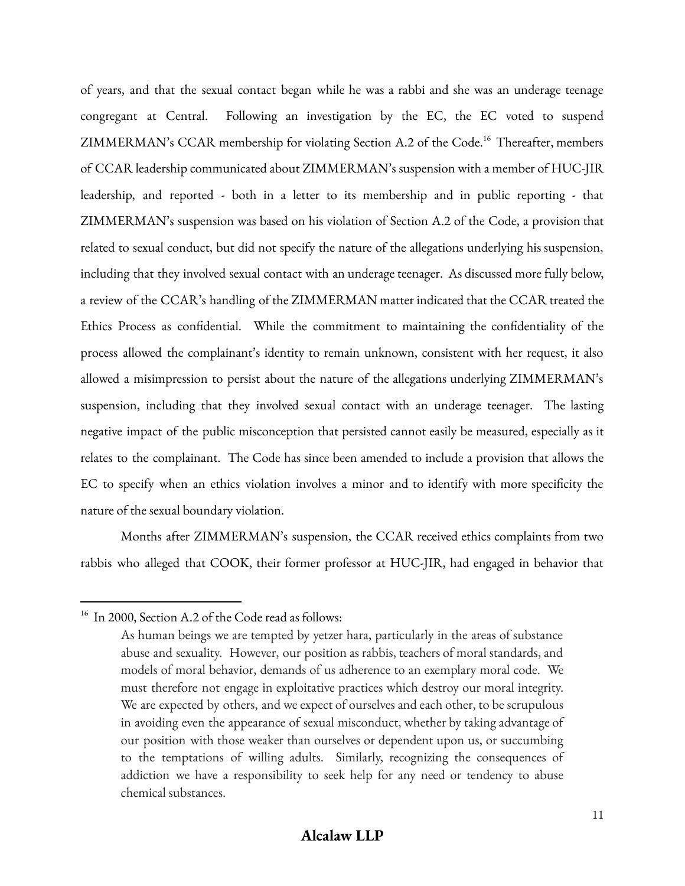of years, and that the sexual contact began while he was a rabbi and she was an underage teenage congregant at Central. Following an investigation by the EC, the EC voted to suspend ZIMMERMAN's CCAR membership for violating Section A.2 of the Code.[16] Thereafter, members of CCAR leadership communicated about ZIMMERMAN's suspension with a member of HUC-JIR leadership, and reported - both in a letter to its membership and in public reporting - that ZIMMERMAN's suspension was based on his violation of Section A.2 of the Code, a provision that related to sexual conduct, but did not specify the nature of the allegations underlying his suspension, including that they involved sexual contact with an underage teenager. As discussed more fully below, a review of the CCAR's handling of the ZIMMERMAN matter indicated that the CCAR treated the Ethics Process as confidential. While the commitment to maintaining the confidentiality of the process allowed the complainant's identity to remain unknown, consistent with her request, it also allowed a misimpression to persist about the nature of the allegations underlying ZIMMERMAN's suspension, including that they involved sexual contact with an underage teenager. The lasting negative impact of the public misconception that persisted cannot easily be measured, especially as it relates to the complainant. The Code has since been amended to include a provision that allows the EC to specify when an ethics violation involves a minor and to identify with more specificity the nature of the sexual boundary violation.

Months after ZIMMERMAN's suspension, the CCAR received ethics complaints from two rabbis who alleged that COOK, their former professor at HUC-JIR, had engaged in behavior that

---

[16] In 2000, Section A.2 of the Code read as follows:

> As human beings we are tempted by yetzer hara, particularly in the areas of substance abuse and sexuality. However, our position as rabbis, teachers of moral standards, and models of moral behavior, demands of us adherence to an exemplary moral code. We must therefore not engage in exploitative practices which destroy our moral integrity. We are expected by others, and we expect of ourselves and each other, to be scrupulous in avoiding even the appearance of sexual misconduct, whether by taking advantage of our position with those weaker than ourselves or dependent upon us, or succumbing to the temptations of willing adults. Similarly, recognizing the consequences of addiction we have a responsibility to seek help for any need or tendency to abuse chemical substances.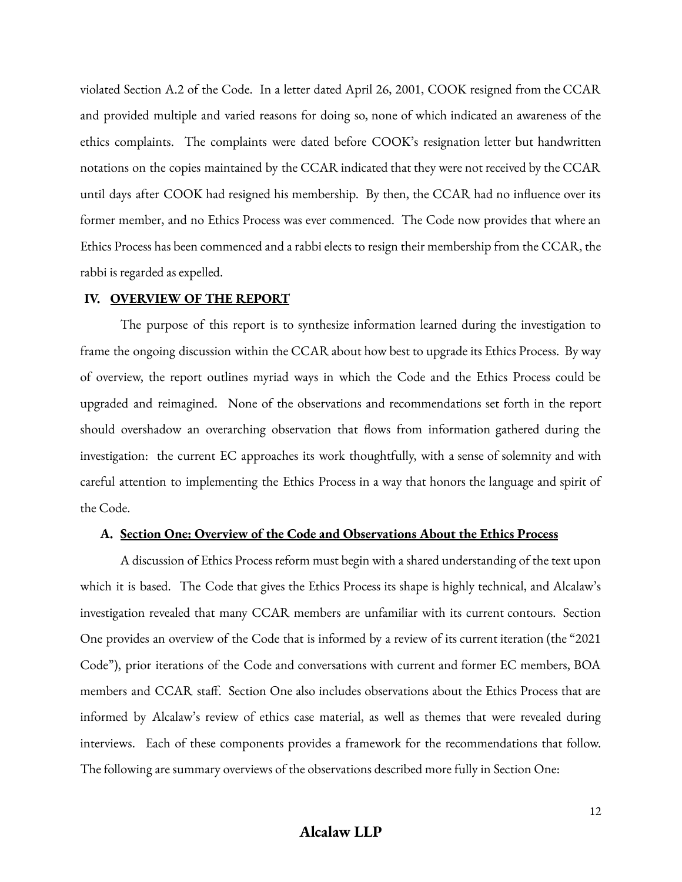violated Section A.2 of the Code. In a letter dated April 26, 2001, COOK resigned from the CCAR and provided multiple and varied reasons for doing so, none of which indicated an awareness of the ethics complaints. The complaints were dated before COOK's resignation letter but handwritten notations on the copies maintained by the CCAR indicated that they were not received by the CCAR until days after COOK had resigned his membership. By then, the CCAR had no influence over its former member, and no Ethics Process was ever commenced. The Code now provides that where an Ethics Process has been commenced and a rabbi elects to resign their membership from the CCAR, the rabbi is regarded as expelled.

## IV. OVERVIEW OF THE REPORT

The purpose of this report is to synthesize information learned during the investigation to frame the ongoing discussion within the CCAR about how best to upgrade its Ethics Process. By way of overview, the report outlines myriad ways in which the Code and the Ethics Process could be upgraded and reimagined. None of the observations and recommendations set forth in the report should overshadow an overarching observation that flows from information gathered during the investigation: the current EC approaches its work thoughtfully, with a sense of solemnity and with careful attention to implementing the Ethics Process in a way that honors the language and spirit of the Code.

### A. Section One: Overview of the Code and Observations About the Ethics Process

A discussion of Ethics Process reform must begin with a shared understanding of the text upon which it is based. The Code that gives the Ethics Process its shape is highly technical, and Alcalaw's investigation revealed that many CCAR members are unfamiliar with its current contours. Section One provides an overview of the Code that is informed by a review of its current iteration (the "2021 Code"), prior iterations of the Code and conversations with current and former EC members, BOA members and CCAR staff. Section One also includes observations about the Ethics Process that are informed by Alcalaw's review of ethics case material, as well as themes that were revealed during interviews. Each of these components provides a framework for the recommendations that follow. The following are summary overviews of the observations described more fully in Section One: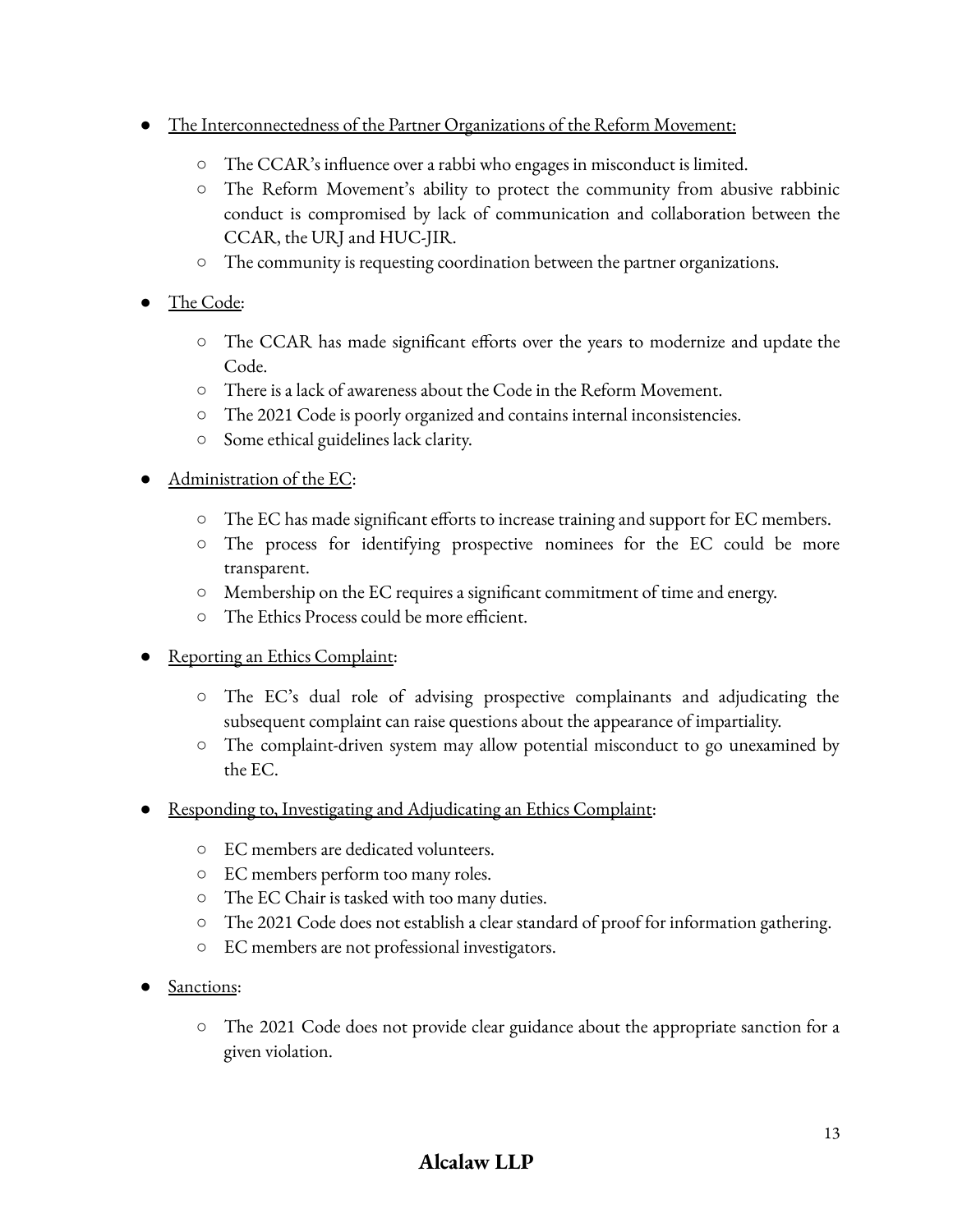- The Interconnectedness of the Partner Organizations of the Reform Movement:
  - The CCAR's influence over a rabbi who engages in misconduct is limited.
  - The Reform Movement's ability to protect the community from abusive rabbinic conduct is compromised by lack of communication and collaboration between the CCAR, the URJ and HUC-JIR.
  - The community is requesting coordination between the partner organizations.
- The Code:
  - The CCAR has made significant efforts over the years to modernize and update the Code.
  - There is a lack of awareness about the Code in the Reform Movement.
  - The 2021 Code is poorly organized and contains internal inconsistencies.
  - Some ethical guidelines lack clarity.
- Administration of the EC:
  - The EC has made significant efforts to increase training and support for EC members.
  - The process for identifying prospective nominees for the EC could be more transparent.
  - Membership on the EC requires a significant commitment of time and energy.
  - The Ethics Process could be more efficient.
- Reporting an Ethics Complaint:
  - The EC's dual role of advising prospective complainants and adjudicating the subsequent complaint can raise questions about the appearance of impartiality.
  - The complaint-driven system may allow potential misconduct to go unexamined by the EC.
- Responding to, Investigating and Adjudicating an Ethics Complaint:
  - EC members are dedicated volunteers.
  - EC members perform too many roles.
  - The EC Chair is tasked with too many duties.
  - The 2021 Code does not establish a clear standard of proof for information gathering.
  - EC members are not professional investigators.
- Sanctions:
  - The 2021 Code does not provide clear guidance about the appropriate sanction for a given violation.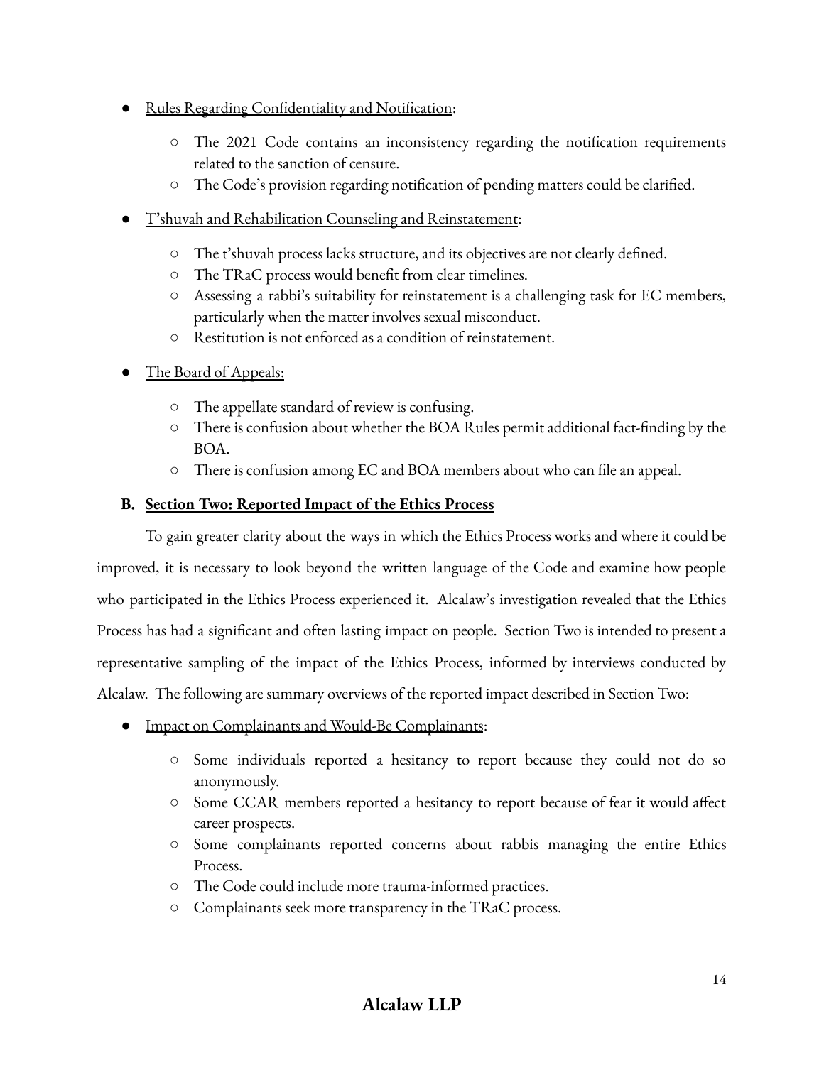- Rules Regarding Confidentiality and Notification:
  - The 2021 Code contains an inconsistency regarding the notification requirements related to the sanction of censure.
  - The Code's provision regarding notification of pending matters could be clarified.
- T'shuvah and Rehabilitation Counseling and Reinstatement:
  - The t'shuvah process lacks structure, and its objectives are not clearly defined.
  - The TRaC process would benefit from clear timelines.
  - Assessing a rabbi's suitability for reinstatement is a challenging task for EC members, particularly when the matter involves sexual misconduct.
  - Restitution is not enforced as a condition of reinstatement.
- The Board of Appeals:
  - The appellate standard of review is confusing.
  - There is confusion about whether the BOA Rules permit additional fact-finding by the BOA.
  - There is confusion among EC and BOA members about who can file an appeal.

### B. Section Two: Reported Impact of the Ethics Process

To gain greater clarity about the ways in which the Ethics Process works and where it could be improved, it is necessary to look beyond the written language of the Code and examine how people who participated in the Ethics Process experienced it. Alcalaw's investigation revealed that the Ethics Process has had a significant and often lasting impact on people. Section Two is intended to present a representative sampling of the impact of the Ethics Process, informed by interviews conducted by Alcalaw. The following are summary overviews of the reported impact described in Section Two:

- Impact on Complainants and Would-Be Complainants:
  - Some individuals reported a hesitancy to report because they could not do so anonymously.
  - Some CCAR members reported a hesitancy to report because of fear it would affect career prospects.
  - Some complainants reported concerns about rabbis managing the entire Ethics Process.
  - The Code could include more trauma-informed practices.
  - Complainants seek more transparency in the TRaC process.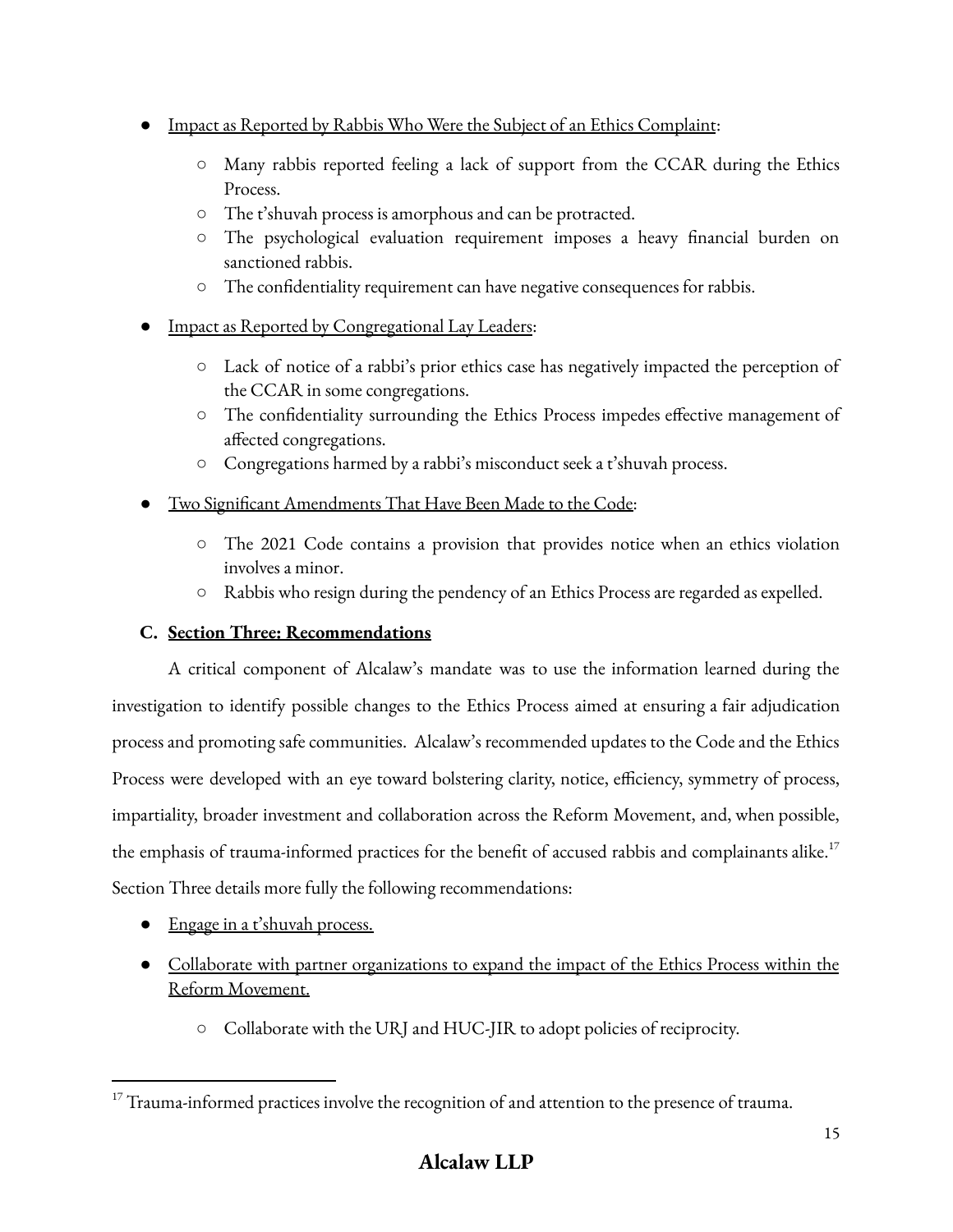- Impact as Reported by Rabbis Who Were the Subject of an Ethics Complaint:
  - Many rabbis reported feeling a lack of support from the CCAR during the Ethics Process.
  - The t'shuvah process is amorphous and can be protracted.
  - The psychological evaluation requirement imposes a heavy financial burden on sanctioned rabbis.
  - The confidentiality requirement can have negative consequences for rabbis.

- Impact as Reported by Congregational Lay Leaders:
  - Lack of notice of a rabbi's prior ethics case has negatively impacted the perception of the CCAR in some congregations.
  - The confidentiality surrounding the Ethics Process impedes effective management of affected congregations.
  - Congregations harmed by a rabbi's misconduct seek a t'shuvah process.

- Two Significant Amendments That Have Been Made to the Code:
  - The 2021 Code contains a provision that provides notice when an ethics violation involves a minor.
  - Rabbis who resign during the pendency of an Ethics Process are regarded as expelled.

### C. Section Three: Recommendations

A critical component of Alcalaw's mandate was to use the information learned during the investigation to identify possible changes to the Ethics Process aimed at ensuring a fair adjudication process and promoting safe communities. Alcalaw's recommended updates to the Code and the Ethics Process were developed with an eye toward bolstering clarity, notice, efficiency, symmetry of process, impartiality, broader investment and collaboration across the Reform Movement, and, when possible, the emphasis of trauma-informed practices for the benefit of accused rabbis and complainants alike.[17] Section Three details more fully the following recommendations:

- Engage in a t'shuvah process.
- Collaborate with partner organizations to expand the impact of the Ethics Process within the Reform Movement.
  - Collaborate with the URJ and HUC-JIR to adopt policies of reciprocity.

---

[17] Trauma-informed practices involve the recognition of and attention to the presence of trauma.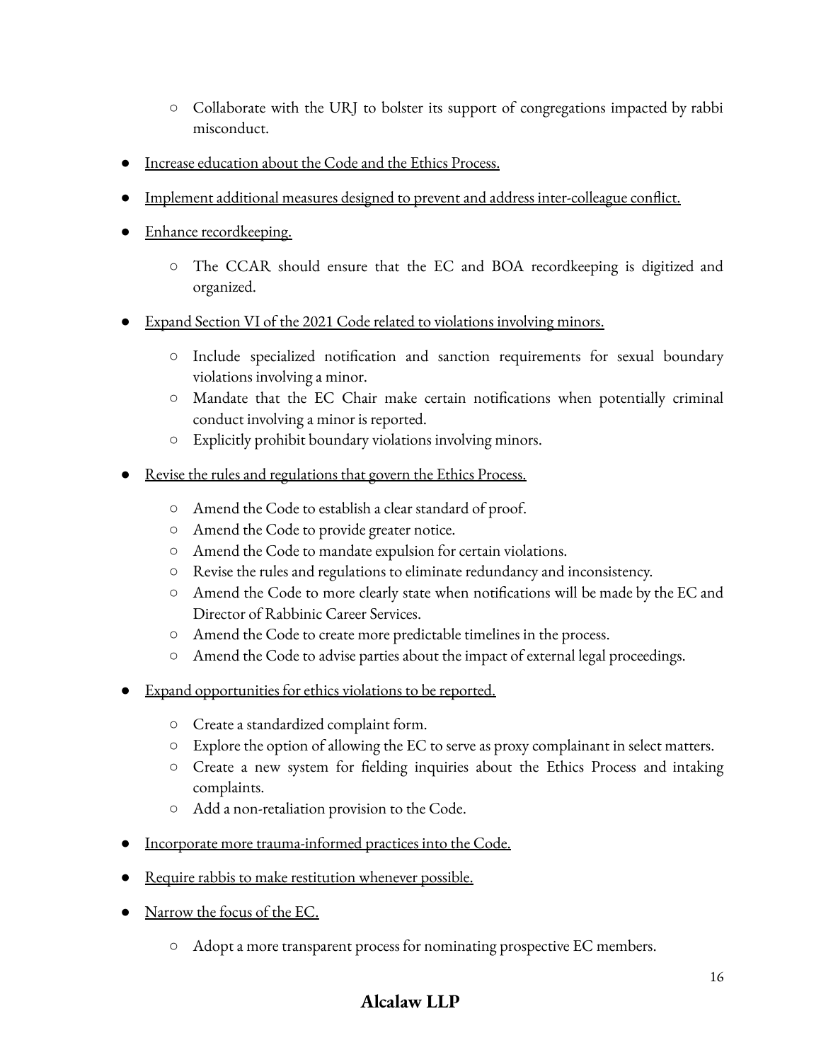- Collaborate with the URJ to bolster its support of congregations impacted by rabbi misconduct.

- Increase education about the Code and the Ethics Process.

- Implement additional measures designed to prevent and address inter-colleague conflict.

- Enhance recordkeeping.
  - The CCAR should ensure that the EC and BOA recordkeeping is digitized and organized.

- Expand Section VI of the 2021 Code related to violations involving minors.
  - Include specialized notification and sanction requirements for sexual boundary violations involving a minor.
  - Mandate that the EC Chair make certain notifications when potentially criminal conduct involving a minor is reported.
  - Explicitly prohibit boundary violations involving minors.

- Revise the rules and regulations that govern the Ethics Process.
  - Amend the Code to establish a clear standard of proof.
  - Amend the Code to provide greater notice.
  - Amend the Code to mandate expulsion for certain violations.
  - Revise the rules and regulations to eliminate redundancy and inconsistency.
  - Amend the Code to more clearly state when notifications will be made by the EC and Director of Rabbinic Career Services.
  - Amend the Code to create more predictable timelines in the process.
  - Amend the Code to advise parties about the impact of external legal proceedings.

- Expand opportunities for ethics violations to be reported.
  - Create a standardized complaint form.
  - Explore the option of allowing the EC to serve as proxy complainant in select matters.
  - Create a new system for fielding inquiries about the Ethics Process and intaking complaints.
  - Add a non-retaliation provision to the Code.

- Incorporate more trauma-informed practices into the Code.

- Require rabbis to make restitution whenever possible.

- Narrow the focus of the EC.
  - Adopt a more transparent process for nominating prospective EC members.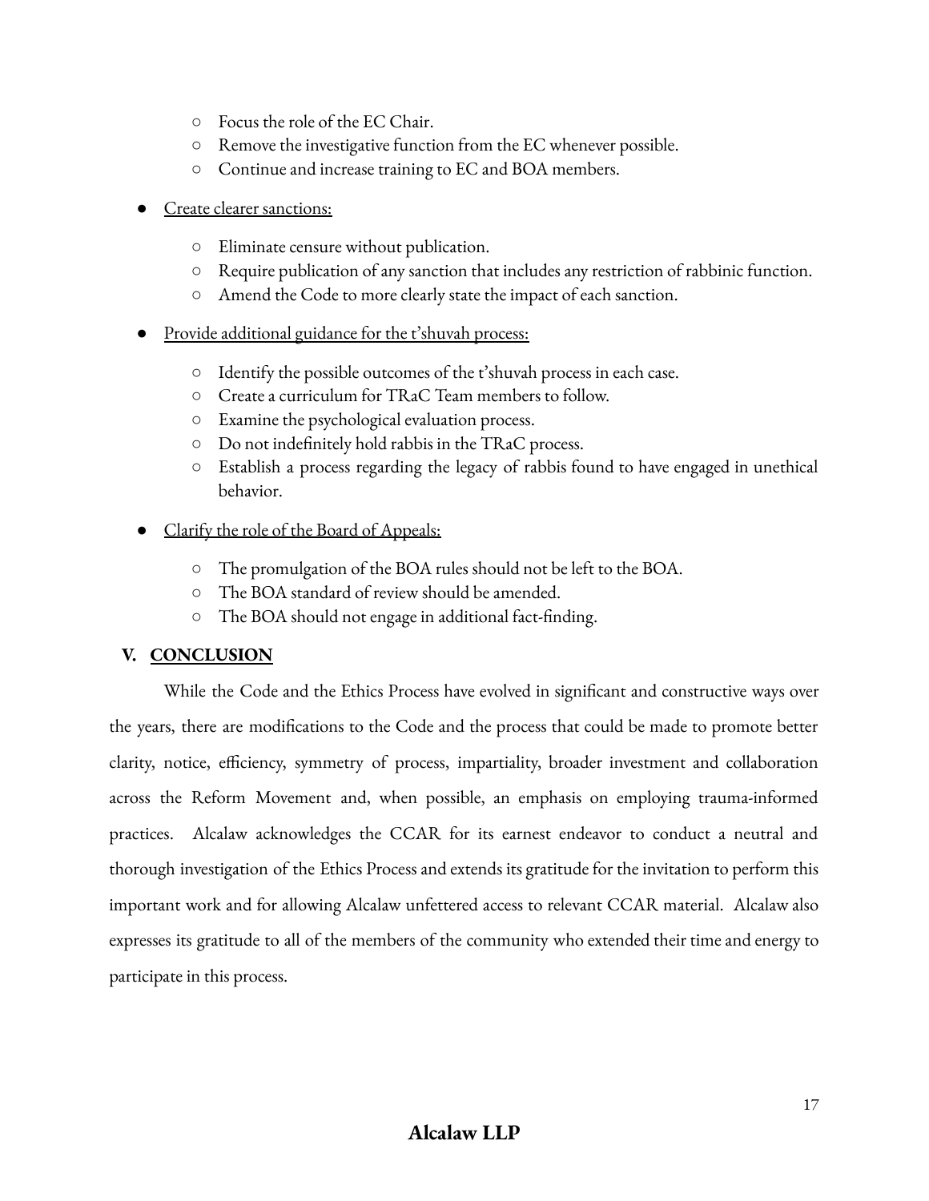- Focus the role of the EC Chair.
  - Remove the investigative function from the EC whenever possible.
  - Continue and increase training to EC and BOA members.

- <u>Create clearer sanctions:</u>
  - Eliminate censure without publication.
  - Require publication of any sanction that includes any restriction of rabbinic function.
  - Amend the Code to more clearly state the impact of each sanction.

- <u>Provide additional guidance for the t'shuvah process:</u>
  - Identify the possible outcomes of the t'shuvah process in each case.
  - Create a curriculum for TRaC Team members to follow.
  - Examine the psychological evaluation process.
  - Do not indefinitely hold rabbis in the TRaC process.
  - Establish a process regarding the legacy of rabbis found to have engaged in unethical behavior.

- <u>Clarify the role of the Board of Appeals:</u>
  - The promulgation of the BOA rules should not be left to the BOA.
  - The BOA standard of review should be amended.
  - The BOA should not engage in additional fact-finding.

## V. <u>CONCLUSION</u>

While the Code and the Ethics Process have evolved in significant and constructive ways over the years, there are modifications to the Code and the process that could be made to promote better clarity, notice, efficiency, symmetry of process, impartiality, broader investment and collaboration across the Reform Movement and, when possible, an emphasis on employing trauma-informed practices. Alcalaw acknowledges the CCAR for its earnest endeavor to conduct a neutral and thorough investigation of the Ethics Process and extends its gratitude for the invitation to perform this important work and for allowing Alcalaw unfettered access to relevant CCAR material. Alcalaw also expresses its gratitude to all of the members of the community who extended their time and energy to participate in this process.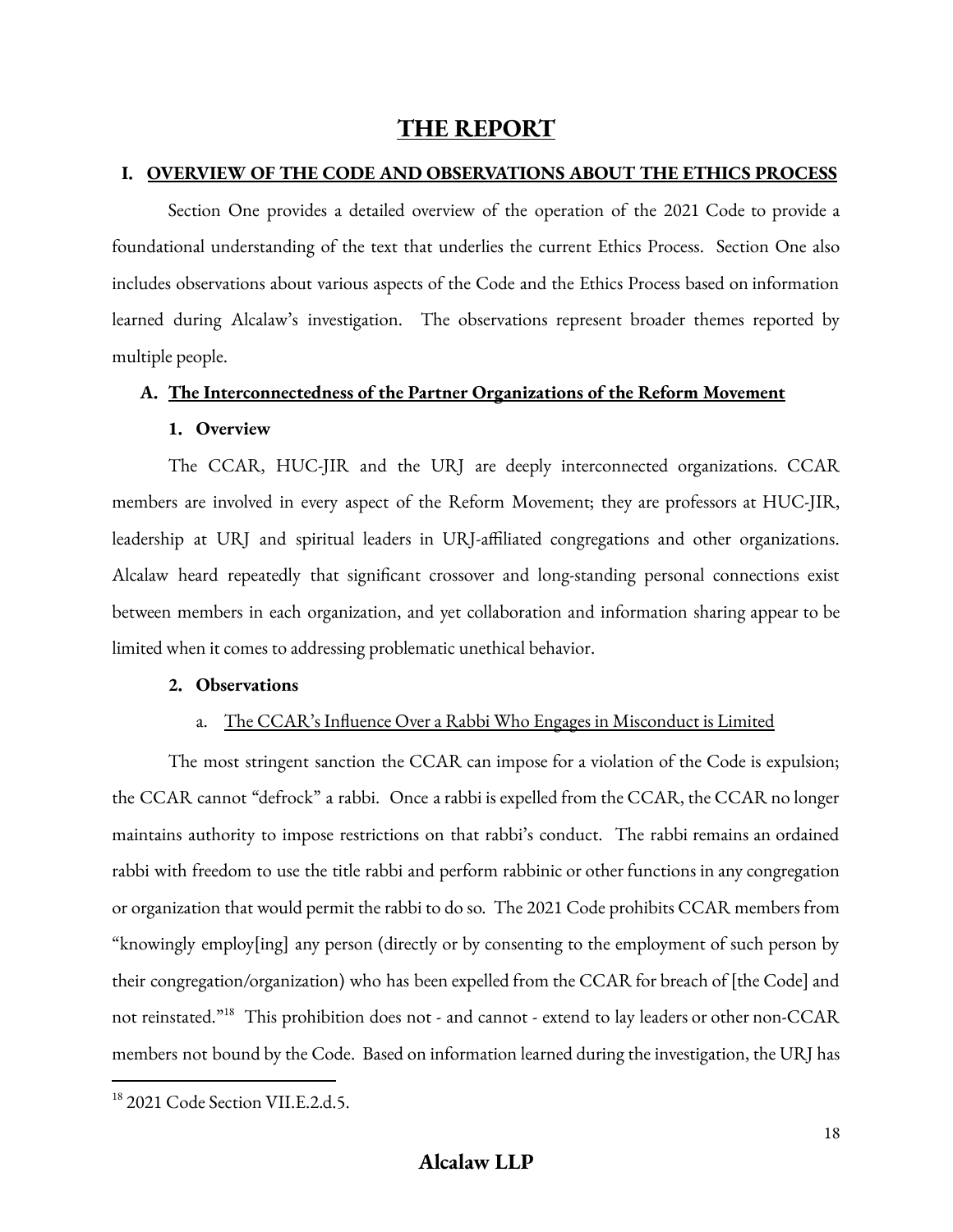# THE REPORT

## I. OVERVIEW OF THE CODE AND OBSERVATIONS ABOUT THE ETHICS PROCESS

Section One provides a detailed overview of the operation of the 2021 Code to provide a foundational understanding of the text that underlies the current Ethics Process. Section One also includes observations about various aspects of the Code and the Ethics Process based on information learned during Alcalaw's investigation. The observations represent broader themes reported by multiple people.

### A. The Interconnectedness of the Partner Organizations of the Reform Movement

#### 1. Overview

The CCAR, HUC-JIR and the URJ are deeply interconnected organizations. CCAR members are involved in every aspect of the Reform Movement; they are professors at HUC-JIR, leadership at URJ and spiritual leaders in URJ-affiliated congregations and other organizations. Alcalaw heard repeatedly that significant crossover and long-standing personal connections exist between members in each organization, and yet collaboration and information sharing appear to be limited when it comes to addressing problematic unethical behavior.

#### 2. Observations

a. The CCAR's Influence Over a Rabbi Who Engages in Misconduct is Limited

The most stringent sanction the CCAR can impose for a violation of the Code is expulsion; the CCAR cannot "defrock" a rabbi. Once a rabbi is expelled from the CCAR, the CCAR no longer maintains authority to impose restrictions on that rabbi's conduct. The rabbi remains an ordained rabbi with freedom to use the title rabbi and perform rabbinic or other functions in any congregation or organization that would permit the rabbi to do so. The 2021 Code prohibits CCAR members from "knowingly employ[ing] any person (directly or by consenting to the employment of such person by their congregation/organization) who has been expelled from the CCAR for breach of [the Code] and not reinstated."[18] This prohibition does not - and cannot - extend to lay leaders or other non-CCAR members not bound by the Code. Based on information learned during the investigation, the URJ has

---

[18] 2021 Code Section VII.E.2.d.5.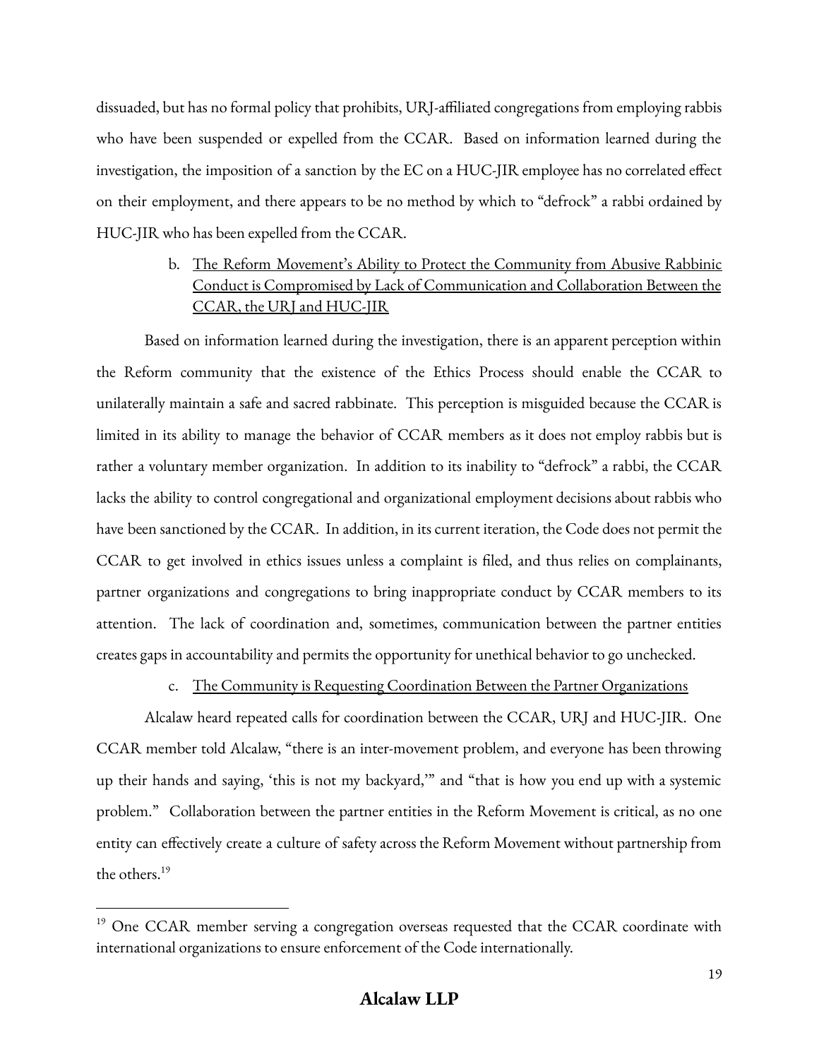dissuaded, but has no formal policy that prohibits, URJ-affiliated congregations from employing rabbis who have been suspended or expelled from the CCAR. Based on information learned during the investigation, the imposition of a sanction by the EC on a HUC-JIR employee has no correlated effect on their employment, and there appears to be no method by which to "defrock" a rabbi ordained by HUC-JIR who has been expelled from the CCAR.

b. The Reform Movement's Ability to Protect the Community from Abusive Rabbinic Conduct is Compromised by Lack of Communication and Collaboration Between the CCAR, the URJ and HUC-JIR

Based on information learned during the investigation, there is an apparent perception within the Reform community that the existence of the Ethics Process should enable the CCAR to unilaterally maintain a safe and sacred rabbinate. This perception is misguided because the CCAR is limited in its ability to manage the behavior of CCAR members as it does not employ rabbis but is rather a voluntary member organization. In addition to its inability to "defrock" a rabbi, the CCAR lacks the ability to control congregational and organizational employment decisions about rabbis who have been sanctioned by the CCAR. In addition, in its current iteration, the Code does not permit the CCAR to get involved in ethics issues unless a complaint is filed, and thus relies on complainants, partner organizations and congregations to bring inappropriate conduct by CCAR members to its attention. The lack of coordination and, sometimes, communication between the partner entities creates gaps in accountability and permits the opportunity for unethical behavior to go unchecked.

c. The Community is Requesting Coordination Between the Partner Organizations

Alcalaw heard repeated calls for coordination between the CCAR, URJ and HUC-JIR. One CCAR member told Alcalaw, "there is an inter-movement problem, and everyone has been throwing up their hands and saying, 'this is not my backyard,'" and "that is how you end up with a systemic problem." Collaboration between the partner entities in the Reform Movement is critical, as no one entity can effectively create a culture of safety across the Reform Movement without partnership from the others.[19]

[19] One CCAR member serving a congregation overseas requested that the CCAR coordinate with international organizations to ensure enforcement of the Code internationally.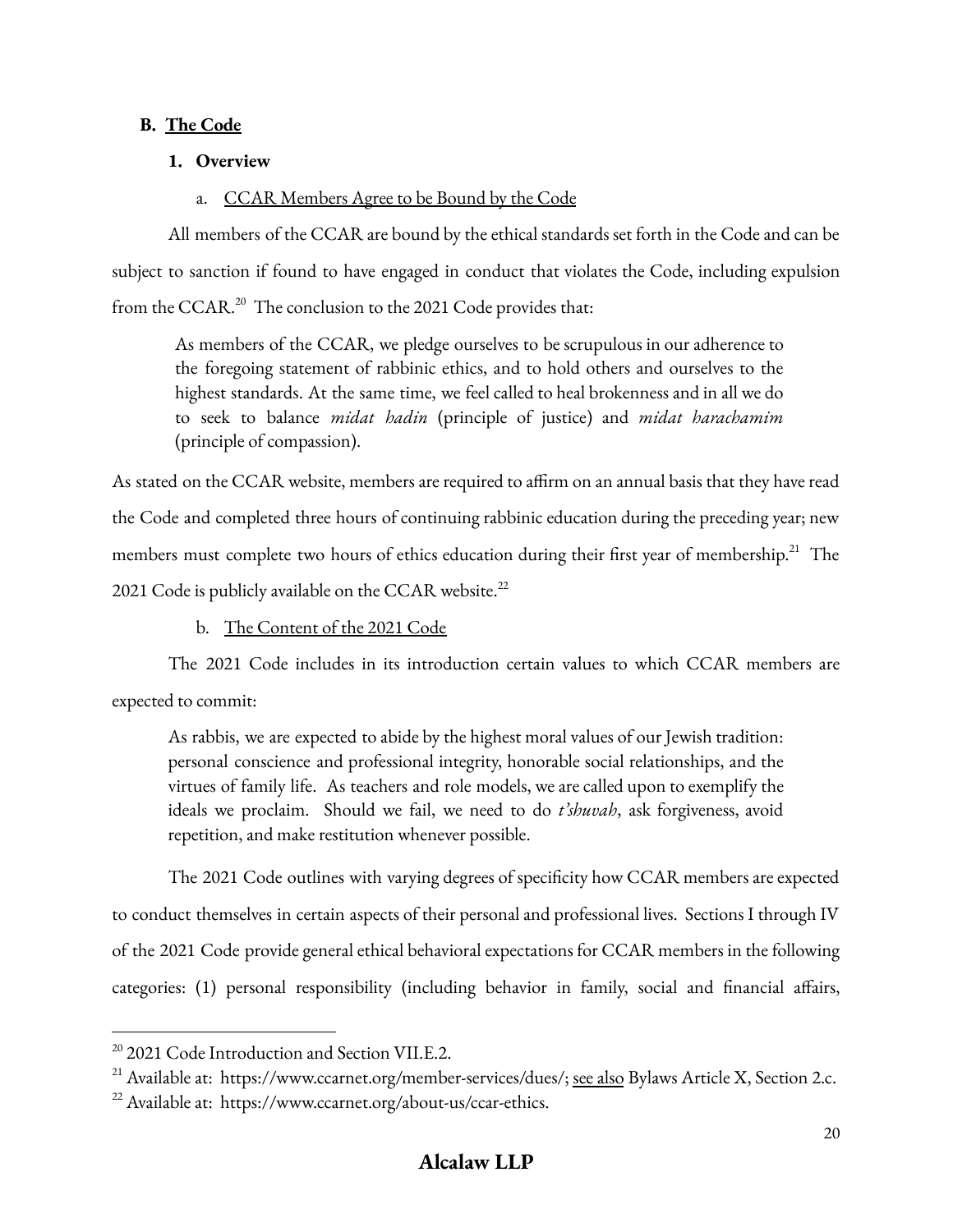## B. The Code

### 1. Overview

#### a. CCAR Members Agree to be Bound by the Code

All members of the CCAR are bound by the ethical standards set forth in the Code and can be subject to sanction if found to have engaged in conduct that violates the Code, including expulsion from the CCAR.[20] The conclusion to the 2021 Code provides that:

> As members of the CCAR, we pledge ourselves to be scrupulous in our adherence to the foregoing statement of rabbinic ethics, and to hold others and ourselves to the highest standards. At the same time, we feel called to heal brokenness and in all we do to seek to balance *midat hadin* (principle of justice) and *midat harachamim* (principle of compassion).

As stated on the CCAR website, members are required to affirm on an annual basis that they have read the Code and completed three hours of continuing rabbinic education during the preceding year; new members must complete two hours of ethics education during their first year of membership.[21] The 2021 Code is publicly available on the CCAR website.[22]

#### b. The Content of the 2021 Code

The 2021 Code includes in its introduction certain values to which CCAR members are expected to commit:

> As rabbis, we are expected to abide by the highest moral values of our Jewish tradition: personal conscience and professional integrity, honorable social relationships, and the virtues of family life. As teachers and role models, we are called upon to exemplify the ideals we proclaim. Should we fail, we need to do *t'shuvah*, ask forgiveness, avoid repetition, and make restitution whenever possible.

The 2021 Code outlines with varying degrees of specificity how CCAR members are expected to conduct themselves in certain aspects of their personal and professional lives. Sections I through IV of the 2021 Code provide general ethical behavioral expectations for CCAR members in the following categories: (1) personal responsibility (including behavior in family, social and financial affairs,

---

[20] 2021 Code Introduction and Section VII.E.2.

[21] Available at: https://www.ccarnet.org/member-services/dues/; see also Bylaws Article X, Section 2.c.

[22] Available at: https://www.ccarnet.org/about-us/ccar-ethics.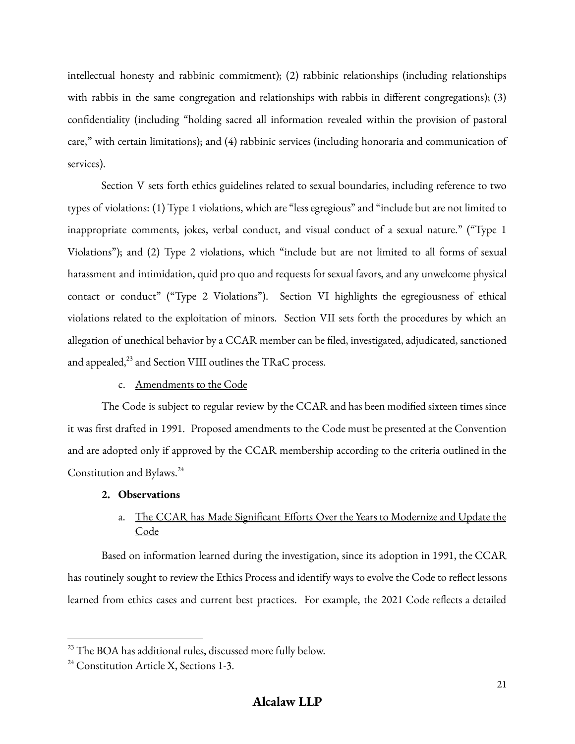intellectual honesty and rabbinic commitment); (2) rabbinic relationships (including relationships with rabbis in the same congregation and relationships with rabbis in different congregations); (3) confidentiality (including "holding sacred all information revealed within the provision of pastoral care," with certain limitations); and (4) rabbinic services (including honoraria and communication of services).

Section V sets forth ethics guidelines related to sexual boundaries, including reference to two types of violations: (1) Type 1 violations, which are "less egregious" and "include but are not limited to inappropriate comments, jokes, verbal conduct, and visual conduct of a sexual nature." ("Type 1 Violations"); and (2) Type 2 violations, which "include but are not limited to all forms of sexual harassment and intimidation, quid pro quo and requests for sexual favors, and any unwelcome physical contact or conduct" ("Type 2 Violations"). Section VI highlights the egregiousness of ethical violations related to the exploitation of minors. Section VII sets forth the procedures by which an allegation of unethical behavior by a CCAR member can be filed, investigated, adjudicated, sanctioned and appealed,[23] and Section VIII outlines the TRaC process.

c. <u>Amendments to the Code</u>

The Code is subject to regular review by the CCAR and has been modified sixteen times since it was first drafted in 1991. Proposed amendments to the Code must be presented at the Convention and are adopted only if approved by the CCAR membership according to the criteria outlined in the Constitution and Bylaws.[24]

**2. Observations**

a. <u>The CCAR has Made Significant Efforts Over the Years to Modernize and Update the Code</u>

Based on information learned during the investigation, since its adoption in 1991, the CCAR has routinely sought to review the Ethics Process and identify ways to evolve the Code to reflect lessons learned from ethics cases and current best practices. For example, the 2021 Code reflects a detailed

[23] The BOA has additional rules, discussed more fully below.

[24] Constitution Article X, Sections 1-3.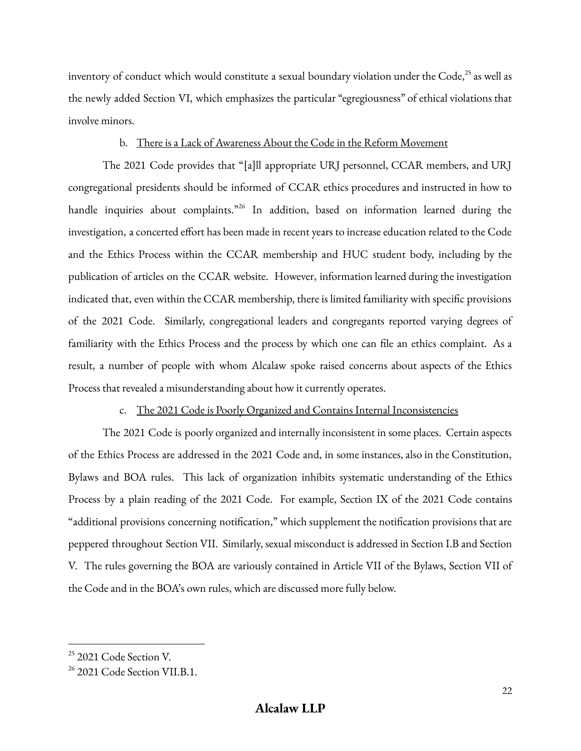inventory of conduct which would constitute a sexual boundary violation under the Code,[25] as well as the newly added Section VI, which emphasizes the particular "egregiousness" of ethical violations that involve minors.

b. There is a Lack of Awareness About the Code in the Reform Movement

The 2021 Code provides that "[a]ll appropriate URJ personnel, CCAR members, and URJ congregational presidents should be informed of CCAR ethics procedures and instructed in how to handle inquiries about complaints."[26] In addition, based on information learned during the investigation, a concerted effort has been made in recent years to increase education related to the Code and the Ethics Process within the CCAR membership and HUC student body, including by the publication of articles on the CCAR website. However, information learned during the investigation indicated that, even within the CCAR membership, there is limited familiarity with specific provisions of the 2021 Code. Similarly, congregational leaders and congregants reported varying degrees of familiarity with the Ethics Process and the process by which one can file an ethics complaint. As a result, a number of people with whom Alcalaw spoke raised concerns about aspects of the Ethics Process that revealed a misunderstanding about how it currently operates.

c. The 2021 Code is Poorly Organized and Contains Internal Inconsistencies

The 2021 Code is poorly organized and internally inconsistent in some places. Certain aspects of the Ethics Process are addressed in the 2021 Code and, in some instances, also in the Constitution, Bylaws and BOA rules. This lack of organization inhibits systematic understanding of the Ethics Process by a plain reading of the 2021 Code. For example, Section IX of the 2021 Code contains "additional provisions concerning notification," which supplement the notification provisions that are peppered throughout Section VII. Similarly, sexual misconduct is addressed in Section I.B and Section V. The rules governing the BOA are variously contained in Article VII of the Bylaws, Section VII of the Code and in the BOA's own rules, which are discussed more fully below.

---

[25] 2021 Code Section V.

[26] 2021 Code Section VII.B.1.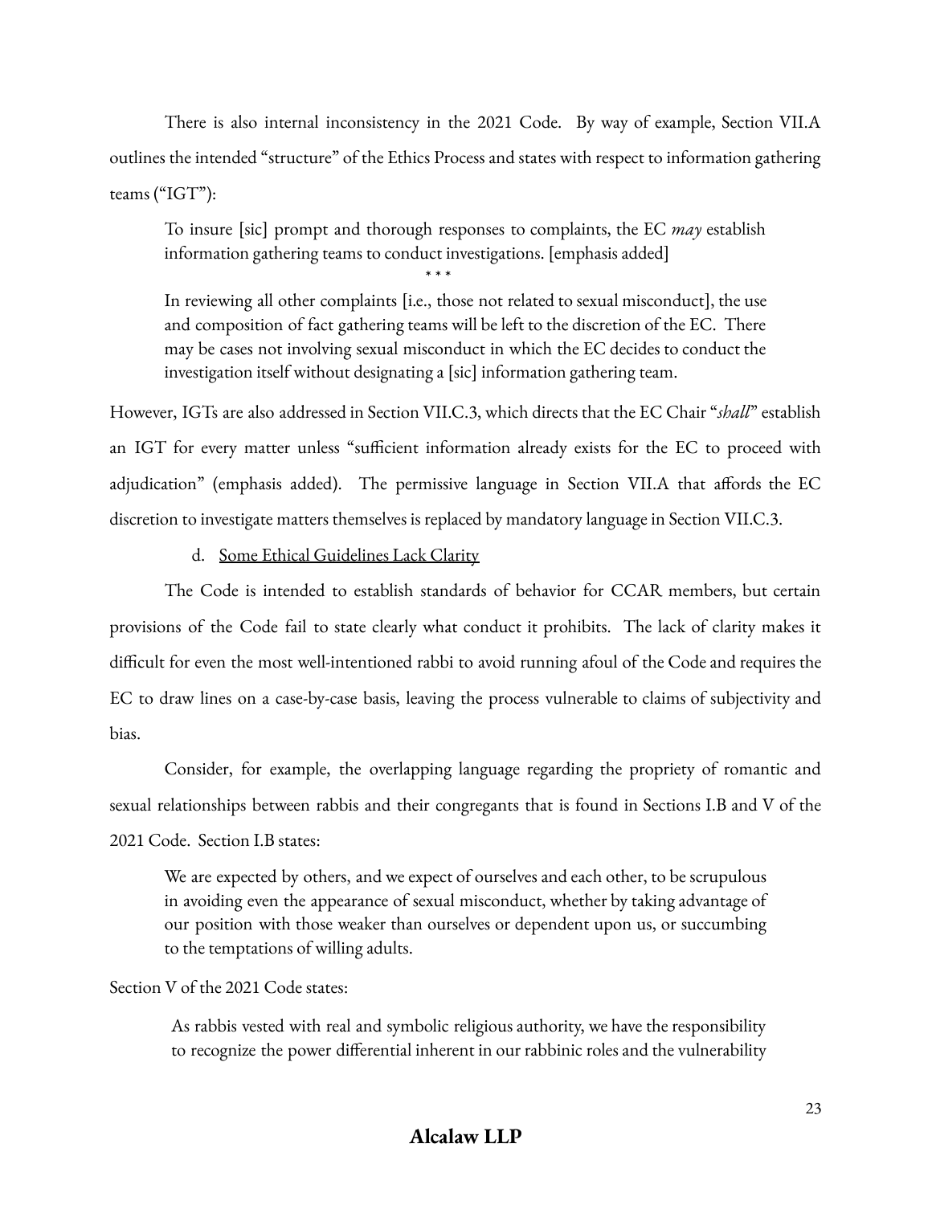There is also internal inconsistency in the 2021 Code. By way of example, Section VII.A outlines the intended "structure" of the Ethics Process and states with respect to information gathering teams ("IGT"):

> To insure [sic] prompt and thorough responses to complaints, the EC *may* establish information gathering teams to conduct investigations. [emphasis added]
>
> \* \* \*
>
> In reviewing all other complaints [i.e., those not related to sexual misconduct], the use and composition of fact gathering teams will be left to the discretion of the EC. There may be cases not involving sexual misconduct in which the EC decides to conduct the investigation itself without designating a [sic] information gathering team.

However, IGTs are also addressed in Section VII.C.3, which directs that the EC Chair "*shall*" establish an IGT for every matter unless "sufficient information already exists for the EC to proceed with adjudication" (emphasis added). The permissive language in Section VII.A that affords the EC discretion to investigate matters themselves is replaced by mandatory language in Section VII.C.3.

d. <u>Some Ethical Guidelines Lack Clarity</u>

The Code is intended to establish standards of behavior for CCAR members, but certain provisions of the Code fail to state clearly what conduct it prohibits. The lack of clarity makes it difficult for even the most well-intentioned rabbi to avoid running afoul of the Code and requires the EC to draw lines on a case-by-case basis, leaving the process vulnerable to claims of subjectivity and bias.

Consider, for example, the overlapping language regarding the propriety of romantic and sexual relationships between rabbis and their congregants that is found in Sections I.B and V of the 2021 Code. Section I.B states:

> We are expected by others, and we expect of ourselves and each other, to be scrupulous in avoiding even the appearance of sexual misconduct, whether by taking advantage of our position with those weaker than ourselves or dependent upon us, or succumbing to the temptations of willing adults.

Section V of the 2021 Code states:

> As rabbis vested with real and symbolic religious authority, we have the responsibility to recognize the power differential inherent in our rabbinic roles and the vulnerability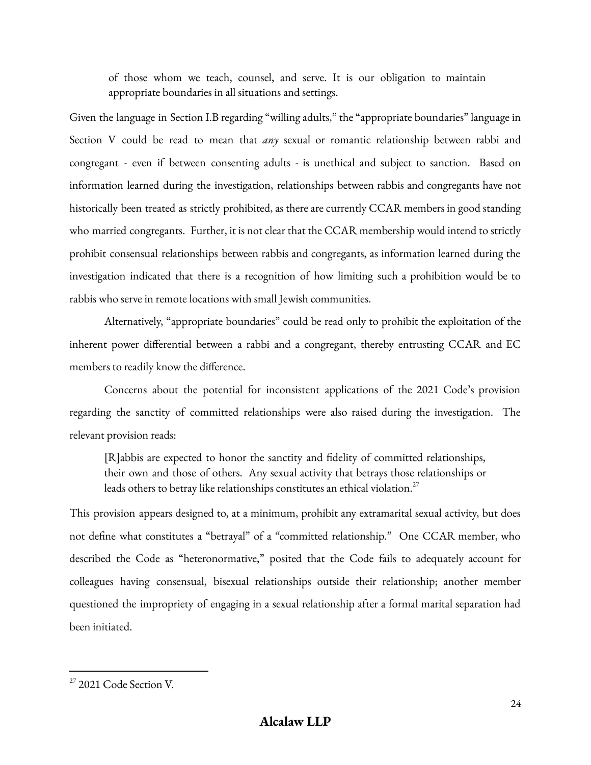> of those whom we teach, counsel, and serve. It is our obligation to maintain appropriate boundaries in all situations and settings.

Given the language in Section I.B regarding "willing adults," the "appropriate boundaries" language in Section V could be read to mean that *any* sexual or romantic relationship between rabbi and congregant - even if between consenting adults - is unethical and subject to sanction. Based on information learned during the investigation, relationships between rabbis and congregants have not historically been treated as strictly prohibited, as there are currently CCAR members in good standing who married congregants. Further, it is not clear that the CCAR membership would intend to strictly prohibit consensual relationships between rabbis and congregants, as information learned during the investigation indicated that there is a recognition of how limiting such a prohibition would be to rabbis who serve in remote locations with small Jewish communities.

Alternatively, "appropriate boundaries" could be read only to prohibit the exploitation of the inherent power differential between a rabbi and a congregant, thereby entrusting CCAR and EC members to readily know the difference.

Concerns about the potential for inconsistent applications of the 2021 Code's provision regarding the sanctity of committed relationships were also raised during the investigation. The relevant provision reads:

> [R]abbis are expected to honor the sanctity and fidelity of committed relationships, their own and those of others. Any sexual activity that betrays those relationships or leads others to betray like relationships constitutes an ethical violation.[27]

This provision appears designed to, at a minimum, prohibit any extramarital sexual activity, but does not define what constitutes a "betrayal" of a "committed relationship." One CCAR member, who described the Code as "heteronormative," posited that the Code fails to adequately account for colleagues having consensual, bisexual relationships outside their relationship; another member questioned the impropriety of engaging in a sexual relationship after a formal marital separation had been initiated.

---

[27] 2021 Code Section V.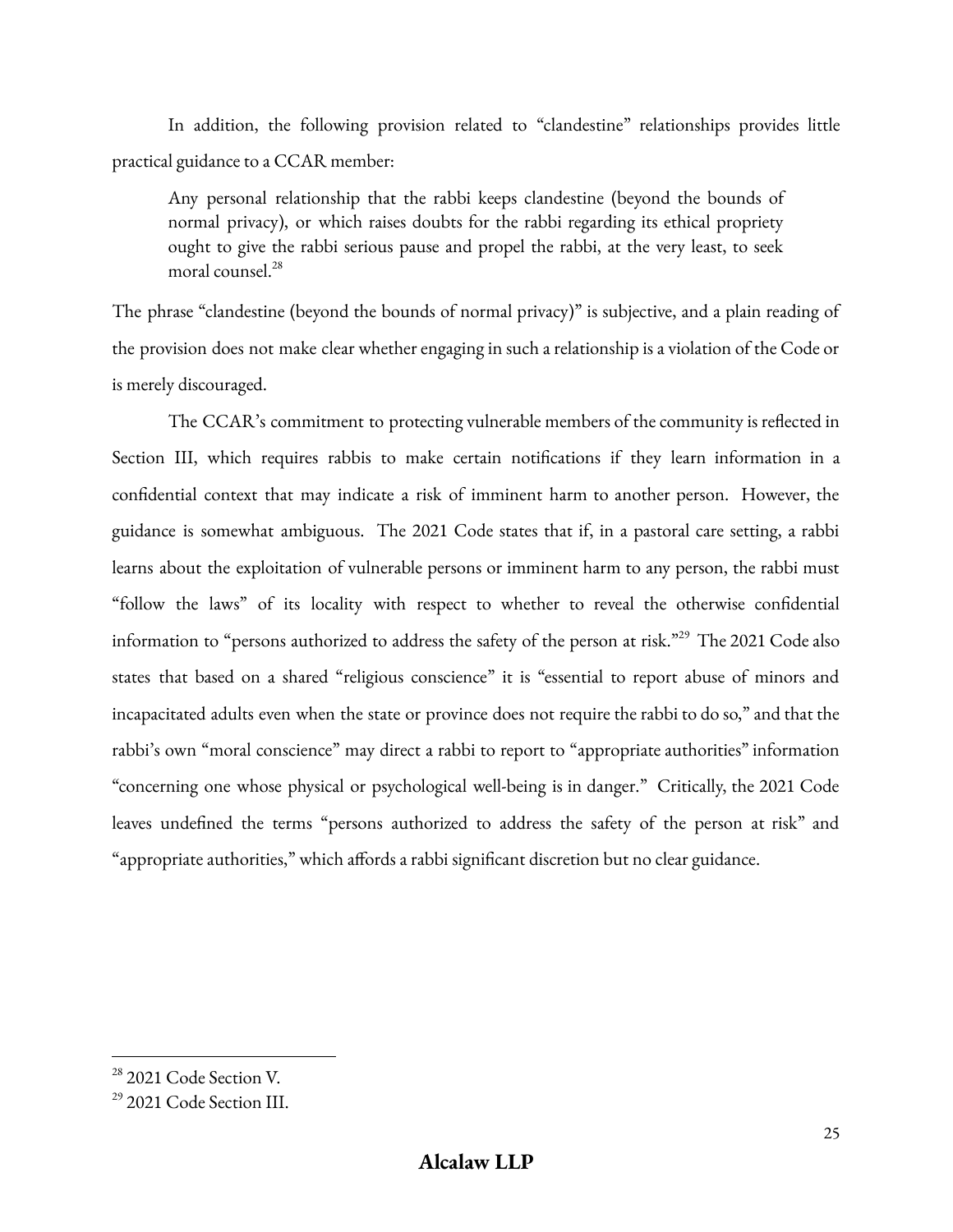In addition, the following provision related to "clandestine" relationships provides little practical guidance to a CCAR member:

> Any personal relationship that the rabbi keeps clandestine (beyond the bounds of normal privacy), or which raises doubts for the rabbi regarding its ethical propriety ought to give the rabbi serious pause and propel the rabbi, at the very least, to seek moral counsel.[28]

The phrase "clandestine (beyond the bounds of normal privacy)" is subjective, and a plain reading of the provision does not make clear whether engaging in such a relationship is a violation of the Code or is merely discouraged.

The CCAR's commitment to protecting vulnerable members of the community is reflected in Section III, which requires rabbis to make certain notifications if they learn information in a confidential context that may indicate a risk of imminent harm to another person. However, the guidance is somewhat ambiguous. The 2021 Code states that if, in a pastoral care setting, a rabbi learns about the exploitation of vulnerable persons or imminent harm to any person, the rabbi must "follow the laws" of its locality with respect to whether to reveal the otherwise confidential information to "persons authorized to address the safety of the person at risk."[29] The 2021 Code also states that based on a shared "religious conscience" it is "essential to report abuse of minors and incapacitated adults even when the state or province does not require the rabbi to do so," and that the rabbi's own "moral conscience" may direct a rabbi to report to "appropriate authorities" information "concerning one whose physical or psychological well-being is in danger." Critically, the 2021 Code leaves undefined the terms "persons authorized to address the safety of the person at risk" and "appropriate authorities," which affords a rabbi significant discretion but no clear guidance.

---

[28] 2021 Code Section V.

[29] 2021 Code Section III.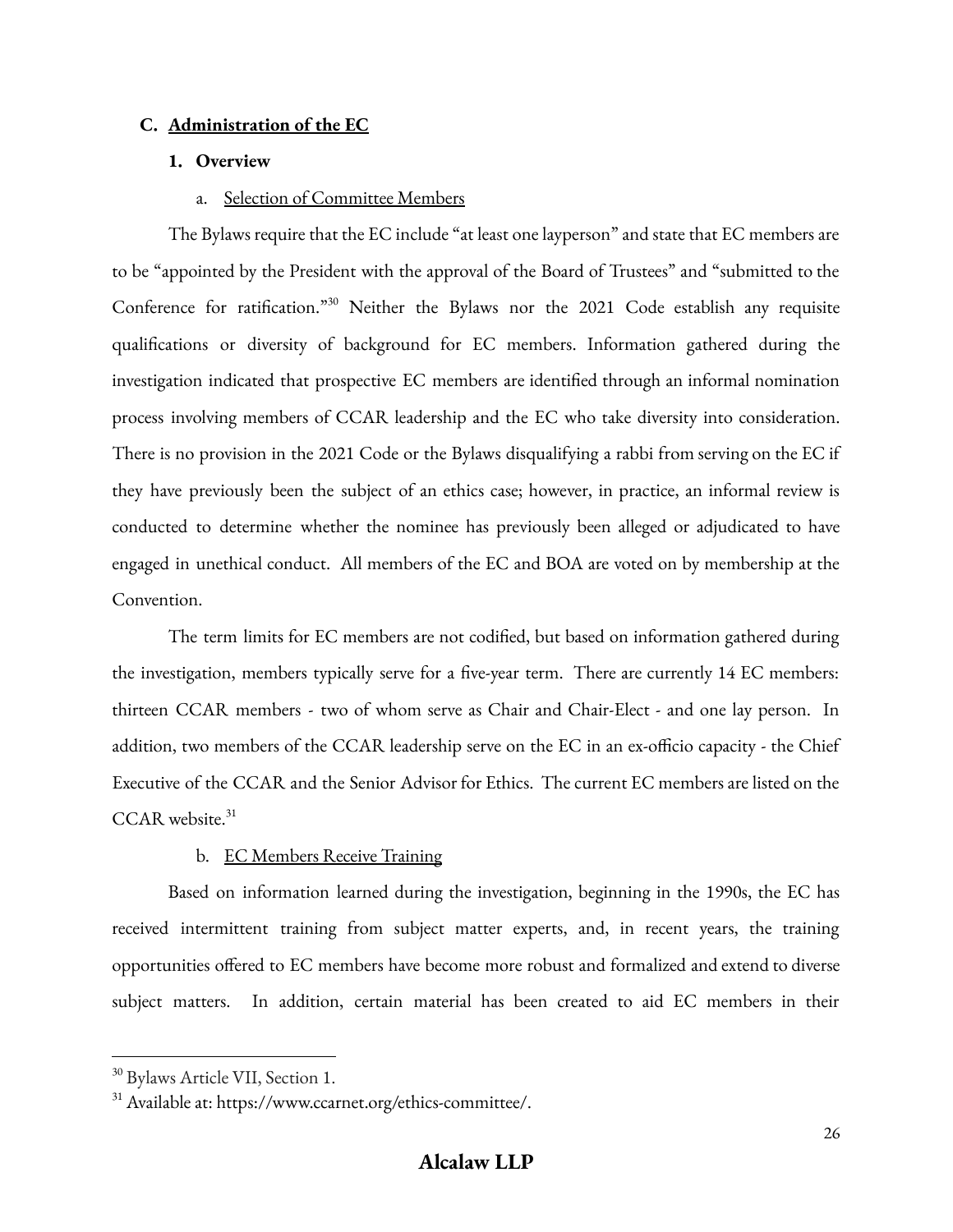## C. Administration of the EC

### 1. Overview

#### a. Selection of Committee Members

The Bylaws require that the EC include "at least one layperson" and state that EC members are to be "appointed by the President with the approval of the Board of Trustees" and "submitted to the Conference for ratification."[30] Neither the Bylaws nor the 2021 Code establish any requisite qualifications or diversity of background for EC members. Information gathered during the investigation indicated that prospective EC members are identified through an informal nomination process involving members of CCAR leadership and the EC who take diversity into consideration. There is no provision in the 2021 Code or the Bylaws disqualifying a rabbi from serving on the EC if they have previously been the subject of an ethics case; however, in practice, an informal review is conducted to determine whether the nominee has previously been alleged or adjudicated to have engaged in unethical conduct. All members of the EC and BOA are voted on by membership at the Convention.

The term limits for EC members are not codified, but based on information gathered during the investigation, members typically serve for a five-year term. There are currently 14 EC members: thirteen CCAR members - two of whom serve as Chair and Chair-Elect - and one lay person. In addition, two members of the CCAR leadership serve on the EC in an ex-officio capacity - the Chief Executive of the CCAR and the Senior Advisor for Ethics. The current EC members are listed on the CCAR website.[31]

#### b. EC Members Receive Training

Based on information learned during the investigation, beginning in the 1990s, the EC has received intermittent training from subject matter experts, and, in recent years, the training opportunities offered to EC members have become more robust and formalized and extend to diverse subject matters. In addition, certain material has been created to aid EC members in their

---

[30] Bylaws Article VII, Section 1.

[31] Available at: https://www.ccarnet.org/ethics-committee/.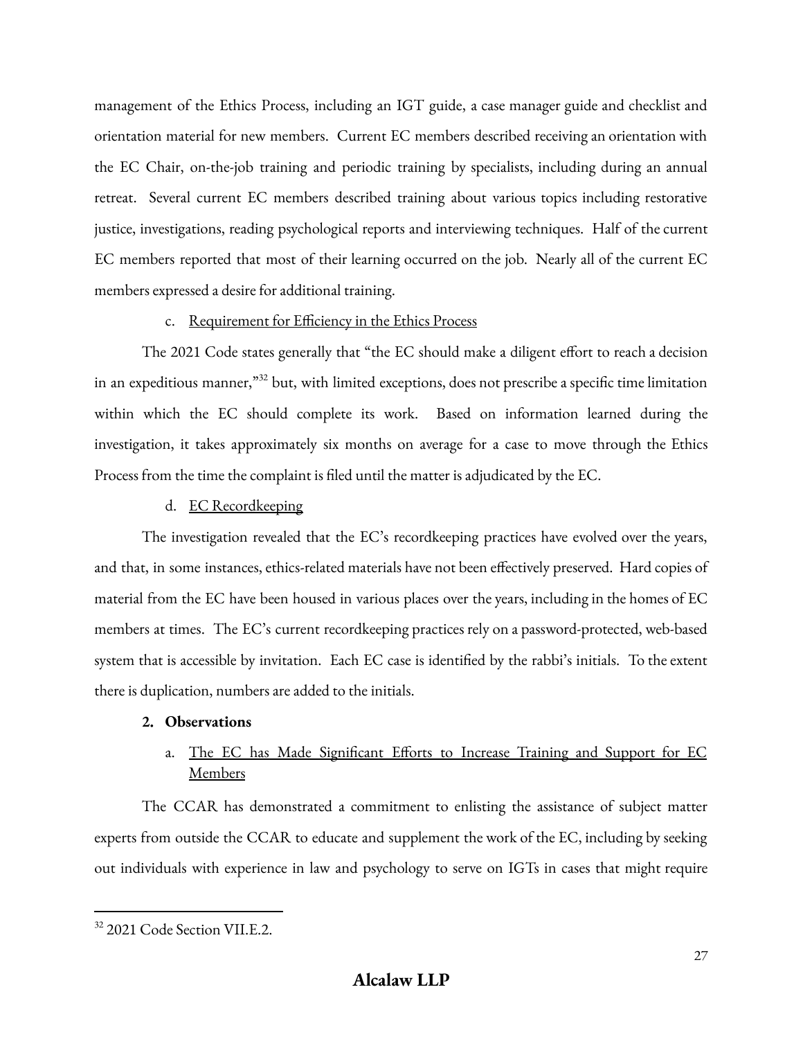management of the Ethics Process, including an IGT guide, a case manager guide and checklist and orientation material for new members. Current EC members described receiving an orientation with the EC Chair, on-the-job training and periodic training by specialists, including during an annual retreat. Several current EC members described training about various topics including restorative justice, investigations, reading psychological reports and interviewing techniques. Half of the current EC members reported that most of their learning occurred on the job. Nearly all of the current EC members expressed a desire for additional training.

c. <u>Requirement for Efficiency in the Ethics Process</u>

The 2021 Code states generally that "the EC should make a diligent effort to reach a decision in an expeditious manner,"[32] but, with limited exceptions, does not prescribe a specific time limitation within which the EC should complete its work. Based on information learned during the investigation, it takes approximately six months on average for a case to move through the Ethics Process from the time the complaint is filed until the matter is adjudicated by the EC.

d. <u>EC Recordkeeping</u>

The investigation revealed that the EC's recordkeeping practices have evolved over the years, and that, in some instances, ethics-related materials have not been effectively preserved. Hard copies of material from the EC have been housed in various places over the years, including in the homes of EC members at times. The EC's current recordkeeping practices rely on a password-protected, web-based system that is accessible by invitation. Each EC case is identified by the rabbi's initials. To the extent there is duplication, numbers are added to the initials.

**2. Observations**

a. <u>The EC has Made Significant Efforts to Increase Training and Support for EC Members</u>

The CCAR has demonstrated a commitment to enlisting the assistance of subject matter experts from outside the CCAR to educate and supplement the work of the EC, including by seeking out individuals with experience in law and psychology to serve on IGTs in cases that might require

---

[32] 2021 Code Section VII.E.2.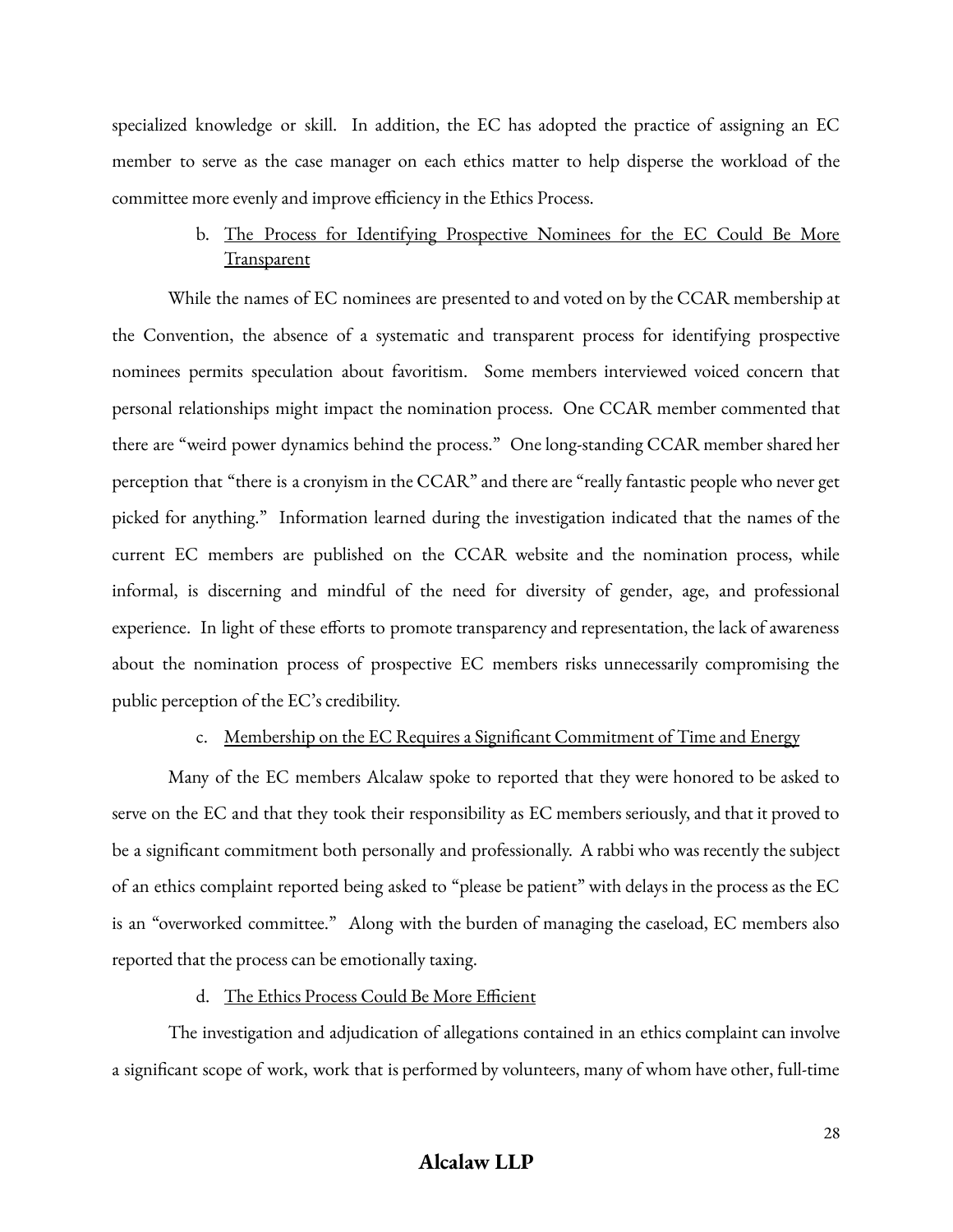specialized knowledge or skill. In addition, the EC has adopted the practice of assigning an EC member to serve as the case manager on each ethics matter to help disperse the workload of the committee more evenly and improve efficiency in the Ethics Process.

b. <u>The Process for Identifying Prospective Nominees for the EC Could Be More Transparent</u>

While the names of EC nominees are presented to and voted on by the CCAR membership at the Convention, the absence of a systematic and transparent process for identifying prospective nominees permits speculation about favoritism. Some members interviewed voiced concern that personal relationships might impact the nomination process. One CCAR member commented that there are "weird power dynamics behind the process." One long-standing CCAR member shared her perception that "there is a cronyism in the CCAR" and there are "really fantastic people who never get picked for anything." Information learned during the investigation indicated that the names of the current EC members are published on the CCAR website and the nomination process, while informal, is discerning and mindful of the need for diversity of gender, age, and professional experience. In light of these efforts to promote transparency and representation, the lack of awareness about the nomination process of prospective EC members risks unnecessarily compromising the public perception of the EC's credibility.

c. <u>Membership on the EC Requires a Significant Commitment of Time and Energy</u>

Many of the EC members Alcalaw spoke to reported that they were honored to be asked to serve on the EC and that they took their responsibility as EC members seriously, and that it proved to be a significant commitment both personally and professionally. A rabbi who was recently the subject of an ethics complaint reported being asked to "please be patient" with delays in the process as the EC is an "overworked committee." Along with the burden of managing the caseload, EC members also reported that the process can be emotionally taxing.

d. <u>The Ethics Process Could Be More Efficient</u>

The investigation and adjudication of allegations contained in an ethics complaint can involve a significant scope of work, work that is performed by volunteers, many of whom have other, full-time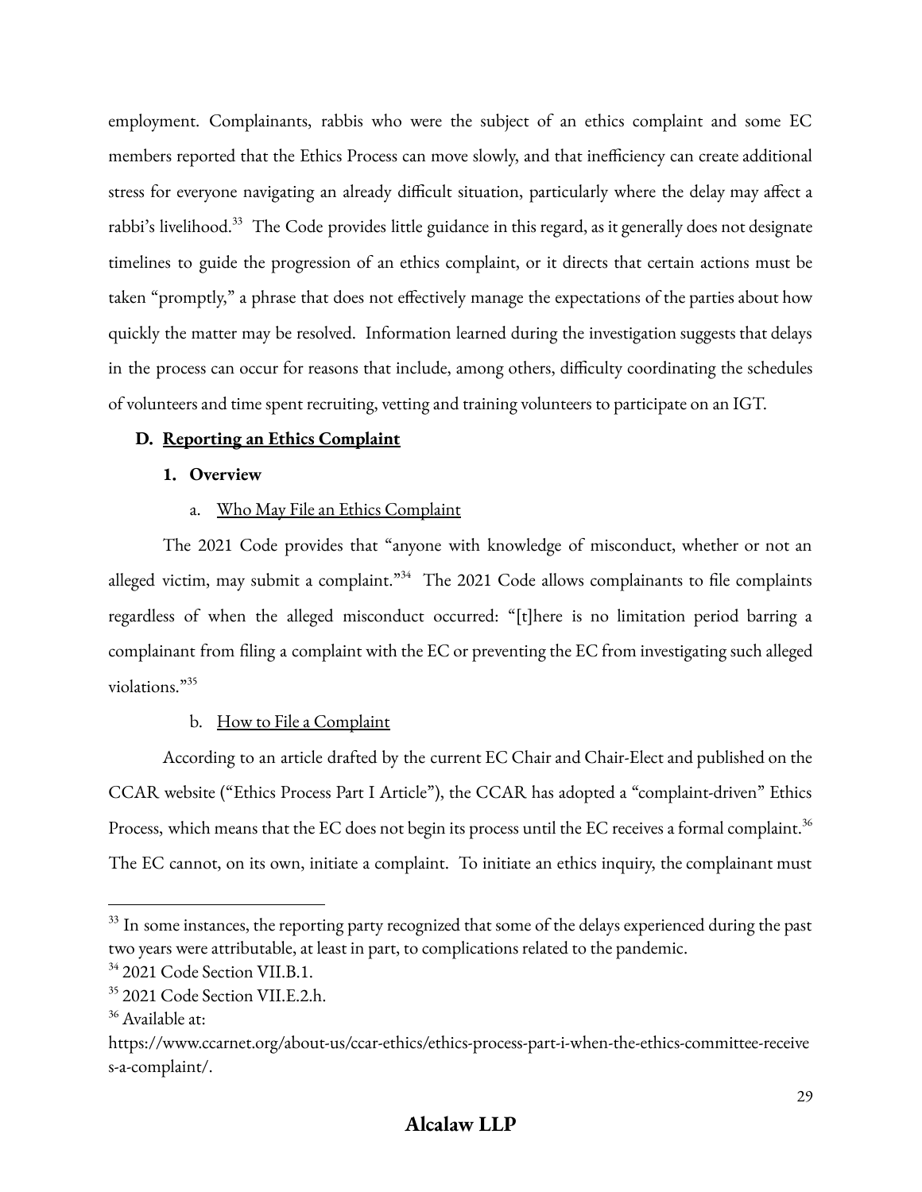employment. Complainants, rabbis who were the subject of an ethics complaint and some EC members reported that the Ethics Process can move slowly, and that inefficiency can create additional stress for everyone navigating an already difficult situation, particularly where the delay may affect a rabbi's livelihood.[33] The Code provides little guidance in this regard, as it generally does not designate timelines to guide the progression of an ethics complaint, or it directs that certain actions must be taken "promptly," a phrase that does not effectively manage the expectations of the parties about how quickly the matter may be resolved. Information learned during the investigation suggests that delays in the process can occur for reasons that include, among others, difficulty coordinating the schedules of volunteers and time spent recruiting, vetting and training volunteers to participate on an IGT.

## D. Reporting an Ethics Complaint

### 1. Overview

#### a. Who May File an Ethics Complaint

The 2021 Code provides that "anyone with knowledge of misconduct, whether or not an alleged victim, may submit a complaint."[34] The 2021 Code allows complainants to file complaints regardless of when the alleged misconduct occurred: "[t]here is no limitation period barring a complainant from filing a complaint with the EC or preventing the EC from investigating such alleged violations."[35]

#### b. How to File a Complaint

According to an article drafted by the current EC Chair and Chair-Elect and published on the CCAR website ("Ethics Process Part I Article"), the CCAR has adopted a "complaint-driven" Ethics Process, which means that the EC does not begin its process until the EC receives a formal complaint.[36] The EC cannot, on its own, initiate a complaint. To initiate an ethics inquiry, the complainant must

---

[33] In some instances, the reporting party recognized that some of the delays experienced during the past two years were attributable, at least in part, to complications related to the pandemic.

[34] 2021 Code Section VII.B.1.

[35] 2021 Code Section VII.E.2.h.

[36] Available at: https://www.ccarnet.org/about-us/ccar-ethics/ethics-process-part-i-when-the-ethics-committee-receives-a-complaint/.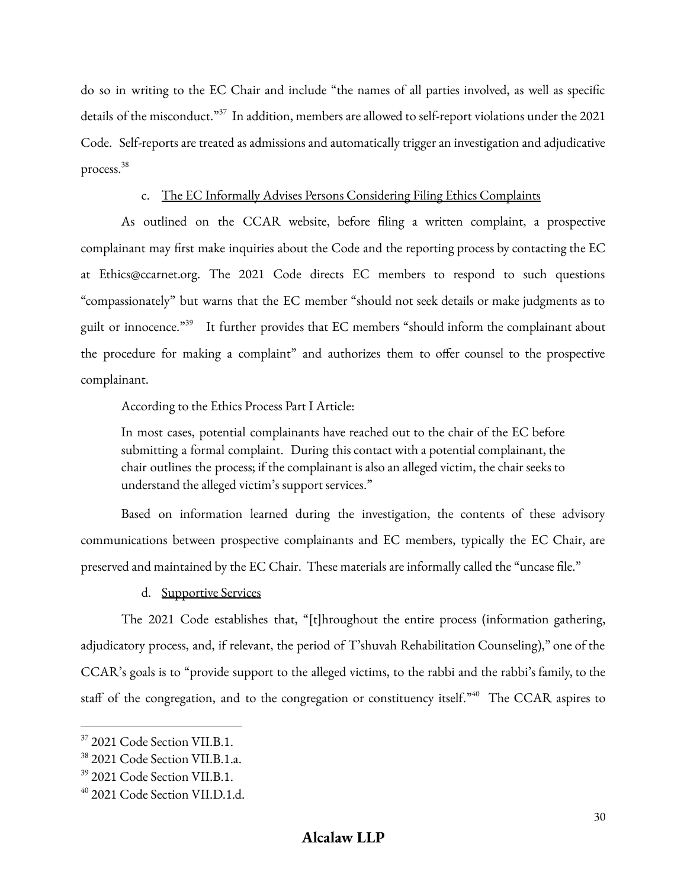do so in writing to the EC Chair and include "the names of all parties involved, as well as specific details of the misconduct."[37] In addition, members are allowed to self-report violations under the 2021 Code. Self-reports are treated as admissions and automatically trigger an investigation and adjudicative process.[38]

c. The EC Informally Advises Persons Considering Filing Ethics Complaints

As outlined on the CCAR website, before filing a written complaint, a prospective complainant may first make inquiries about the Code and the reporting process by contacting the EC at Ethics@ccarnet.org. The 2021 Code directs EC members to respond to such questions "compassionately" but warns that the EC member "should not seek details or make judgments as to guilt or innocence."[39] It further provides that EC members "should inform the complainant about the procedure for making a complaint" and authorizes them to offer counsel to the prospective complainant.

According to the Ethics Process Part I Article:

> In most cases, potential complainants have reached out to the chair of the EC before submitting a formal complaint. During this contact with a potential complainant, the chair outlines the process; if the complainant is also an alleged victim, the chair seeks to understand the alleged victim's support services."

Based on information learned during the investigation, the contents of these advisory communications between prospective complainants and EC members, typically the EC Chair, are preserved and maintained by the EC Chair. These materials are informally called the "uncase file."

d. Supportive Services

The 2021 Code establishes that, "[t]hroughout the entire process (information gathering, adjudicatory process, and, if relevant, the period of T'shuvah Rehabilitation Counseling)," one of the CCAR's goals is to "provide support to the alleged victims, to the rabbi and the rabbi's family, to the staff of the congregation, and to the congregation or constituency itself."[40] The CCAR aspires to

---

[37] 2021 Code Section VII.B.1.

[38] 2021 Code Section VII.B.1.a.

[39] 2021 Code Section VII.B.1.

[40] 2021 Code Section VII.D.1.d.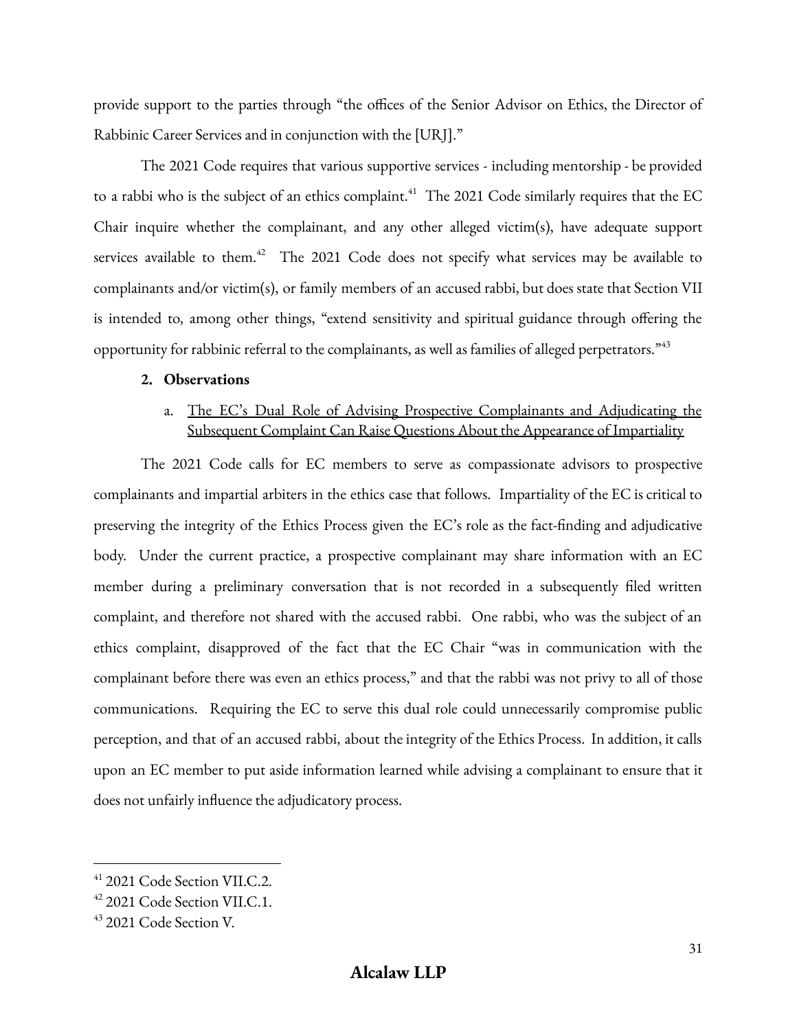provide support to the parties through "the offices of the Senior Advisor on Ethics, the Director of Rabbinic Career Services and in conjunction with the [URJ]."

The 2021 Code requires that various supportive services - including mentorship - be provided to a rabbi who is the subject of an ethics complaint.[41] The 2021 Code similarly requires that the EC Chair inquire whether the complainant, and any other alleged victim(s), have adequate support services available to them.[42] The 2021 Code does not specify what services may be available to complainants and/or victim(s), or family members of an accused rabbi, but does state that Section VII is intended to, among other things, "extend sensitivity and spiritual guidance through offering the opportunity for rabbinic referral to the complainants, as well as families of alleged perpetrators."[43]

### 2. Observations

#### a. The EC's Dual Role of Advising Prospective Complainants and Adjudicating the Subsequent Complaint Can Raise Questions About the Appearance of Impartiality

The 2021 Code calls for EC members to serve as compassionate advisors to prospective complainants and impartial arbiters in the ethics case that follows. Impartiality of the EC is critical to preserving the integrity of the Ethics Process given the EC's role as the fact-finding and adjudicative body. Under the current practice, a prospective complainant may share information with an EC member during a preliminary conversation that is not recorded in a subsequently filed written complaint, and therefore not shared with the accused rabbi. One rabbi, who was the subject of an ethics complaint, disapproved of the fact that the EC Chair "was in communication with the complainant before there was even an ethics process," and that the rabbi was not privy to all of those communications. Requiring the EC to serve this dual role could unnecessarily compromise public perception, and that of an accused rabbi, about the integrity of the Ethics Process. In addition, it calls upon an EC member to put aside information learned while advising a complainant to ensure that it does not unfairly influence the adjudicatory process.

---

[41] 2021 Code Section VII.C.2.

[42] 2021 Code Section VII.C.1.

[43] 2021 Code Section V.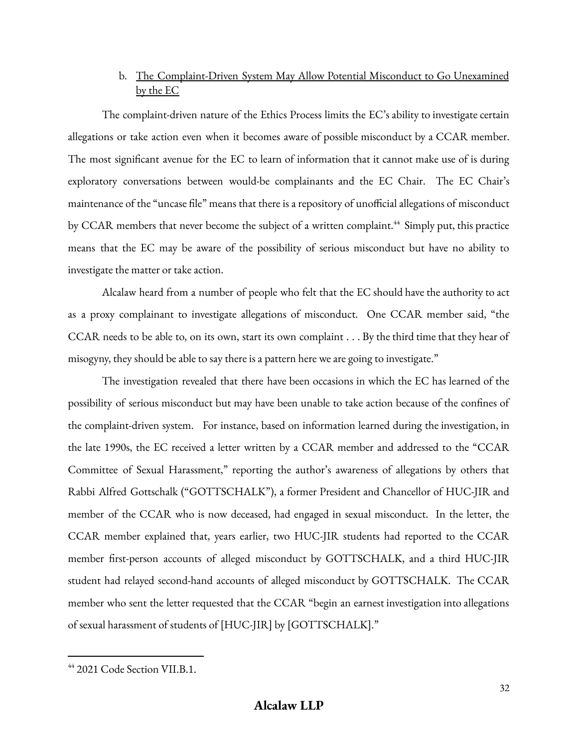### b. The Complaint-Driven System May Allow Potential Misconduct to Go Unexamined by the EC

The complaint-driven nature of the Ethics Process limits the EC's ability to investigate certain allegations or take action even when it becomes aware of possible misconduct by a CCAR member. The most significant avenue for the EC to learn of information that it cannot make use of is during exploratory conversations between would-be complainants and the EC Chair. The EC Chair's maintenance of the "uncase file" means that there is a repository of unofficial allegations of misconduct by CCAR members that never become the subject of a written complaint.[44] Simply put, this practice means that the EC may be aware of the possibility of serious misconduct but have no ability to investigate the matter or take action.

Alcalaw heard from a number of people who felt that the EC should have the authority to act as a proxy complainant to investigate allegations of misconduct. One CCAR member said, "the CCAR needs to be able to, on its own, start its own complaint . . . By the third time that they hear of misogyny, they should be able to say there is a pattern here we are going to investigate."

The investigation revealed that there have been occasions in which the EC has learned of the possibility of serious misconduct but may have been unable to take action because of the confines of the complaint-driven system. For instance, based on information learned during the investigation, in the late 1990s, the EC received a letter written by a CCAR member and addressed to the "CCAR Committee of Sexual Harassment," reporting the author's awareness of allegations by others that Rabbi Alfred Gottschalk ("GOTTSCHALK"), a former President and Chancellor of HUC-JIR and member of the CCAR who is now deceased, had engaged in sexual misconduct. In the letter, the CCAR member explained that, years earlier, two HUC-JIR students had reported to the CCAR member first-person accounts of alleged misconduct by GOTTSCHALK, and a third HUC-JIR student had relayed second-hand accounts of alleged misconduct by GOTTSCHALK. The CCAR member who sent the letter requested that the CCAR "begin an earnest investigation into allegations of sexual harassment of students of [HUC-JIR] by [GOTTSCHALK]."

[44] 2021 Code Section VII.B.1.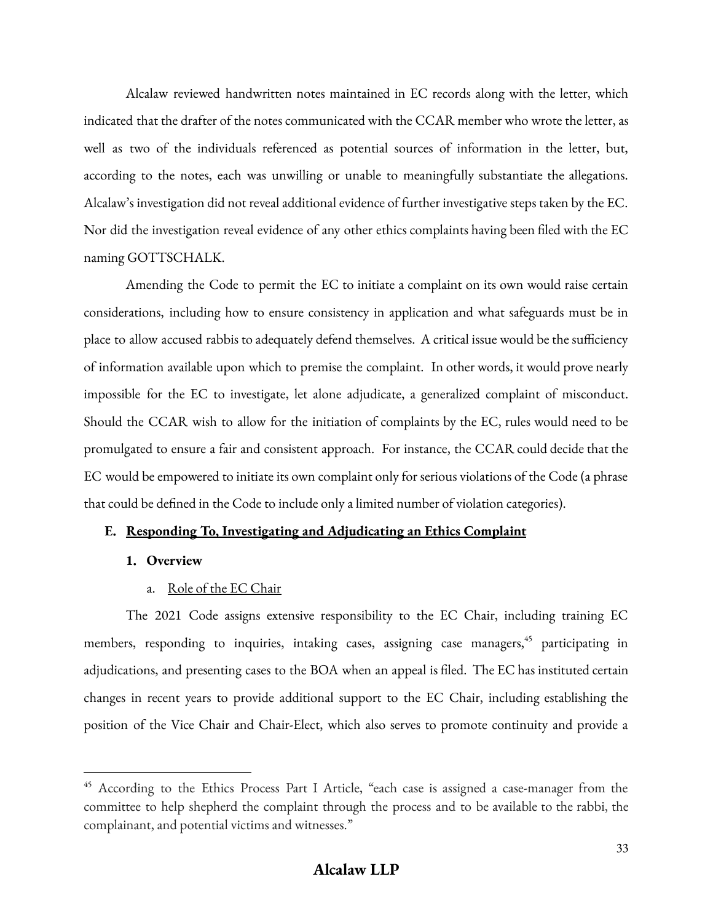Alcalaw reviewed handwritten notes maintained in EC records along with the letter, which indicated that the drafter of the notes communicated with the CCAR member who wrote the letter, as well as two of the individuals referenced as potential sources of information in the letter, but, according to the notes, each was unwilling or unable to meaningfully substantiate the allegations. Alcalaw's investigation did not reveal additional evidence of further investigative steps taken by the EC. Nor did the investigation reveal evidence of any other ethics complaints having been filed with the EC naming GOTTSCHALK.

Amending the Code to permit the EC to initiate a complaint on its own would raise certain considerations, including how to ensure consistency in application and what safeguards must be in place to allow accused rabbis to adequately defend themselves. A critical issue would be the sufficiency of information available upon which to premise the complaint. In other words, it would prove nearly impossible for the EC to investigate, let alone adjudicate, a generalized complaint of misconduct. Should the CCAR wish to allow for the initiation of complaints by the EC, rules would need to be promulgated to ensure a fair and consistent approach. For instance, the CCAR could decide that the EC would be empowered to initiate its own complaint only for serious violations of the Code (a phrase that could be defined in the Code to include only a limited number of violation categories).

### E. <u>Responding To, Investigating and Adjudicating an Ethics Complaint</u>

#### 1. Overview

##### a. <u>Role of the EC Chair</u>

The 2021 Code assigns extensive responsibility to the EC Chair, including training EC members, responding to inquiries, intaking cases, assigning case managers,[45] participating in adjudications, and presenting cases to the BOA when an appeal is filed. The EC has instituted certain changes in recent years to provide additional support to the EC Chair, including establishing the position of the Vice Chair and Chair-Elect, which also serves to promote continuity and provide a

[45] According to the Ethics Process Part I Article, "each case is assigned a case-manager from the committee to help shepherd the complaint through the process and to be available to the rabbi, the complainant, and potential victims and witnesses."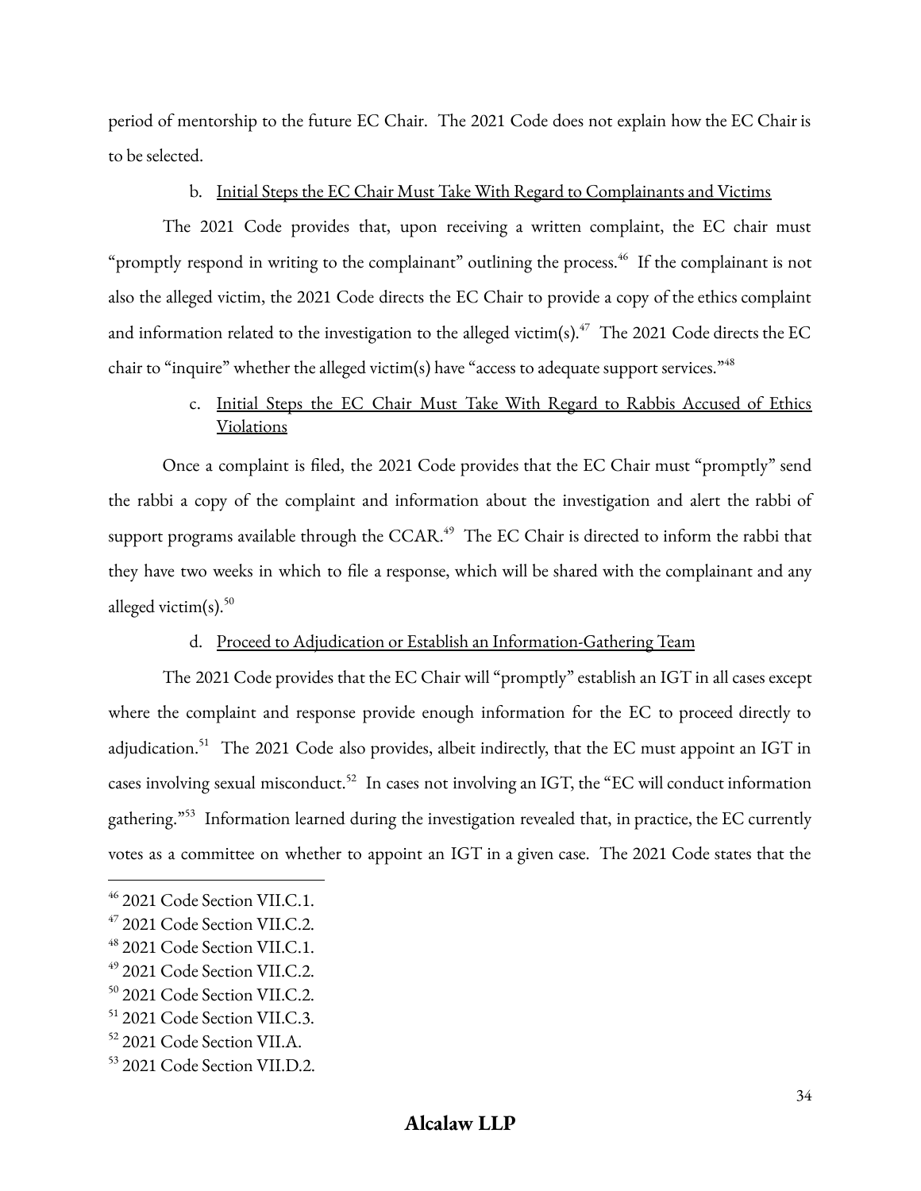period of mentorship to the future EC Chair. The 2021 Code does not explain how the EC Chair is to be selected.

b. Initial Steps the EC Chair Must Take With Regard to Complainants and Victims

The 2021 Code provides that, upon receiving a written complaint, the EC chair must "promptly respond in writing to the complainant" outlining the process.[46] If the complainant is not also the alleged victim, the 2021 Code directs the EC Chair to provide a copy of the ethics complaint and information related to the investigation to the alleged victim(s).[47] The 2021 Code directs the EC chair to "inquire" whether the alleged victim(s) have "access to adequate support services."[48]

c. Initial Steps the EC Chair Must Take With Regard to Rabbis Accused of Ethics Violations

Once a complaint is filed, the 2021 Code provides that the EC Chair must "promptly" send the rabbi a copy of the complaint and information about the investigation and alert the rabbi of support programs available through the CCAR.[49] The EC Chair is directed to inform the rabbi that they have two weeks in which to file a response, which will be shared with the complainant and any alleged victim(s).[50]

d. Proceed to Adjudication or Establish an Information-Gathering Team

The 2021 Code provides that the EC Chair will "promptly" establish an IGT in all cases except where the complaint and response provide enough information for the EC to proceed directly to adjudication.[51] The 2021 Code also provides, albeit indirectly, that the EC must appoint an IGT in cases involving sexual misconduct.[52] In cases not involving an IGT, the "EC will conduct information gathering."[53] Information learned during the investigation revealed that, in practice, the EC currently votes as a committee on whether to appoint an IGT in a given case. The 2021 Code states that the

---

[46] 2021 Code Section VII.C.1.

[47] 2021 Code Section VII.C.2.

[48] 2021 Code Section VII.C.1.

[49] 2021 Code Section VII.C.2.

[50] 2021 Code Section VII.C.2.

[51] 2021 Code Section VII.C.3.

[52] 2021 Code Section VII.A.

[53] 2021 Code Section VII.D.2.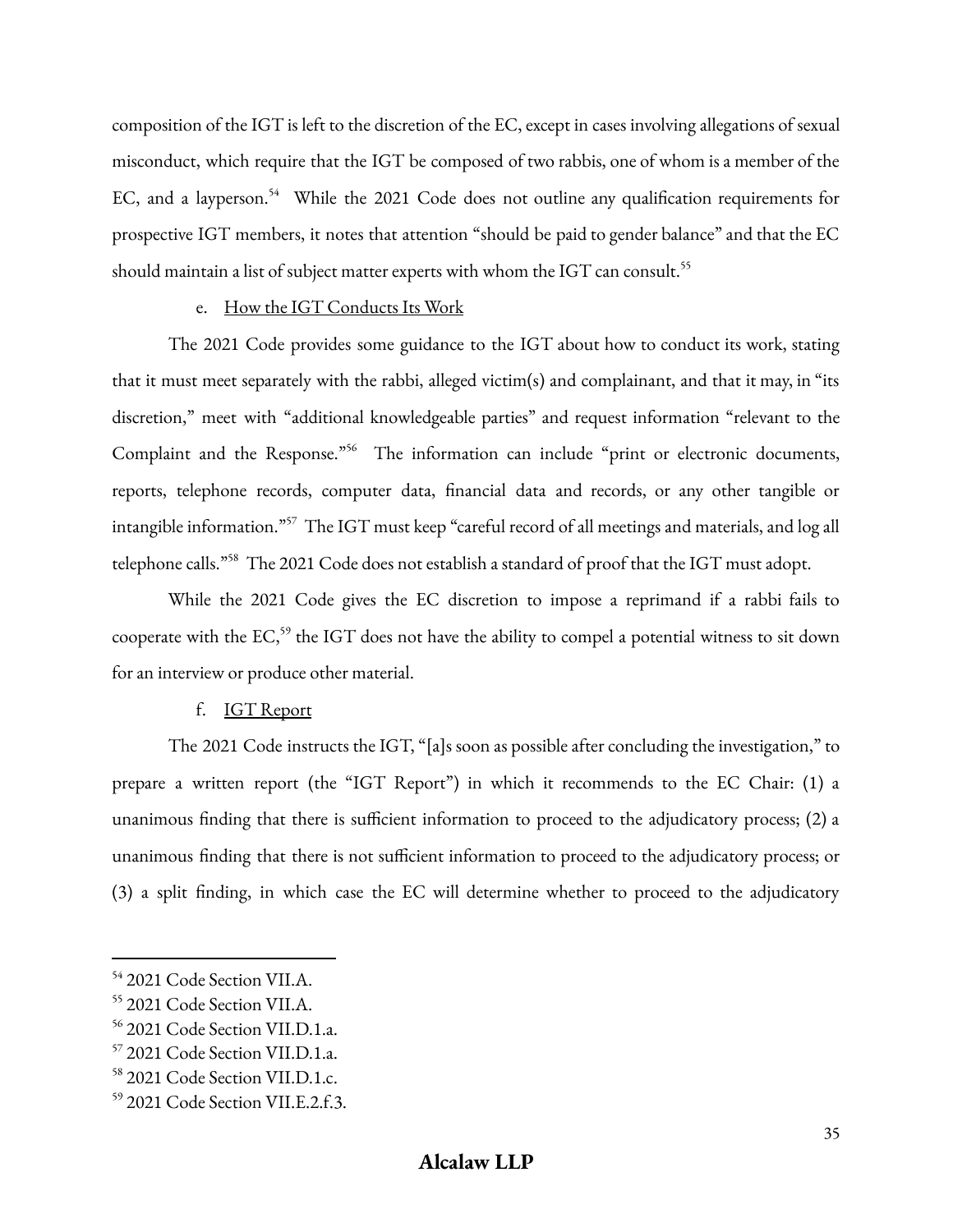composition of the IGT is left to the discretion of the EC, except in cases involving allegations of sexual misconduct, which require that the IGT be composed of two rabbis, one of whom is a member of the EC, and a layperson.[54] While the 2021 Code does not outline any qualification requirements for prospective IGT members, it notes that attention "should be paid to gender balance" and that the EC should maintain a list of subject matter experts with whom the IGT can consult.[55]

e. <u>How the IGT Conducts Its Work</u>

The 2021 Code provides some guidance to the IGT about how to conduct its work, stating that it must meet separately with the rabbi, alleged victim(s) and complainant, and that it may, in "its discretion," meet with "additional knowledgeable parties" and request information "relevant to the Complaint and the Response."[56] The information can include "print or electronic documents, reports, telephone records, computer data, financial data and records, or any other tangible or intangible information."[57] The IGT must keep "careful record of all meetings and materials, and log all telephone calls."[58] The 2021 Code does not establish a standard of proof that the IGT must adopt.

While the 2021 Code gives the EC discretion to impose a reprimand if a rabbi fails to cooperate with the EC,[59] the IGT does not have the ability to compel a potential witness to sit down for an interview or produce other material.

f. <u>IGT Report</u>

The 2021 Code instructs the IGT, "[a]s soon as possible after concluding the investigation," to prepare a written report (the "IGT Report") in which it recommends to the EC Chair: (1) a unanimous finding that there is sufficient information to proceed to the adjudicatory process; (2) a unanimous finding that there is not sufficient information to proceed to the adjudicatory process; or (3) a split finding, in which case the EC will determine whether to proceed to the adjudicatory

---

[54] 2021 Code Section VII.A.

[55] 2021 Code Section VII.A.

[56] 2021 Code Section VII.D.1.a.

[57] 2021 Code Section VII.D.1.a.

[58] 2021 Code Section VII.D.1.c.

[59] 2021 Code Section VII.E.2.f.3.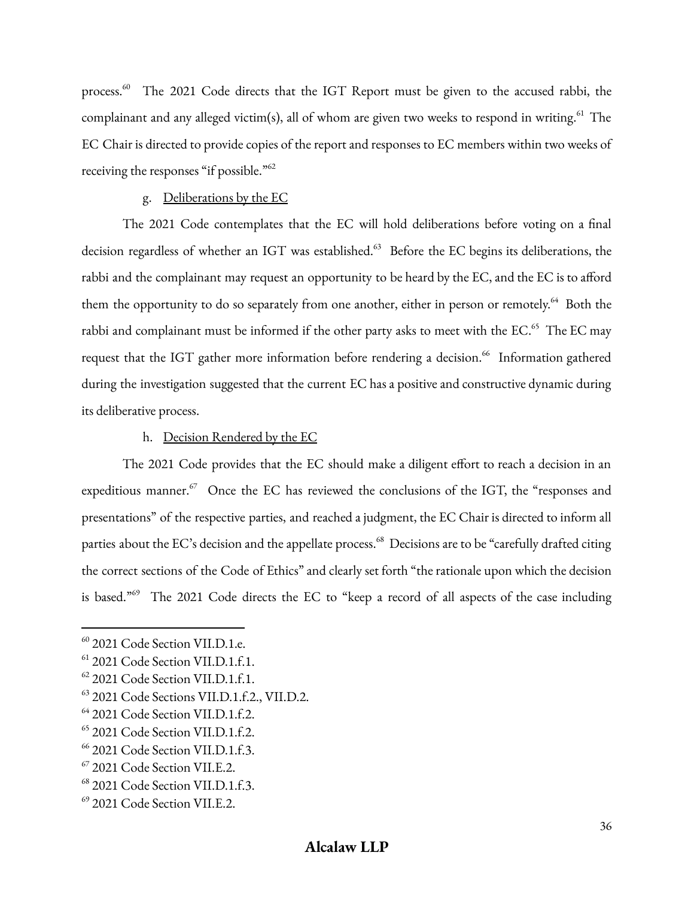process.[60] The 2021 Code directs that the IGT Report must be given to the accused rabbi, the complainant and any alleged victim(s), all of whom are given two weeks to respond in writing.[61] The EC Chair is directed to provide copies of the report and responses to EC members within two weeks of receiving the responses "if possible."[62]

g. <u>Deliberations by the EC</u>

The 2021 Code contemplates that the EC will hold deliberations before voting on a final decision regardless of whether an IGT was established.[63] Before the EC begins its deliberations, the rabbi and the complainant may request an opportunity to be heard by the EC, and the EC is to afford them the opportunity to do so separately from one another, either in person or remotely.[64] Both the rabbi and complainant must be informed if the other party asks to meet with the EC.[65] The EC may request that the IGT gather more information before rendering a decision.[66] Information gathered during the investigation suggested that the current EC has a positive and constructive dynamic during its deliberative process.

h. <u>Decision Rendered by the EC</u>

The 2021 Code provides that the EC should make a diligent effort to reach a decision in an expeditious manner.[67] Once the EC has reviewed the conclusions of the IGT, the "responses and presentations" of the respective parties, and reached a judgment, the EC Chair is directed to inform all parties about the EC's decision and the appellate process.[68] Decisions are to be "carefully drafted citing the correct sections of the Code of Ethics" and clearly set forth "the rationale upon which the decision is based."[69] The 2021 Code directs the EC to "keep a record of all aspects of the case including

---

[60] 2021 Code Section VII.D.1.e.

[61] 2021 Code Section VII.D.1.f.1.

[62] 2021 Code Section VII.D.1.f.1.

[63] 2021 Code Sections VII.D.1.f.2., VII.D.2.

[64] 2021 Code Section VII.D.1.f.2.

[65] 2021 Code Section VII.D.1.f.2.

[66] 2021 Code Section VII.D.1.f.3.

[67] 2021 Code Section VII.E.2.

[68] 2021 Code Section VII.D.1.f.3.

[69] 2021 Code Section VII.E.2.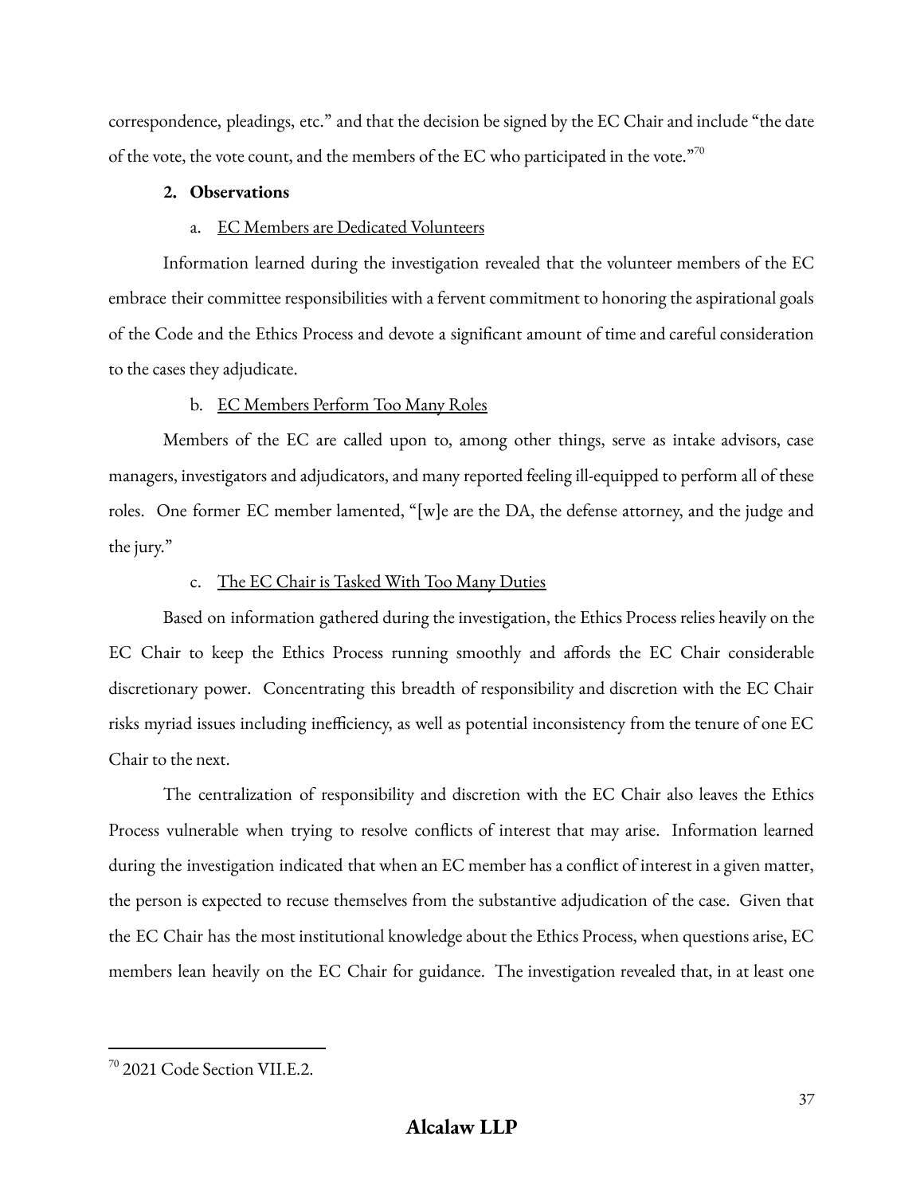correspondence, pleadings, etc." and that the decision be signed by the EC Chair and include "the date of the vote, the vote count, and the members of the EC who participated in the vote."[70]

### 2. Observations

#### a. EC Members are Dedicated Volunteers

Information learned during the investigation revealed that the volunteer members of the EC embrace their committee responsibilities with a fervent commitment to honoring the aspirational goals of the Code and the Ethics Process and devote a significant amount of time and careful consideration to the cases they adjudicate.

#### b. EC Members Perform Too Many Roles

Members of the EC are called upon to, among other things, serve as intake advisors, case managers, investigators and adjudicators, and many reported feeling ill-equipped to perform all of these roles. One former EC member lamented, "[w]e are the DA, the defense attorney, and the judge and the jury."

#### c. The EC Chair is Tasked With Too Many Duties

Based on information gathered during the investigation, the Ethics Process relies heavily on the EC Chair to keep the Ethics Process running smoothly and affords the EC Chair considerable discretionary power. Concentrating this breadth of responsibility and discretion with the EC Chair risks myriad issues including inefficiency, as well as potential inconsistency from the tenure of one EC Chair to the next.

The centralization of responsibility and discretion with the EC Chair also leaves the Ethics Process vulnerable when trying to resolve conflicts of interest that may arise. Information learned during the investigation indicated that when an EC member has a conflict of interest in a given matter, the person is expected to recuse themselves from the substantive adjudication of the case. Given that the EC Chair has the most institutional knowledge about the Ethics Process, when questions arise, EC members lean heavily on the EC Chair for guidance. The investigation revealed that, in at least one

---

[70] 2021 Code Section VII.E.2.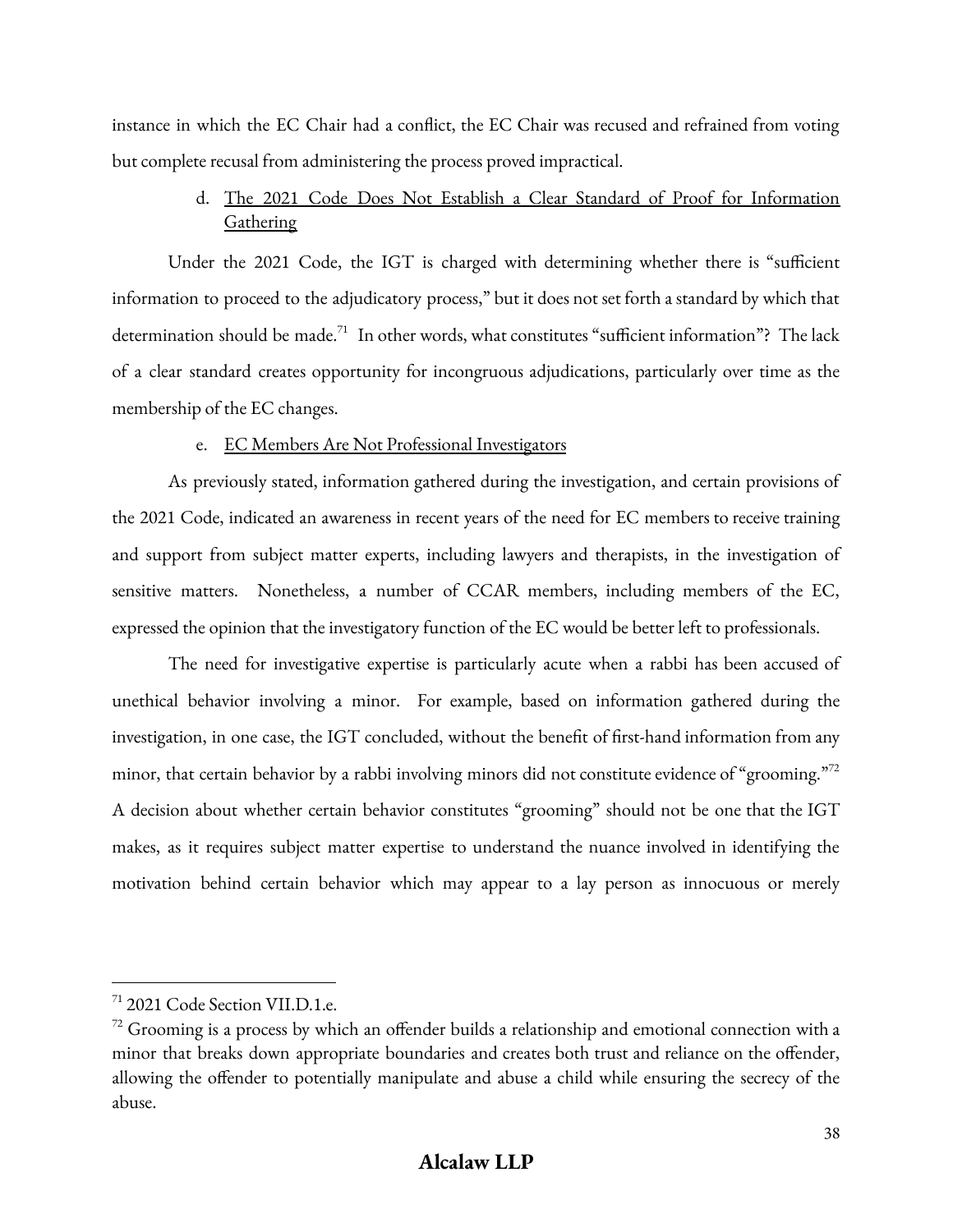instance in which the EC Chair had a conflict, the EC Chair was recused and refrained from voting but complete recusal from administering the process proved impractical.

d. The 2021 Code Does Not Establish a Clear Standard of Proof for Information Gathering

Under the 2021 Code, the IGT is charged with determining whether there is "sufficient information to proceed to the adjudicatory process," but it does not set forth a standard by which that determination should be made.[71] In other words, what constitutes "sufficient information"? The lack of a clear standard creates opportunity for incongruous adjudications, particularly over time as the membership of the EC changes.

e. EC Members Are Not Professional Investigators

As previously stated, information gathered during the investigation, and certain provisions of the 2021 Code, indicated an awareness in recent years of the need for EC members to receive training and support from subject matter experts, including lawyers and therapists, in the investigation of sensitive matters. Nonetheless, a number of CCAR members, including members of the EC, expressed the opinion that the investigatory function of the EC would be better left to professionals.

The need for investigative expertise is particularly acute when a rabbi has been accused of unethical behavior involving a minor. For example, based on information gathered during the investigation, in one case, the IGT concluded, without the benefit of first-hand information from any minor, that certain behavior by a rabbi involving minors did not constitute evidence of "grooming."[72] A decision about whether certain behavior constitutes "grooming" should not be one that the IGT makes, as it requires subject matter expertise to understand the nuance involved in identifying the motivation behind certain behavior which may appear to a lay person as innocuous or merely

---

[71] 2021 Code Section VII.D.1.e.

[72] Grooming is a process by which an offender builds a relationship and emotional connection with a minor that breaks down appropriate boundaries and creates both trust and reliance on the offender, allowing the offender to potentially manipulate and abuse a child while ensuring the secrecy of the abuse.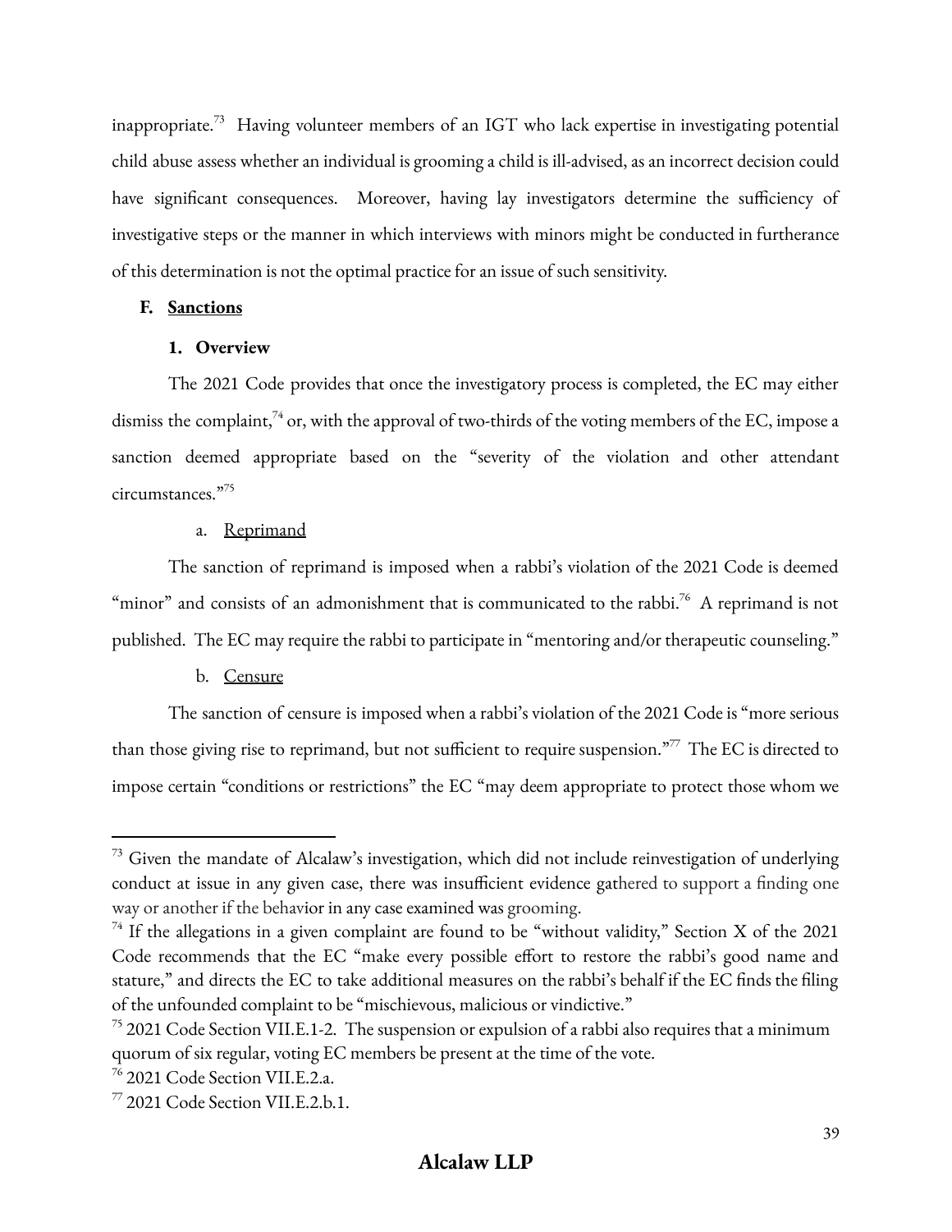inappropriate.[73] Having volunteer members of an IGT who lack expertise in investigating potential child abuse assess whether an individual is grooming a child is ill-advised, as an incorrect decision could have significant consequences. Moreover, having lay investigators determine the sufficiency of investigative steps or the manner in which interviews with minors might be conducted in furtherance of this determination is not the optimal practice for an issue of such sensitivity.

## F. Sanctions

### 1. Overview

The 2021 Code provides that once the investigatory process is completed, the EC may either dismiss the complaint,[74] or, with the approval of two-thirds of the voting members of the EC, impose a sanction deemed appropriate based on the "severity of the violation and other attendant circumstances."[75]

#### a. Reprimand

The sanction of reprimand is imposed when a rabbi's violation of the 2021 Code is deemed "minor" and consists of an admonishment that is communicated to the rabbi.[76] A reprimand is not published. The EC may require the rabbi to participate in "mentoring and/or therapeutic counseling."

#### b. Censure

The sanction of censure is imposed when a rabbi's violation of the 2021 Code is "more serious than those giving rise to reprimand, but not sufficient to require suspension."[77] The EC is directed to impose certain "conditions or restrictions" the EC "may deem appropriate to protect those whom we

---

[73] Given the mandate of Alcalaw's investigation, which did not include reinvestigation of underlying conduct at issue in any given case, there was insufficient evidence gathered to support a finding one way or another if the behavior in any case examined was grooming.

[74] If the allegations in a given complaint are found to be "without validity," Section X of the 2021 Code recommends that the EC "make every possible effort to restore the rabbi's good name and stature," and directs the EC to take additional measures on the rabbi's behalf if the EC finds the filing of the unfounded complaint to be "mischievous, malicious or vindictive."

[75] 2021 Code Section VII.E.1-2. The suspension or expulsion of a rabbi also requires that a minimum quorum of six regular, voting EC members be present at the time of the vote.

[76] 2021 Code Section VII.E.2.a.

[77] 2021 Code Section VII.E.2.b.1.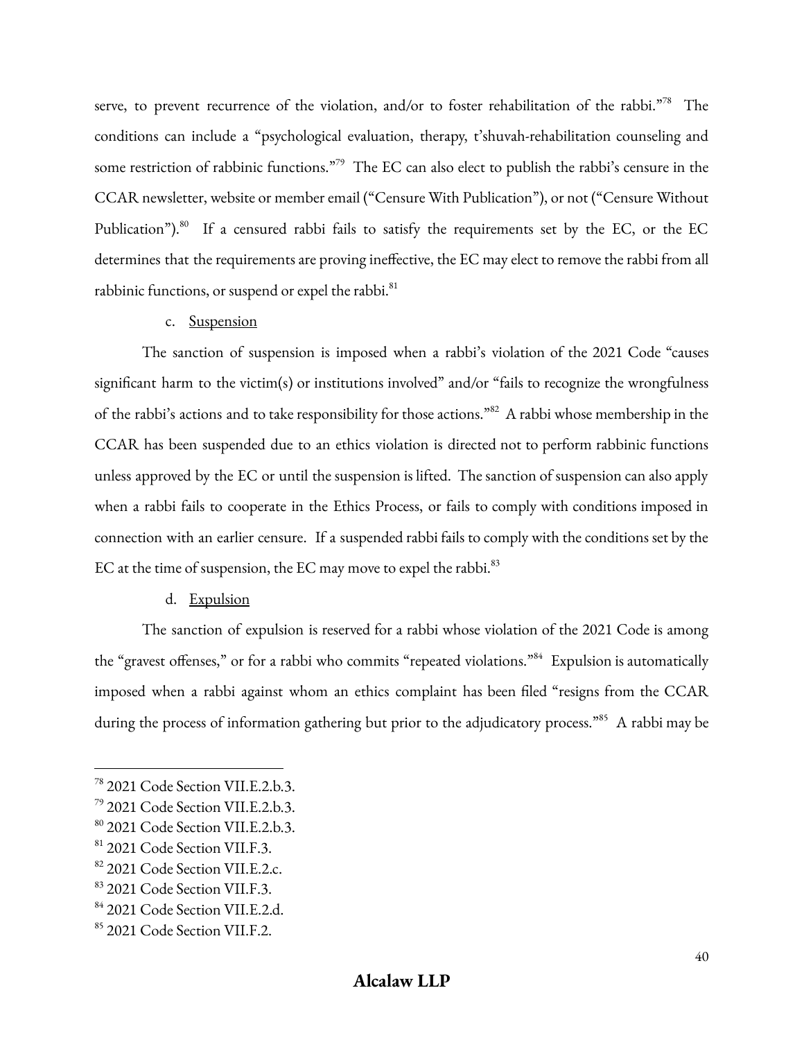serve, to prevent recurrence of the violation, and/or to foster rehabilitation of the rabbi."[78] The conditions can include a "psychological evaluation, therapy, t'shuvah-rehabilitation counseling and some restriction of rabbinic functions."[79] The EC can also elect to publish the rabbi's censure in the CCAR newsletter, website or member email ("Censure With Publication"), or not ("Censure Without Publication").[80] If a censured rabbi fails to satisfy the requirements set by the EC, or the EC determines that the requirements are proving ineffective, the EC may elect to remove the rabbi from all rabbinic functions, or suspend or expel the rabbi.[81]

c. Suspension

The sanction of suspension is imposed when a rabbi's violation of the 2021 Code "causes significant harm to the victim(s) or institutions involved" and/or "fails to recognize the wrongfulness of the rabbi's actions and to take responsibility for those actions."[82] A rabbi whose membership in the CCAR has been suspended due to an ethics violation is directed not to perform rabbinic functions unless approved by the EC or until the suspension is lifted. The sanction of suspension can also apply when a rabbi fails to cooperate in the Ethics Process, or fails to comply with conditions imposed in connection with an earlier censure. If a suspended rabbi fails to comply with the conditions set by the EC at the time of suspension, the EC may move to expel the rabbi.[83]

d. Expulsion

The sanction of expulsion is reserved for a rabbi whose violation of the 2021 Code is among the "gravest offenses," or for a rabbi who commits "repeated violations."[84] Expulsion is automatically imposed when a rabbi against whom an ethics complaint has been filed "resigns from the CCAR during the process of information gathering but prior to the adjudicatory process."[85] A rabbi may be

---

[78] 2021 Code Section VII.E.2.b.3.

[79] 2021 Code Section VII.E.2.b.3.

[80] 2021 Code Section VII.E.2.b.3.

[81] 2021 Code Section VII.F.3.

[82] 2021 Code Section VII.E.2.c.

[83] 2021 Code Section VII.F.3.

[84] 2021 Code Section VII.E.2.d.

[85] 2021 Code Section VII.F.2.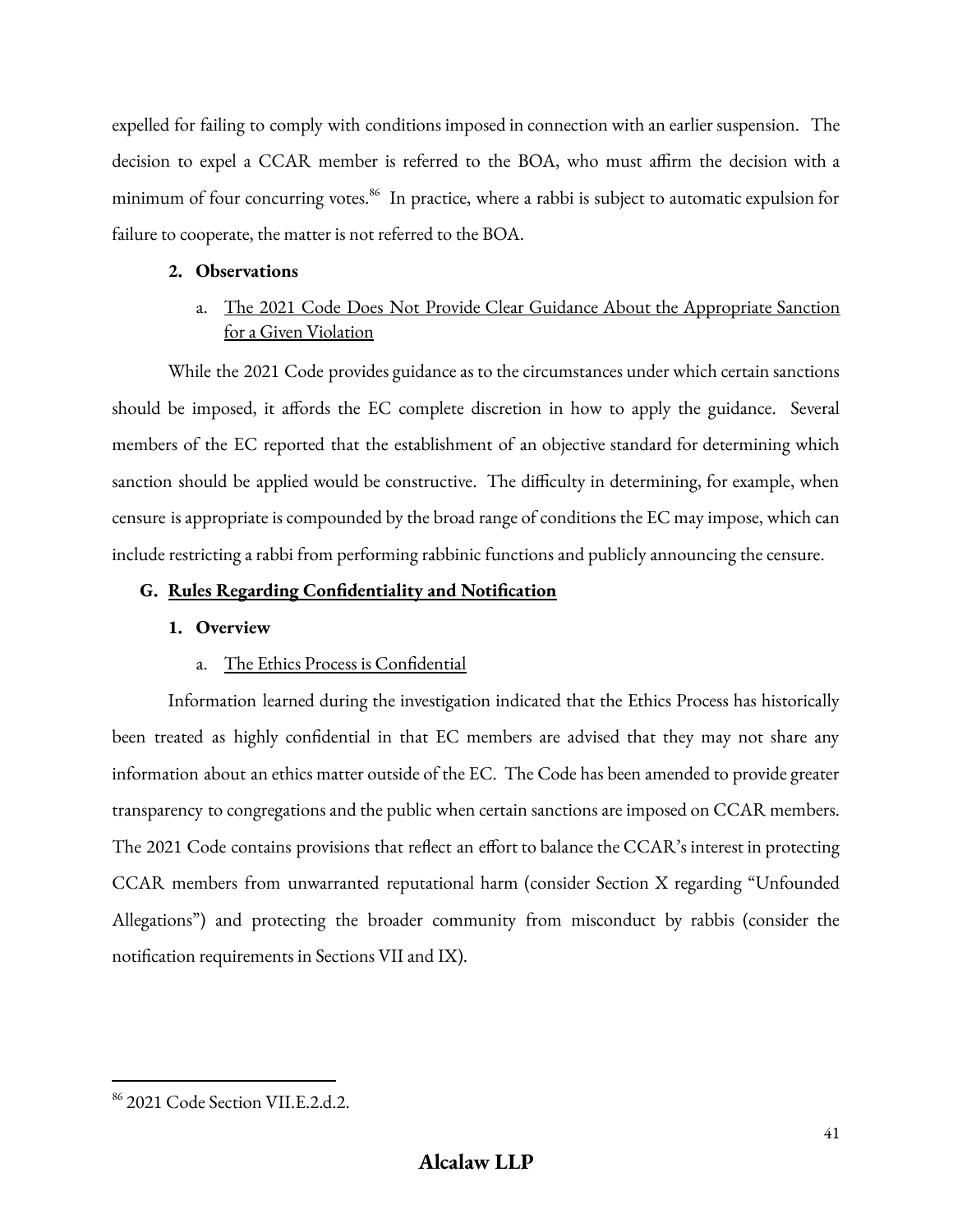expelled for failing to comply with conditions imposed in connection with an earlier suspension. The decision to expel a CCAR member is referred to the BOA, who must affirm the decision with a minimum of four concurring votes.[86] In practice, where a rabbi is subject to automatic expulsion for failure to cooperate, the matter is not referred to the BOA.

### 2. Observations

#### a. The 2021 Code Does Not Provide Clear Guidance About the Appropriate Sanction for a Given Violation

While the 2021 Code provides guidance as to the circumstances under which certain sanctions should be imposed, it affords the EC complete discretion in how to apply the guidance. Several members of the EC reported that the establishment of an objective standard for determining which sanction should be applied would be constructive. The difficulty in determining, for example, when censure is appropriate is compounded by the broad range of conditions the EC may impose, which can include restricting a rabbi from performing rabbinic functions and publicly announcing the censure.

## G. Rules Regarding Confidentiality and Notification

### 1. Overview

#### a. The Ethics Process is Confidential

Information learned during the investigation indicated that the Ethics Process has historically been treated as highly confidential in that EC members are advised that they may not share any information about an ethics matter outside of the EC. The Code has been amended to provide greater transparency to congregations and the public when certain sanctions are imposed on CCAR members. The 2021 Code contains provisions that reflect an effort to balance the CCAR's interest in protecting CCAR members from unwarranted reputational harm (consider Section X regarding "Unfounded Allegations") and protecting the broader community from misconduct by rabbis (consider the notification requirements in Sections VII and IX).

---

[86] 2021 Code Section VII.E.2.d.2.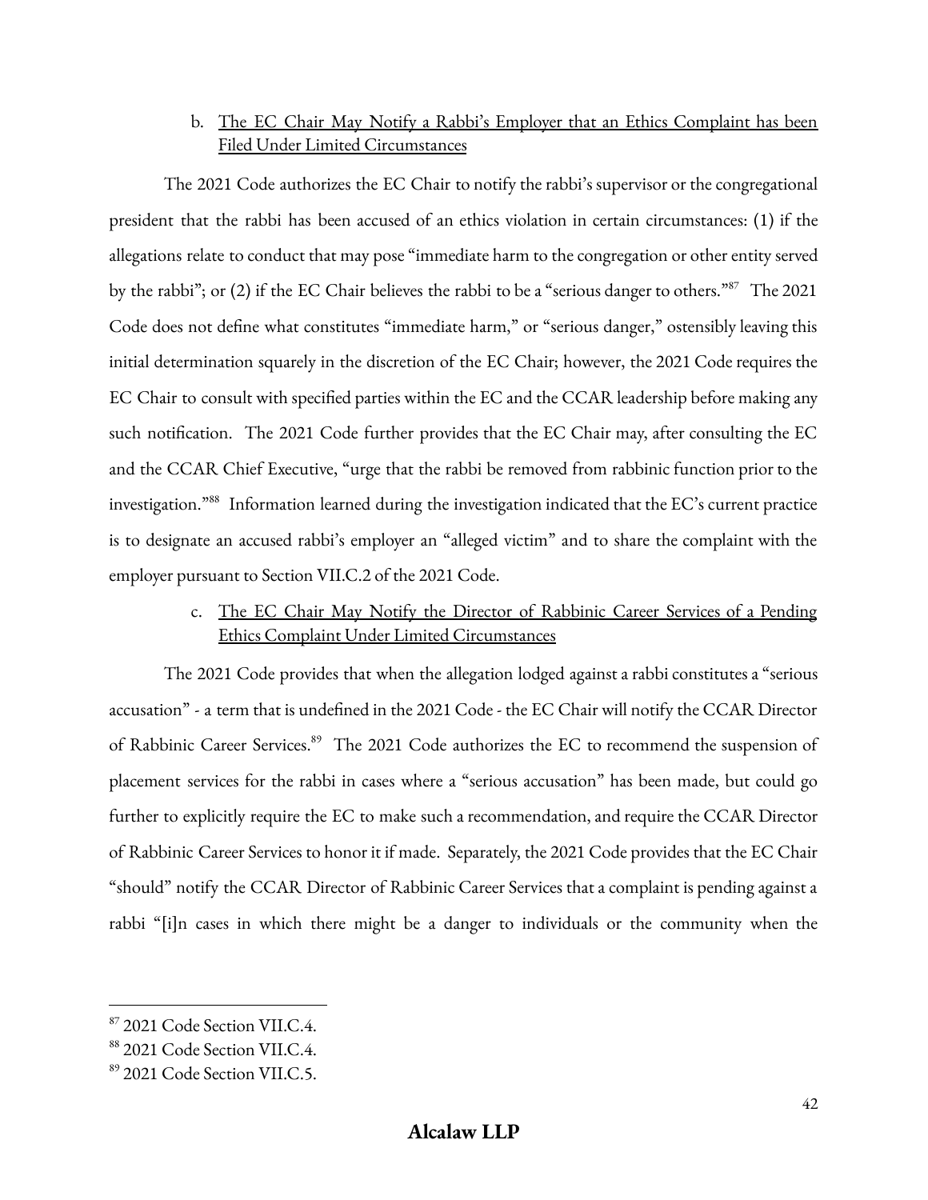b. <u>The EC Chair May Notify a Rabbi's Employer that an Ethics Complaint has been Filed Under Limited Circumstances</u>

The 2021 Code authorizes the EC Chair to notify the rabbi's supervisor or the congregational president that the rabbi has been accused of an ethics violation in certain circumstances: (1) if the allegations relate to conduct that may pose "immediate harm to the congregation or other entity served by the rabbi"; or (2) if the EC Chair believes the rabbi to be a "serious danger to others."[87] The 2021 Code does not define what constitutes "immediate harm," or "serious danger," ostensibly leaving this initial determination squarely in the discretion of the EC Chair; however, the 2021 Code requires the EC Chair to consult with specified parties within the EC and the CCAR leadership before making any such notification. The 2021 Code further provides that the EC Chair may, after consulting the EC and the CCAR Chief Executive, "urge that the rabbi be removed from rabbinic function prior to the investigation."[88] Information learned during the investigation indicated that the EC's current practice is to designate an accused rabbi's employer an "alleged victim" and to share the complaint with the employer pursuant to Section VII.C.2 of the 2021 Code.

c. <u>The EC Chair May Notify the Director of Rabbinic Career Services of a Pending Ethics Complaint Under Limited Circumstances</u>

The 2021 Code provides that when the allegation lodged against a rabbi constitutes a "serious accusation" - a term that is undefined in the 2021 Code - the EC Chair will notify the CCAR Director of Rabbinic Career Services.[89] The 2021 Code authorizes the EC to recommend the suspension of placement services for the rabbi in cases where a "serious accusation" has been made, but could go further to explicitly require the EC to make such a recommendation, and require the CCAR Director of Rabbinic Career Services to honor it if made. Separately, the 2021 Code provides that the EC Chair "should" notify the CCAR Director of Rabbinic Career Services that a complaint is pending against a rabbi "[i]n cases in which there might be a danger to individuals or the community when the

[87] 2021 Code Section VII.C.4.

[88] 2021 Code Section VII.C.4.

[89] 2021 Code Section VII.C.5.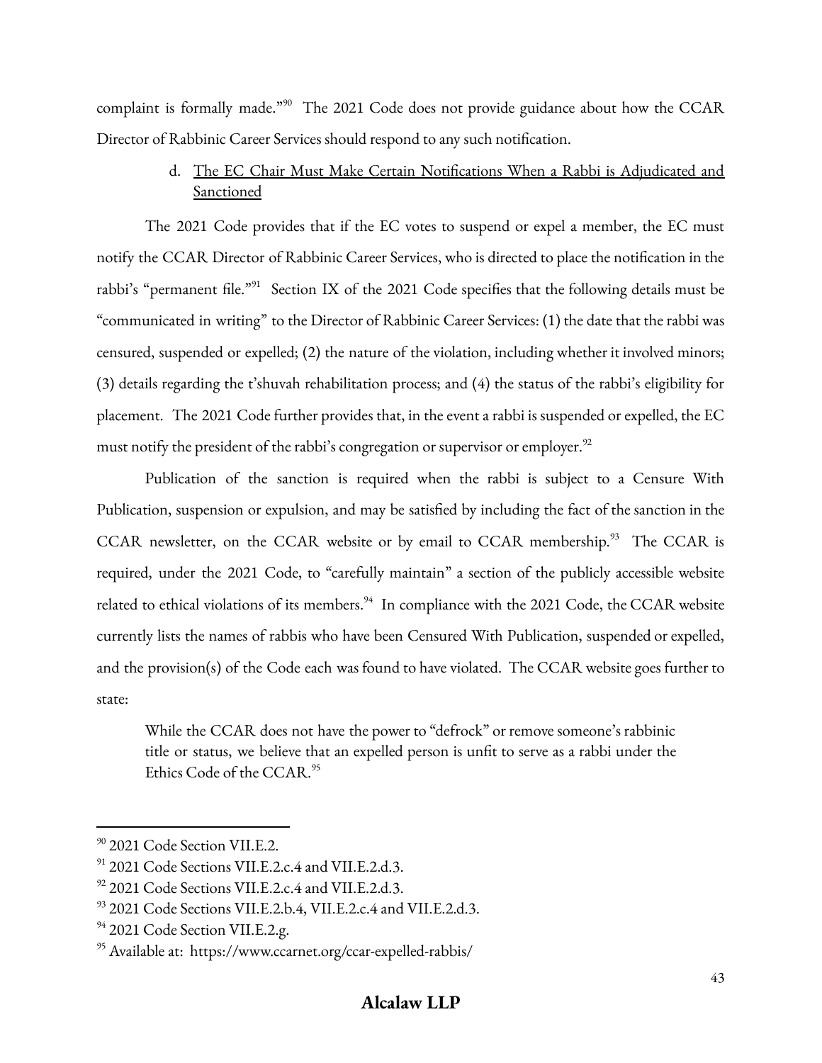complaint is formally made."[90] The 2021 Code does not provide guidance about how the CCAR Director of Rabbinic Career Services should respond to any such notification.

d. <u>The EC Chair Must Make Certain Notifications When a Rabbi is Adjudicated and Sanctioned</u>

The 2021 Code provides that if the EC votes to suspend or expel a member, the EC must notify the CCAR Director of Rabbinic Career Services, who is directed to place the notification in the rabbi's "permanent file."[91] Section IX of the 2021 Code specifies that the following details must be "communicated in writing" to the Director of Rabbinic Career Services: (1) the date that the rabbi was censured, suspended or expelled; (2) the nature of the violation, including whether it involved minors; (3) details regarding the t'shuvah rehabilitation process; and (4) the status of the rabbi's eligibility for placement. The 2021 Code further provides that, in the event a rabbi is suspended or expelled, the EC must notify the president of the rabbi's congregation or supervisor or employer.[92]

Publication of the sanction is required when the rabbi is subject to a Censure With Publication, suspension or expulsion, and may be satisfied by including the fact of the sanction in the CCAR newsletter, on the CCAR website or by email to CCAR membership.[93] The CCAR is required, under the 2021 Code, to "carefully maintain" a section of the publicly accessible website related to ethical violations of its members.[94] In compliance with the 2021 Code, the CCAR website currently lists the names of rabbis who have been Censured With Publication, suspended or expelled, and the provision(s) of the Code each was found to have violated. The CCAR website goes further to state:

> While the CCAR does not have the power to "defrock" or remove someone's rabbinic title or status, we believe that an expelled person is unfit to serve as a rabbi under the Ethics Code of the CCAR.[95]

---

[90] 2021 Code Section VII.E.2.

[91] 2021 Code Sections VII.E.2.c.4 and VII.E.2.d.3.

[92] 2021 Code Sections VII.E.2.c.4 and VII.E.2.d.3.

[93] 2021 Code Sections VII.E.2.b.4, VII.E.2.c.4 and VII.E.2.d.3.

[94] 2021 Code Section VII.E.2.g.

[95] Available at: https://www.ccarnet.org/ccar-expelled-rabbis/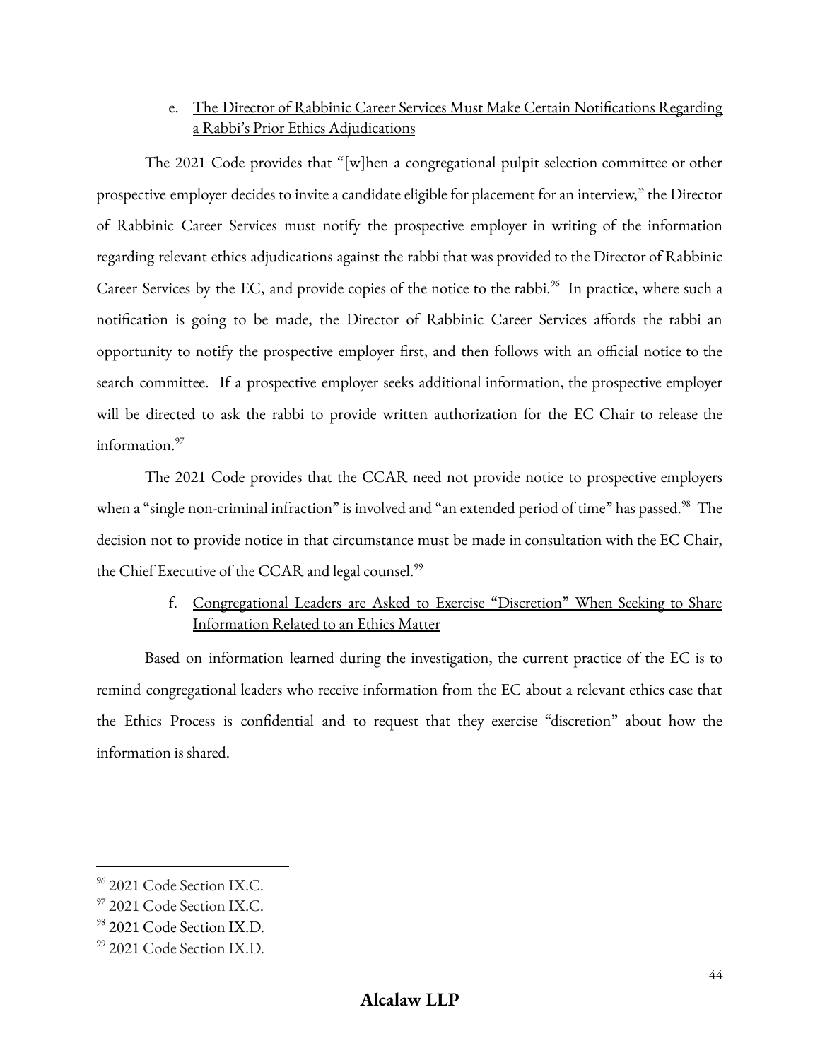e. <u>The Director of Rabbinic Career Services Must Make Certain Notifications Regarding a Rabbi's Prior Ethics Adjudications</u>

The 2021 Code provides that "[w]hen a congregational pulpit selection committee or other prospective employer decides to invite a candidate eligible for placement for an interview," the Director of Rabbinic Career Services must notify the prospective employer in writing of the information regarding relevant ethics adjudications against the rabbi that was provided to the Director of Rabbinic Career Services by the EC, and provide copies of the notice to the rabbi.[96] In practice, where such a notification is going to be made, the Director of Rabbinic Career Services affords the rabbi an opportunity to notify the prospective employer first, and then follows with an official notice to the search committee. If a prospective employer seeks additional information, the prospective employer will be directed to ask the rabbi to provide written authorization for the EC Chair to release the information.[97]

The 2021 Code provides that the CCAR need not provide notice to prospective employers when a "single non-criminal infraction" is involved and "an extended period of time" has passed.[98] The decision not to provide notice in that circumstance must be made in consultation with the EC Chair, the Chief Executive of the CCAR and legal counsel.[99]

f. <u>Congregational Leaders are Asked to Exercise "Discretion" When Seeking to Share Information Related to an Ethics Matter</u>

Based on information learned during the investigation, the current practice of the EC is to remind congregational leaders who receive information from the EC about a relevant ethics case that the Ethics Process is confidential and to request that they exercise "discretion" about how the information is shared.

---

[96] 2021 Code Section IX.C.

[97] 2021 Code Section IX.C.

[98] 2021 Code Section IX.D.

[99] 2021 Code Section IX.D.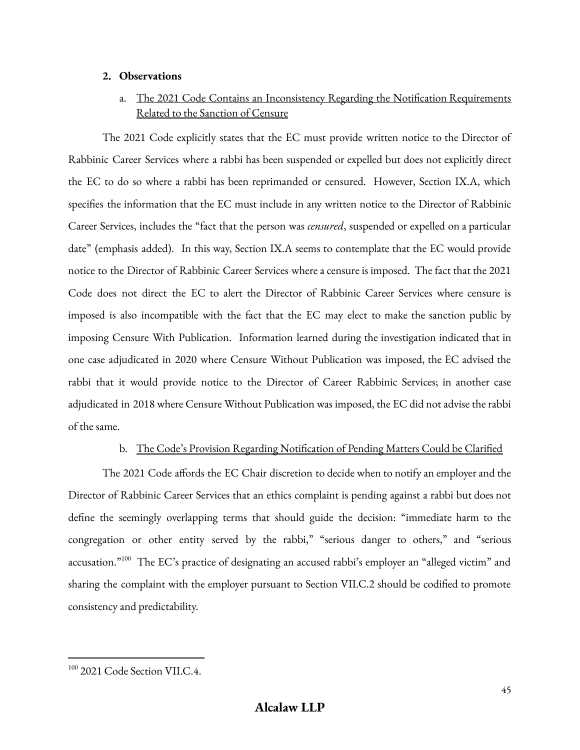## 2. Observations

### a. The 2021 Code Contains an Inconsistency Regarding the Notification Requirements Related to the Sanction of Censure

The 2021 Code explicitly states that the EC must provide written notice to the Director of Rabbinic Career Services where a rabbi has been suspended or expelled but does not explicitly direct the EC to do so where a rabbi has been reprimanded or censured. However, Section IX.A, which specifies the information that the EC must include in any written notice to the Director of Rabbinic Career Services, includes the "fact that the person was *censured*, suspended or expelled on a particular date" (emphasis added). In this way, Section IX.A seems to contemplate that the EC would provide notice to the Director of Rabbinic Career Services where a censure is imposed. The fact that the 2021 Code does not direct the EC to alert the Director of Rabbinic Career Services where censure is imposed is also incompatible with the fact that the EC may elect to make the sanction public by imposing Censure With Publication. Information learned during the investigation indicated that in one case adjudicated in 2020 where Censure Without Publication was imposed, the EC advised the rabbi that it would provide notice to the Director of Career Rabbinic Services; in another case adjudicated in 2018 where Censure Without Publication was imposed, the EC did not advise the rabbi of the same.

### b. The Code's Provision Regarding Notification of Pending Matters Could be Clarified

The 2021 Code affords the EC Chair discretion to decide when to notify an employer and the Director of Rabbinic Career Services that an ethics complaint is pending against a rabbi but does not define the seemingly overlapping terms that should guide the decision: "immediate harm to the congregation or other entity served by the rabbi," "serious danger to others," and "serious accusation."[100] The EC's practice of designating an accused rabbi's employer an "alleged victim" and sharing the complaint with the employer pursuant to Section VII.C.2 should be codified to promote consistency and predictability.

---

[100] 2021 Code Section VII.C.4.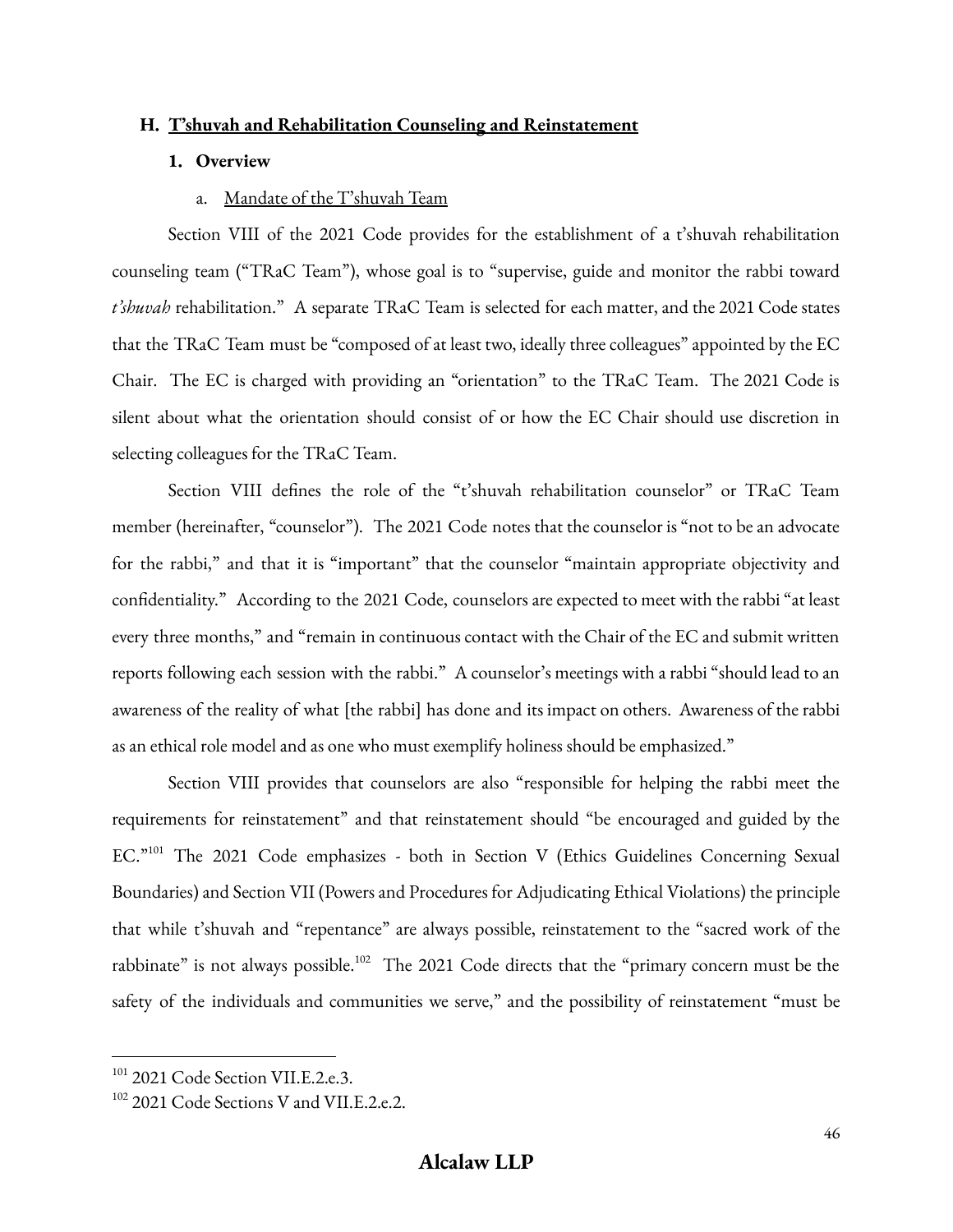## H. T'shuvah and Rehabilitation Counseling and Reinstatement

### 1. Overview

#### a. Mandate of the T'shuvah Team

Section VIII of the 2021 Code provides for the establishment of a t'shuvah rehabilitation counseling team ("TRaC Team"), whose goal is to "supervise, guide and monitor the rabbi toward *t'shuvah* rehabilitation." A separate TRaC Team is selected for each matter, and the 2021 Code states that the TRaC Team must be "composed of at least two, ideally three colleagues" appointed by the EC Chair. The EC is charged with providing an "orientation" to the TRaC Team. The 2021 Code is silent about what the orientation should consist of or how the EC Chair should use discretion in selecting colleagues for the TRaC Team.

Section VIII defines the role of the "t'shuvah rehabilitation counselor" or TRaC Team member (hereinafter, "counselor"). The 2021 Code notes that the counselor is "not to be an advocate for the rabbi," and that it is "important" that the counselor "maintain appropriate objectivity and confidentiality." According to the 2021 Code, counselors are expected to meet with the rabbi "at least every three months," and "remain in continuous contact with the Chair of the EC and submit written reports following each session with the rabbi." A counselor's meetings with a rabbi "should lead to an awareness of the reality of what [the rabbi] has done and its impact on others. Awareness of the rabbi as an ethical role model and as one who must exemplify holiness should be emphasized."

Section VIII provides that counselors are also "responsible for helping the rabbi meet the requirements for reinstatement" and that reinstatement should "be encouraged and guided by the EC."[101] The 2021 Code emphasizes - both in Section V (Ethics Guidelines Concerning Sexual Boundaries) and Section VII (Powers and Procedures for Adjudicating Ethical Violations) the principle that while t'shuvah and "repentance" are always possible, reinstatement to the "sacred work of the rabbinate" is not always possible.[102] The 2021 Code directs that the "primary concern must be the safety of the individuals and communities we serve," and the possibility of reinstatement "must be

---

[101] 2021 Code Section VII.E.2.e.3.

[102] 2021 Code Sections V and VII.E.2.e.2.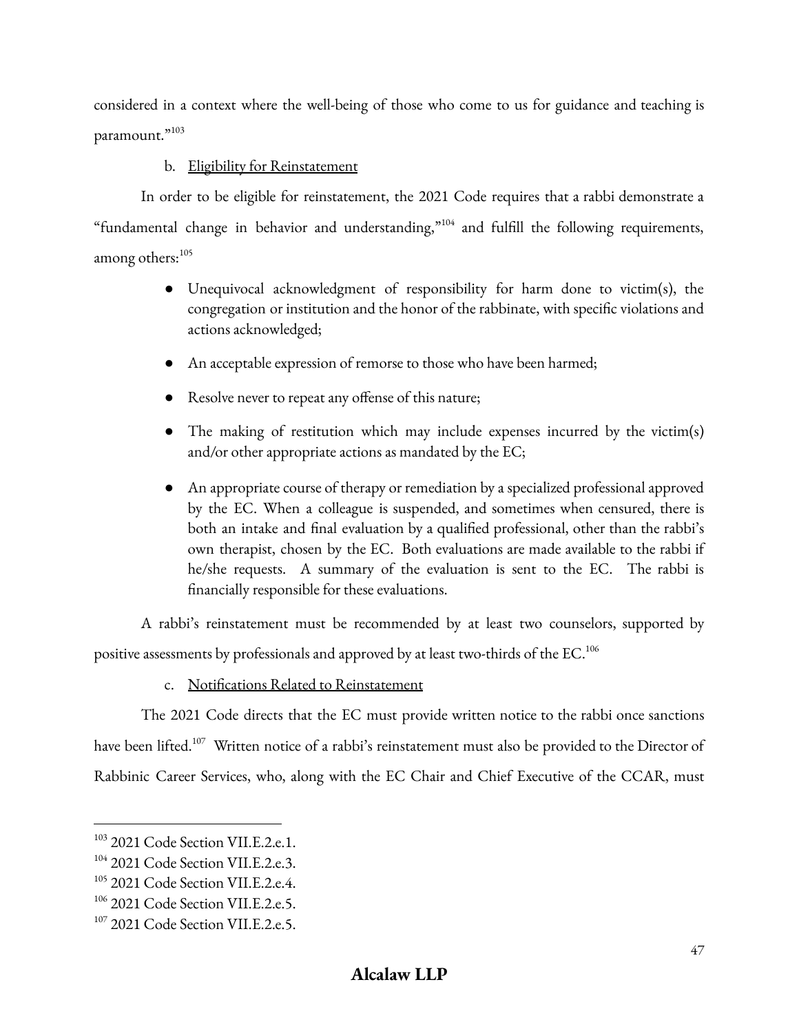considered in a context where the well-being of those who come to us for guidance and teaching is paramount."[103]

b. Eligibility for Reinstatement

In order to be eligible for reinstatement, the 2021 Code requires that a rabbi demonstrate a "fundamental change in behavior and understanding,"[104] and fulfill the following requirements, among others:[105]

- Unequivocal acknowledgment of responsibility for harm done to victim(s), the congregation or institution and the honor of the rabbinate, with specific violations and actions acknowledged;
- An acceptable expression of remorse to those who have been harmed;
- Resolve never to repeat any offense of this nature;
- The making of restitution which may include expenses incurred by the victim(s) and/or other appropriate actions as mandated by the EC;
- An appropriate course of therapy or remediation by a specialized professional approved by the EC. When a colleague is suspended, and sometimes when censured, there is both an intake and final evaluation by a qualified professional, other than the rabbi's own therapist, chosen by the EC. Both evaluations are made available to the rabbi if he/she requests. A summary of the evaluation is sent to the EC. The rabbi is financially responsible for these evaluations.

A rabbi's reinstatement must be recommended by at least two counselors, supported by positive assessments by professionals and approved by at least two-thirds of the EC.[106]

c. Notifications Related to Reinstatement

The 2021 Code directs that the EC must provide written notice to the rabbi once sanctions have been lifted.[107] Written notice of a rabbi's reinstatement must also be provided to the Director of Rabbinic Career Services, who, along with the EC Chair and Chief Executive of the CCAR, must

---

[103] 2021 Code Section VII.E.2.e.1.

[104] 2021 Code Section VII.E.2.e.3.

[105] 2021 Code Section VII.E.2.e.4.

[106] 2021 Code Section VII.E.2.e.5.

[107] 2021 Code Section VII.E.2.e.5.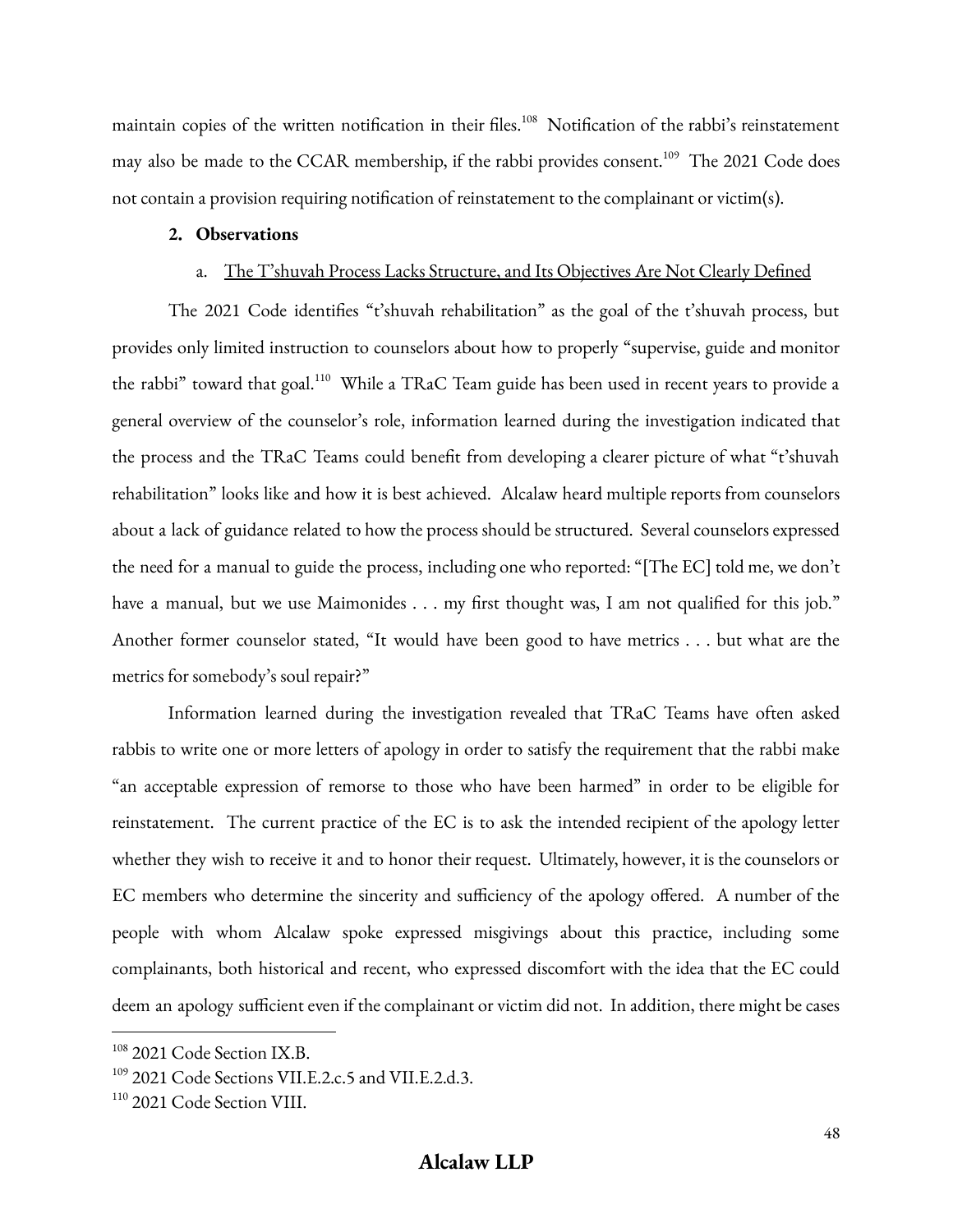maintain copies of the written notification in their files.[108] Notification of the rabbi's reinstatement may also be made to the CCAR membership, if the rabbi provides consent.[109] The 2021 Code does not contain a provision requiring notification of reinstatement to the complainant or victim(s).

### 2. Observations

#### a. The T'shuvah Process Lacks Structure, and Its Objectives Are Not Clearly Defined

The 2021 Code identifies "t'shuvah rehabilitation" as the goal of the t'shuvah process, but provides only limited instruction to counselors about how to properly "supervise, guide and monitor the rabbi" toward that goal.[110] While a TRaC Team guide has been used in recent years to provide a general overview of the counselor's role, information learned during the investigation indicated that the process and the TRaC Teams could benefit from developing a clearer picture of what "t'shuvah rehabilitation" looks like and how it is best achieved. Alcalaw heard multiple reports from counselors about a lack of guidance related to how the process should be structured. Several counselors expressed the need for a manual to guide the process, including one who reported: "[The EC] told me, we don't have a manual, but we use Maimonides . . . my first thought was, I am not qualified for this job." Another former counselor stated, "It would have been good to have metrics . . . but what are the metrics for somebody's soul repair?"

Information learned during the investigation revealed that TRaC Teams have often asked rabbis to write one or more letters of apology in order to satisfy the requirement that the rabbi make "an acceptable expression of remorse to those who have been harmed" in order to be eligible for reinstatement. The current practice of the EC is to ask the intended recipient of the apology letter whether they wish to receive it and to honor their request. Ultimately, however, it is the counselors or EC members who determine the sincerity and sufficiency of the apology offered. A number of the people with whom Alcalaw spoke expressed misgivings about this practice, including some complainants, both historical and recent, who expressed discomfort with the idea that the EC could deem an apology sufficient even if the complainant or victim did not. In addition, there might be cases

---

[108] 2021 Code Section IX.B.

[109] 2021 Code Sections VII.E.2.c.5 and VII.E.2.d.3.

[110] 2021 Code Section VIII.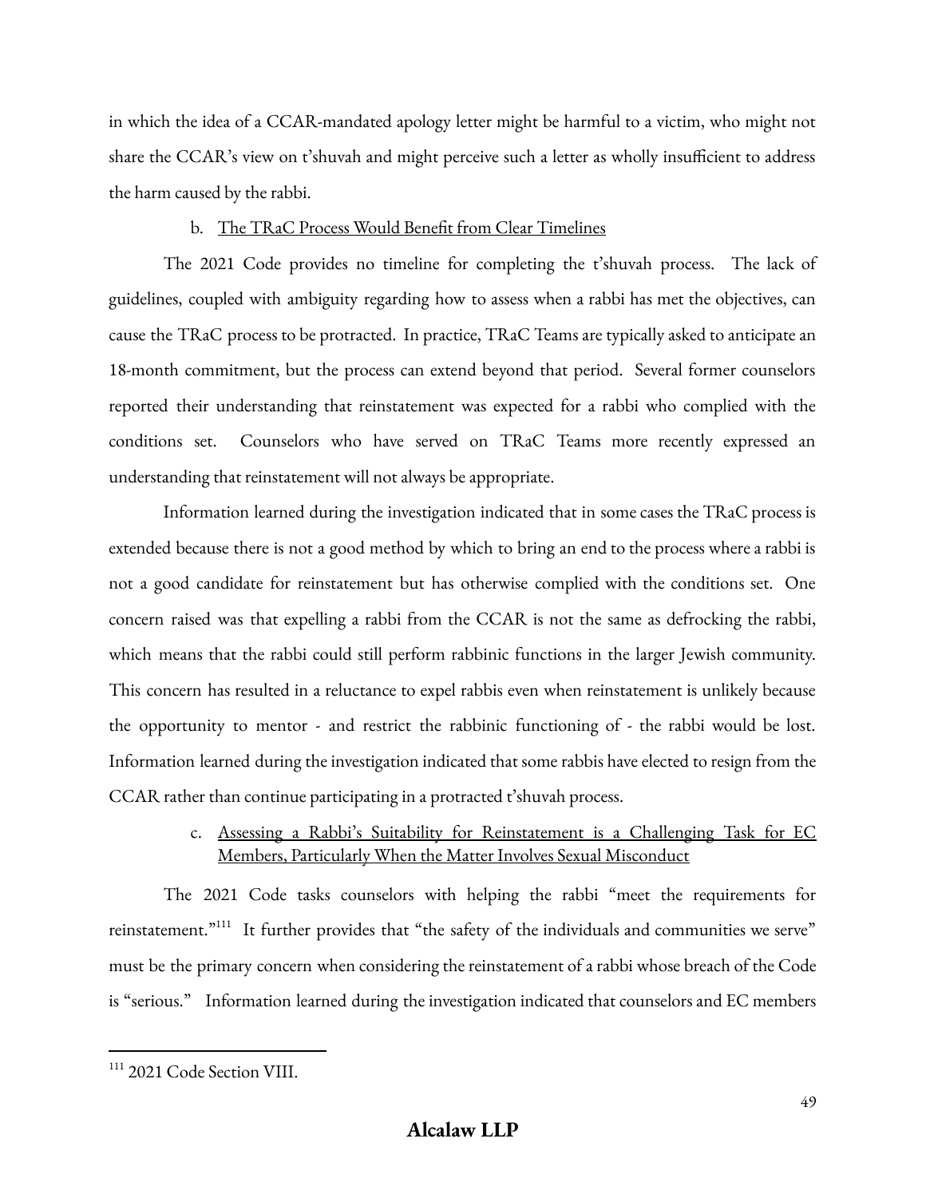in which the idea of a CCAR-mandated apology letter might be harmful to a victim, who might not share the CCAR's view on t'shuvah and might perceive such a letter as wholly insufficient to address the harm caused by the rabbi.

b. The TRaC Process Would Benefit from Clear Timelines

The 2021 Code provides no timeline for completing the t'shuvah process. The lack of guidelines, coupled with ambiguity regarding how to assess when a rabbi has met the objectives, can cause the TRaC process to be protracted. In practice, TRaC Teams are typically asked to anticipate an 18-month commitment, but the process can extend beyond that period. Several former counselors reported their understanding that reinstatement was expected for a rabbi who complied with the conditions set. Counselors who have served on TRaC Teams more recently expressed an understanding that reinstatement will not always be appropriate.

Information learned during the investigation indicated that in some cases the TRaC process is extended because there is not a good method by which to bring an end to the process where a rabbi is not a good candidate for reinstatement but has otherwise complied with the conditions set. One concern raised was that expelling a rabbi from the CCAR is not the same as defrocking the rabbi, which means that the rabbi could still perform rabbinic functions in the larger Jewish community. This concern has resulted in a reluctance to expel rabbis even when reinstatement is unlikely because the opportunity to mentor - and restrict the rabbinic functioning of - the rabbi would be lost. Information learned during the investigation indicated that some rabbis have elected to resign from the CCAR rather than continue participating in a protracted t'shuvah process.

c. Assessing a Rabbi's Suitability for Reinstatement is a Challenging Task for EC Members, Particularly When the Matter Involves Sexual Misconduct

The 2021 Code tasks counselors with helping the rabbi "meet the requirements for reinstatement."[111] It further provides that "the safety of the individuals and communities we serve" must be the primary concern when considering the reinstatement of a rabbi whose breach of the Code is "serious." Information learned during the investigation indicated that counselors and EC members

[111] 2021 Code Section VIII.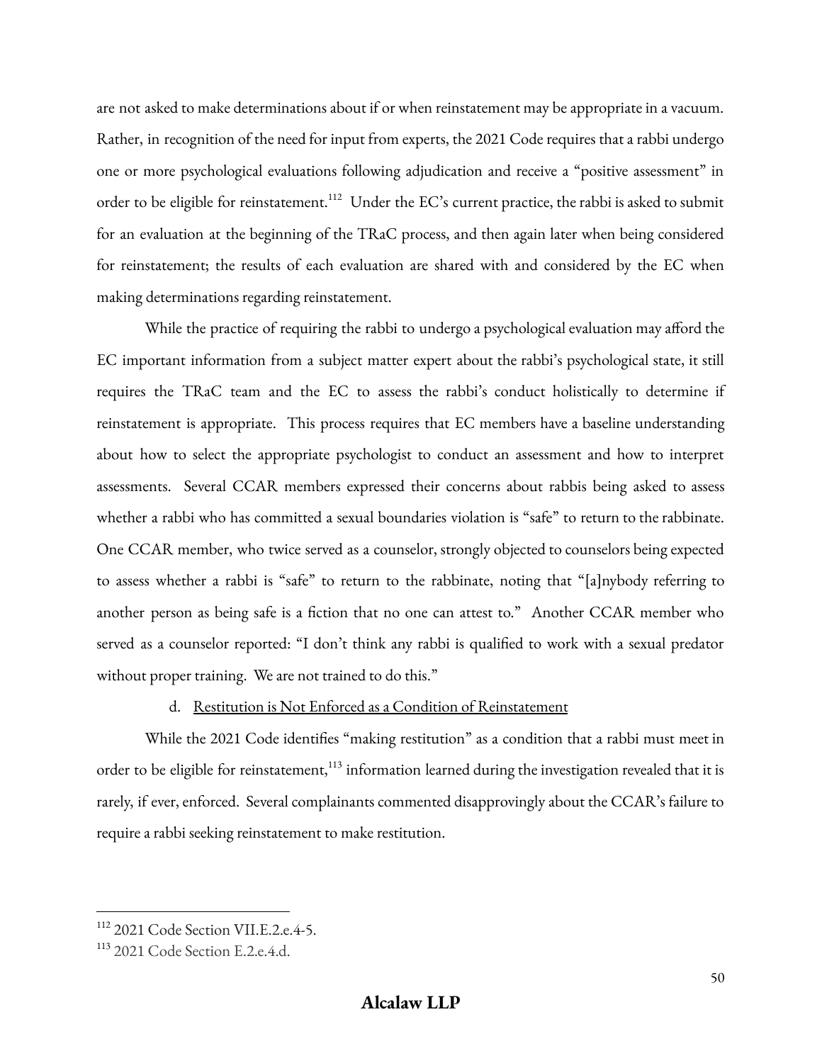are not asked to make determinations about if or when reinstatement may be appropriate in a vacuum. Rather, in recognition of the need for input from experts, the 2021 Code requires that a rabbi undergo one or more psychological evaluations following adjudication and receive a "positive assessment" in order to be eligible for reinstatement.[112] Under the EC's current practice, the rabbi is asked to submit for an evaluation at the beginning of the TRaC process, and then again later when being considered for reinstatement; the results of each evaluation are shared with and considered by the EC when making determinations regarding reinstatement.

While the practice of requiring the rabbi to undergo a psychological evaluation may afford the EC important information from a subject matter expert about the rabbi's psychological state, it still requires the TRaC team and the EC to assess the rabbi's conduct holistically to determine if reinstatement is appropriate. This process requires that EC members have a baseline understanding about how to select the appropriate psychologist to conduct an assessment and how to interpret assessments. Several CCAR members expressed their concerns about rabbis being asked to assess whether a rabbi who has committed a sexual boundaries violation is "safe" to return to the rabbinate. One CCAR member, who twice served as a counselor, strongly objected to counselors being expected to assess whether a rabbi is "safe" to return to the rabbinate, noting that "[a]nybody referring to another person as being safe is a fiction that no one can attest to." Another CCAR member who served as a counselor reported: "I don't think any rabbi is qualified to work with a sexual predator without proper training. We are not trained to do this."

d. <u>Restitution is Not Enforced as a Condition of Reinstatement</u>

While the 2021 Code identifies "making restitution" as a condition that a rabbi must meet in order to be eligible for reinstatement,[113] information learned during the investigation revealed that it is rarely, if ever, enforced. Several complainants commented disapprovingly about the CCAR's failure to require a rabbi seeking reinstatement to make restitution.

---

[112] 2021 Code Section VII.E.2.e.4-5.

[113] 2021 Code Section E.2.e.4.d.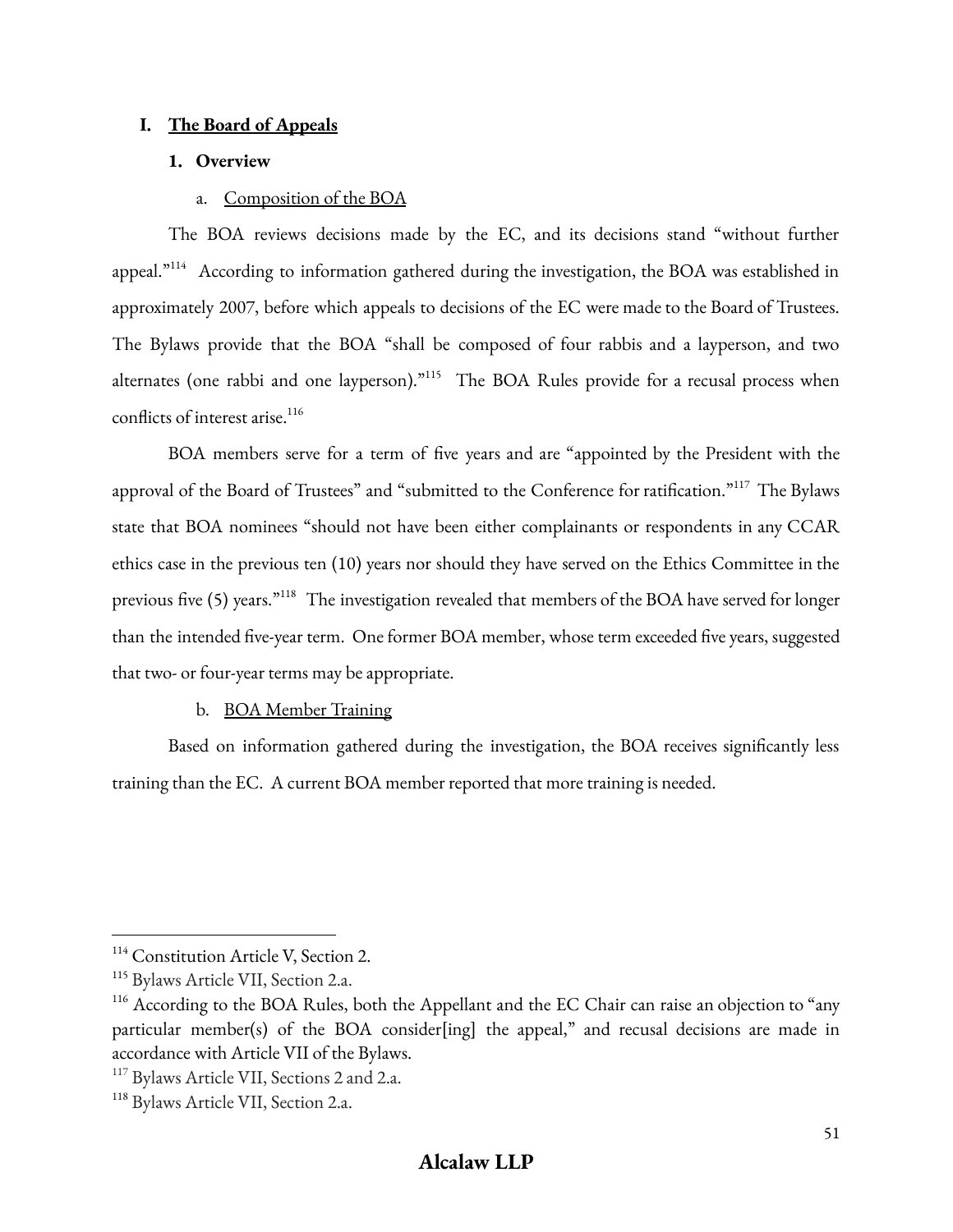# I. The Board of Appeals

## 1. Overview

### a. Composition of the BOA

The BOA reviews decisions made by the EC, and its decisions stand "without further appeal."[114] According to information gathered during the investigation, the BOA was established in approximately 2007, before which appeals to decisions of the EC were made to the Board of Trustees. The Bylaws provide that the BOA "shall be composed of four rabbis and a layperson, and two alternates (one rabbi and one layperson)."[115] The BOA Rules provide for a recusal process when conflicts of interest arise.[116]

BOA members serve for a term of five years and are "appointed by the President with the approval of the Board of Trustees" and "submitted to the Conference for ratification."[117] The Bylaws state that BOA nominees "should not have been either complainants or respondents in any CCAR ethics case in the previous ten (10) years nor should they have served on the Ethics Committee in the previous five (5) years."[118] The investigation revealed that members of the BOA have served for longer than the intended five-year term. One former BOA member, whose term exceeded five years, suggested that two- or four-year terms may be appropriate.

### b. BOA Member Training

Based on information gathered during the investigation, the BOA receives significantly less training than the EC. A current BOA member reported that more training is needed.

---

[114] Constitution Article V, Section 2.

[115] Bylaws Article VII, Section 2.a.

[116] According to the BOA Rules, both the Appellant and the EC Chair can raise an objection to "any particular member(s) of the BOA consider[ing] the appeal," and recusal decisions are made in accordance with Article VII of the Bylaws.

[117] Bylaws Article VII, Sections 2 and 2.a.

[118] Bylaws Article VII, Section 2.a.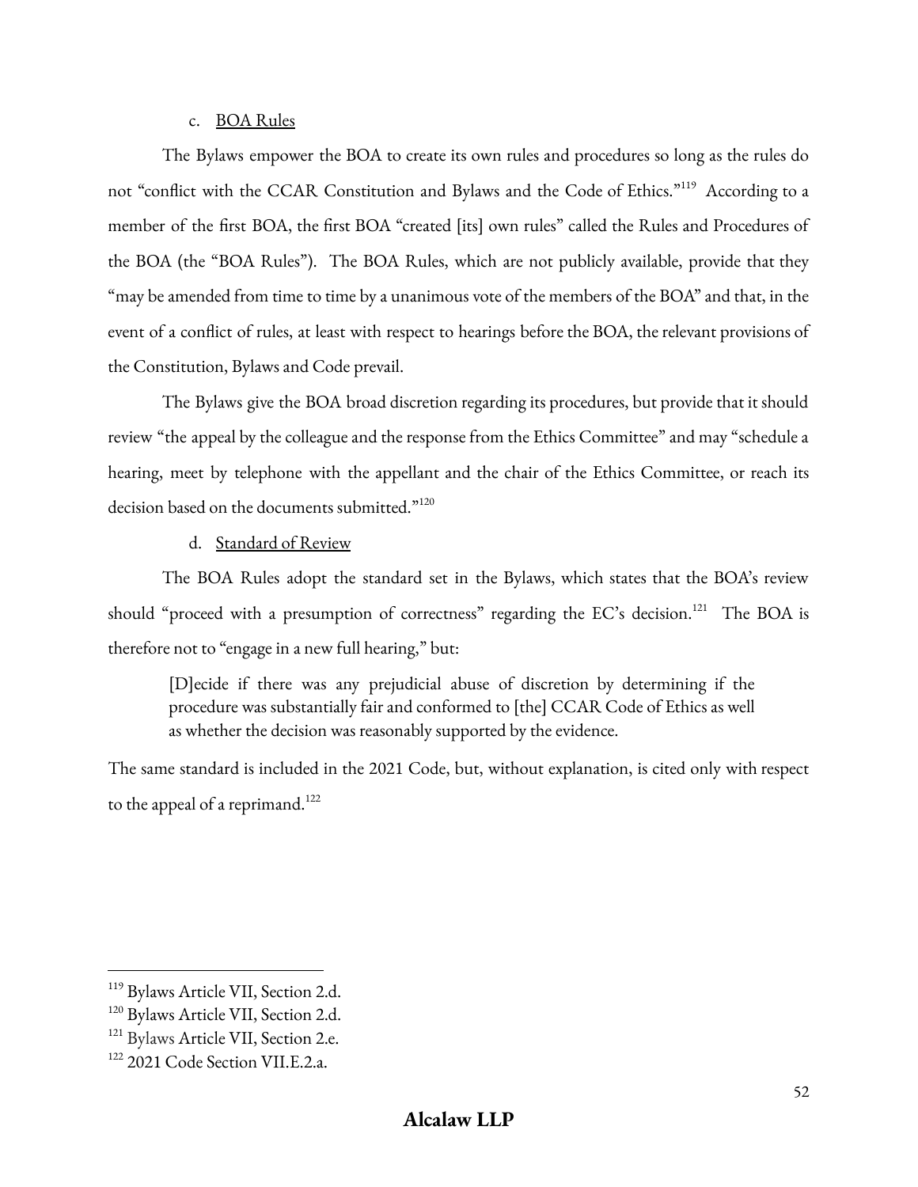c. <u>BOA Rules</u>

The Bylaws empower the BOA to create its own rules and procedures so long as the rules do not "conflict with the CCAR Constitution and Bylaws and the Code of Ethics."[119] According to a member of the first BOA, the first BOA "created [its] own rules" called the Rules and Procedures of the BOA (the "BOA Rules"). The BOA Rules, which are not publicly available, provide that they "may be amended from time to time by a unanimous vote of the members of the BOA" and that, in the event of a conflict of rules, at least with respect to hearings before the BOA, the relevant provisions of the Constitution, Bylaws and Code prevail.

The Bylaws give the BOA broad discretion regarding its procedures, but provide that it should review "the appeal by the colleague and the response from the Ethics Committee" and may "schedule a hearing, meet by telephone with the appellant and the chair of the Ethics Committee, or reach its decision based on the documents submitted."[120]

d. <u>Standard of Review</u>

The BOA Rules adopt the standard set in the Bylaws, which states that the BOA's review should "proceed with a presumption of correctness" regarding the EC's decision.[121] The BOA is therefore not to "engage in a new full hearing," but:

> [D]ecide if there was any prejudicial abuse of discretion by determining if the procedure was substantially fair and conformed to [the] CCAR Code of Ethics as well as whether the decision was reasonably supported by the evidence.

The same standard is included in the 2021 Code, but, without explanation, is cited only with respect to the appeal of a reprimand.[122]

---

[119] Bylaws Article VII, Section 2.d.

[120] Bylaws Article VII, Section 2.d.

[121] Bylaws Article VII, Section 2.e.

[122] 2021 Code Section VII.E.2.a.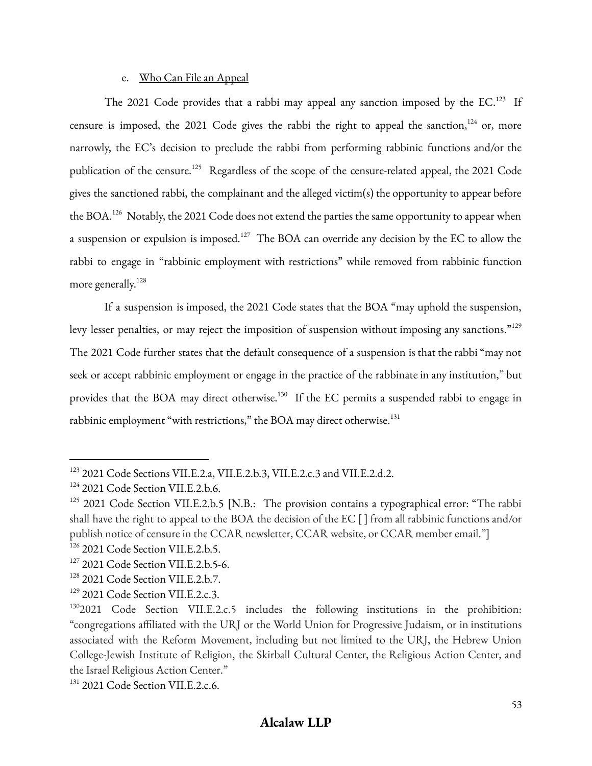e. Who Can File an Appeal

The 2021 Code provides that a rabbi may appeal any sanction imposed by the EC.[123] If censure is imposed, the 2021 Code gives the rabbi the right to appeal the sanction,[124] or, more narrowly, the EC's decision to preclude the rabbi from performing rabbinic functions and/or the publication of the censure.[125] Regardless of the scope of the censure-related appeal, the 2021 Code gives the sanctioned rabbi, the complainant and the alleged victim(s) the opportunity to appear before the BOA.[126] Notably, the 2021 Code does not extend the parties the same opportunity to appear when a suspension or expulsion is imposed.[127] The BOA can override any decision by the EC to allow the rabbi to engage in "rabbinic employment with restrictions" while removed from rabbinic function more generally.[128]

If a suspension is imposed, the 2021 Code states that the BOA "may uphold the suspension, levy lesser penalties, or may reject the imposition of suspension without imposing any sanctions."[129] The 2021 Code further states that the default consequence of a suspension is that the rabbi "may not seek or accept rabbinic employment or engage in the practice of the rabbinate in any institution," but provides that the BOA may direct otherwise.[130] If the EC permits a suspended rabbi to engage in rabbinic employment "with restrictions," the BOA may direct otherwise.[131]

---

[123] 2021 Code Sections VII.E.2.a, VII.E.2.b.3, VII.E.2.c.3 and VII.E.2.d.2.

[124] 2021 Code Section VII.E.2.b.6.

[125] 2021 Code Section VII.E.2.b.5 [N.B.: The provision contains a typographical error: "The rabbi shall have the right to appeal to the BOA the decision of the EC [ ] from all rabbinic functions and/or publish notice of censure in the CCAR newsletter, CCAR website, or CCAR member email."]

[126] 2021 Code Section VII.E.2.b.5.

[127] 2021 Code Section VII.E.2.b.5-6.

[128] 2021 Code Section VII.E.2.b.7.

[129] 2021 Code Section VII.E.2.c.3.

[130] 2021 Code Section VII.E.2.c.5 includes the following institutions in the prohibition: "congregations affiliated with the URJ or the World Union for Progressive Judaism, or in institutions associated with the Reform Movement, including but not limited to the URJ, the Hebrew Union College-Jewish Institute of Religion, the Skirball Cultural Center, the Religious Action Center, and the Israel Religious Action Center."

[131] 2021 Code Section VII.E.2.c.6.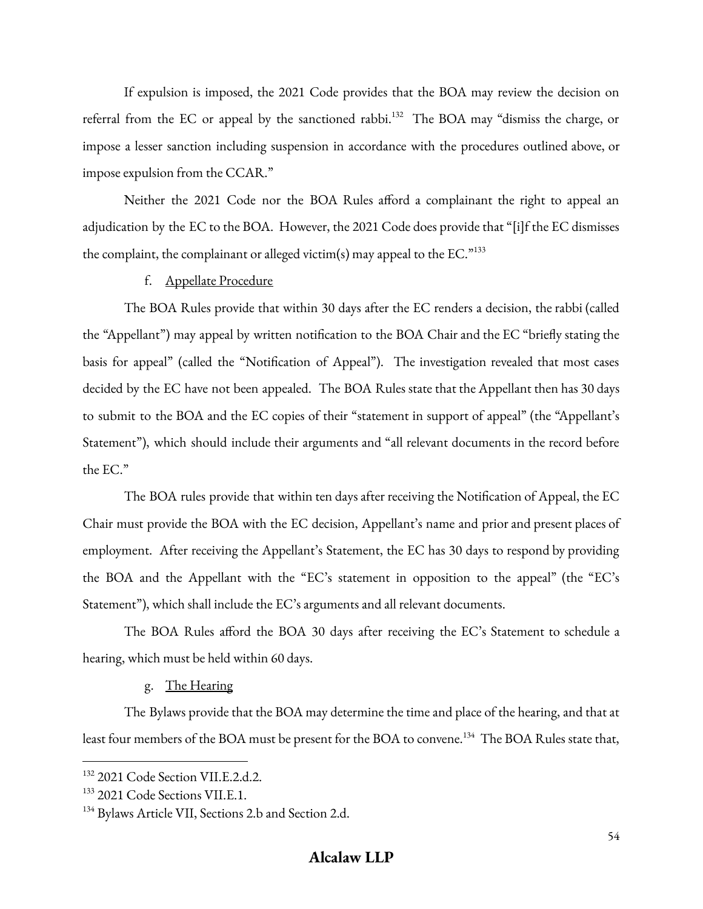If expulsion is imposed, the 2021 Code provides that the BOA may review the decision on referral from the EC or appeal by the sanctioned rabbi.[132] The BOA may "dismiss the charge, or impose a lesser sanction including suspension in accordance with the procedures outlined above, or impose expulsion from the CCAR."

Neither the 2021 Code nor the BOA Rules afford a complainant the right to appeal an adjudication by the EC to the BOA. However, the 2021 Code does provide that "[i]f the EC dismisses the complaint, the complainant or alleged victim(s) may appeal to the EC."[133]

f. Appellate Procedure

The BOA Rules provide that within 30 days after the EC renders a decision, the rabbi (called the "Appellant") may appeal by written notification to the BOA Chair and the EC "briefly stating the basis for appeal" (called the "Notification of Appeal"). The investigation revealed that most cases decided by the EC have not been appealed. The BOA Rules state that the Appellant then has 30 days to submit to the BOA and the EC copies of their "statement in support of appeal" (the "Appellant's Statement"), which should include their arguments and "all relevant documents in the record before the EC."

The BOA rules provide that within ten days after receiving the Notification of Appeal, the EC Chair must provide the BOA with the EC decision, Appellant's name and prior and present places of employment. After receiving the Appellant's Statement, the EC has 30 days to respond by providing the BOA and the Appellant with the "EC's statement in opposition to the appeal" (the "EC's Statement"), which shall include the EC's arguments and all relevant documents.

The BOA Rules afford the BOA 30 days after receiving the EC's Statement to schedule a hearing, which must be held within 60 days.

g. The Hearing

The Bylaws provide that the BOA may determine the time and place of the hearing, and that at least four members of the BOA must be present for the BOA to convene.[134] The BOA Rules state that,

---

[132] 2021 Code Section VII.E.2.d.2.

[133] 2021 Code Sections VII.E.1.

[134] Bylaws Article VII, Sections 2.b and Section 2.d.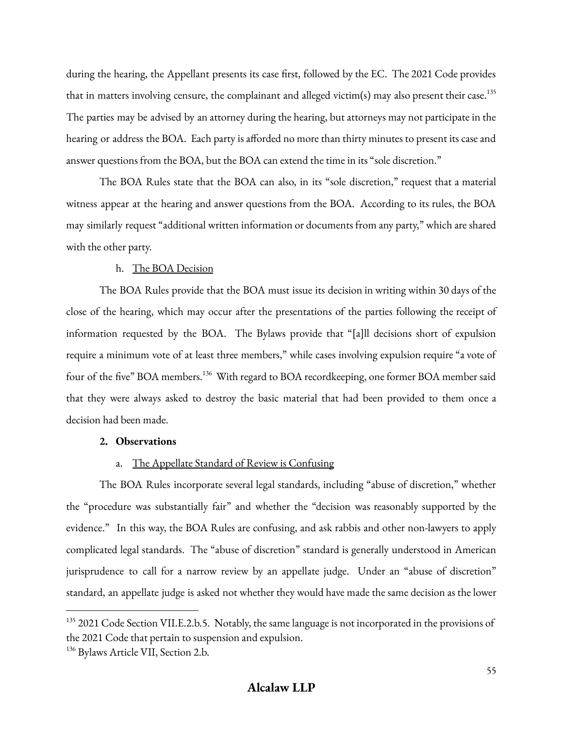during the hearing, the Appellant presents its case first, followed by the EC. The 2021 Code provides that in matters involving censure, the complainant and alleged victim(s) may also present their case.[135] The parties may be advised by an attorney during the hearing, but attorneys may not participate in the hearing or address the BOA. Each party is afforded no more than thirty minutes to present its case and answer questions from the BOA, but the BOA can extend the time in its "sole discretion."

The BOA Rules state that the BOA can also, in its "sole discretion," request that a material witness appear at the hearing and answer questions from the BOA. According to its rules, the BOA may similarly request "additional written information or documents from any party," which are shared with the other party.

h. The BOA Decision

The BOA Rules provide that the BOA must issue its decision in writing within 30 days of the close of the hearing, which may occur after the presentations of the parties following the receipt of information requested by the BOA. The Bylaws provide that "[a]ll decisions short of expulsion require a minimum vote of at least three members," while cases involving expulsion require "a vote of four of the five" BOA members.[136] With regard to BOA recordkeeping, one former BOA member said that they were always asked to destroy the basic material that had been provided to them once a decision had been made.

**2. Observations**

a. The Appellate Standard of Review is Confusing

The BOA Rules incorporate several legal standards, including "abuse of discretion," whether the "procedure was substantially fair" and whether the "decision was reasonably supported by the evidence." In this way, the BOA Rules are confusing, and ask rabbis and other non-lawyers to apply complicated legal standards. The "abuse of discretion" standard is generally understood in American jurisprudence to call for a narrow review by an appellate judge. Under an "abuse of discretion" standard, an appellate judge is asked not whether they would have made the same decision as the lower

---

[135] 2021 Code Section VII.E.2.b.5. Notably, the same language is not incorporated in the provisions of the 2021 Code that pertain to suspension and expulsion.

[136] Bylaws Article VII, Section 2.b.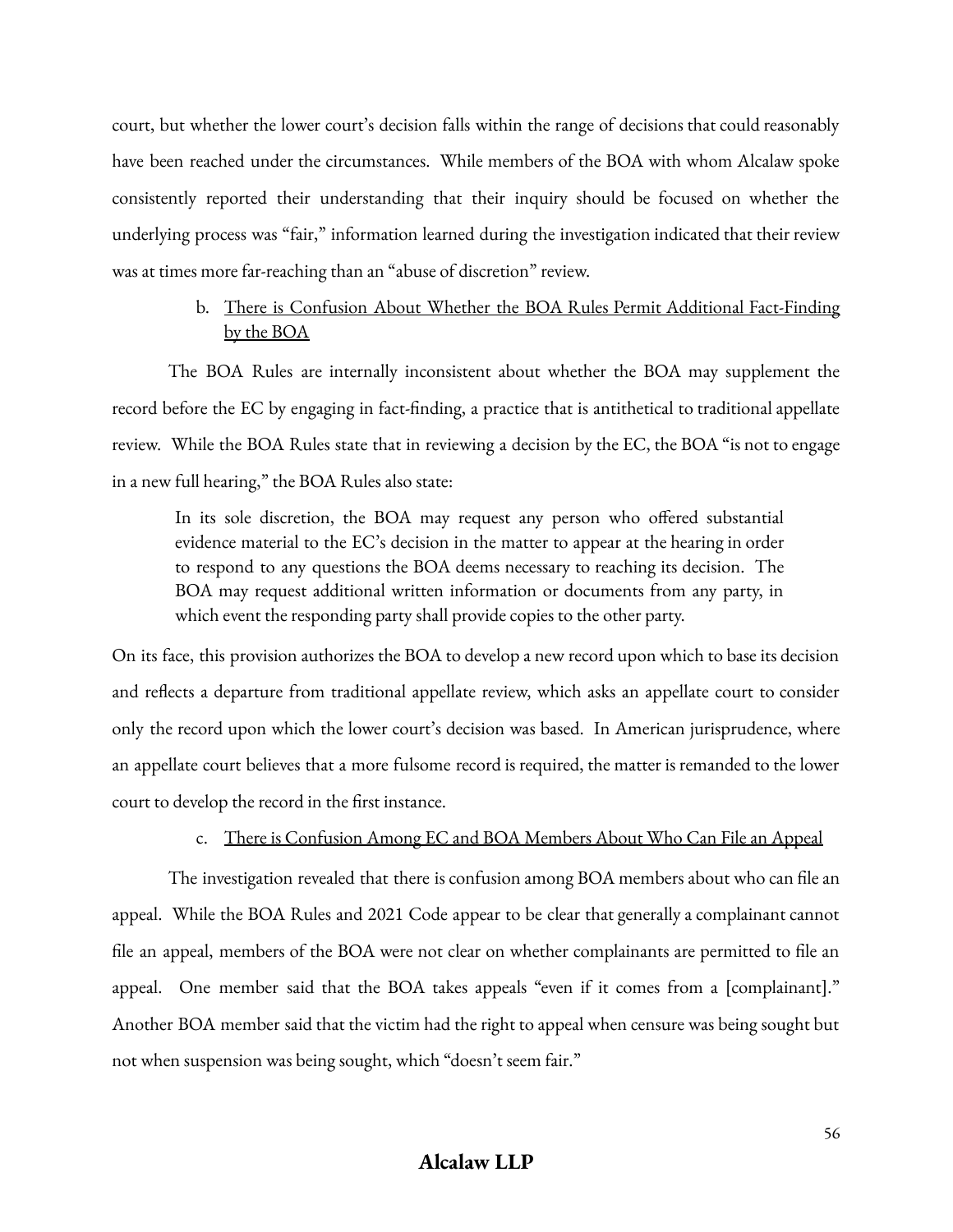court, but whether the lower court's decision falls within the range of decisions that could reasonably have been reached under the circumstances. While members of the BOA with whom Alcalaw spoke consistently reported their understanding that their inquiry should be focused on whether the underlying process was "fair," information learned during the investigation indicated that their review was at times more far-reaching than an "abuse of discretion" review.

b. <u>There is Confusion About Whether the BOA Rules Permit Additional Fact-Finding by the BOA</u>

The BOA Rules are internally inconsistent about whether the BOA may supplement the record before the EC by engaging in fact-finding, a practice that is antithetical to traditional appellate review. While the BOA Rules state that in reviewing a decision by the EC, the BOA "is not to engage in a new full hearing," the BOA Rules also state:

> In its sole discretion, the BOA may request any person who offered substantial evidence material to the EC's decision in the matter to appear at the hearing in order to respond to any questions the BOA deems necessary to reaching its decision. The BOA may request additional written information or documents from any party, in which event the responding party shall provide copies to the other party.

On its face, this provision authorizes the BOA to develop a new record upon which to base its decision and reflects a departure from traditional appellate review, which asks an appellate court to consider only the record upon which the lower court's decision was based. In American jurisprudence, where an appellate court believes that a more fulsome record is required, the matter is remanded to the lower court to develop the record in the first instance.

c. <u>There is Confusion Among EC and BOA Members About Who Can File an Appeal</u>

The investigation revealed that there is confusion among BOA members about who can file an appeal. While the BOA Rules and 2021 Code appear to be clear that generally a complainant cannot file an appeal, members of the BOA were not clear on whether complainants are permitted to file an appeal. One member said that the BOA takes appeals "even if it comes from a [complainant]." Another BOA member said that the victim had the right to appeal when censure was being sought but not when suspension was being sought, which "doesn't seem fair."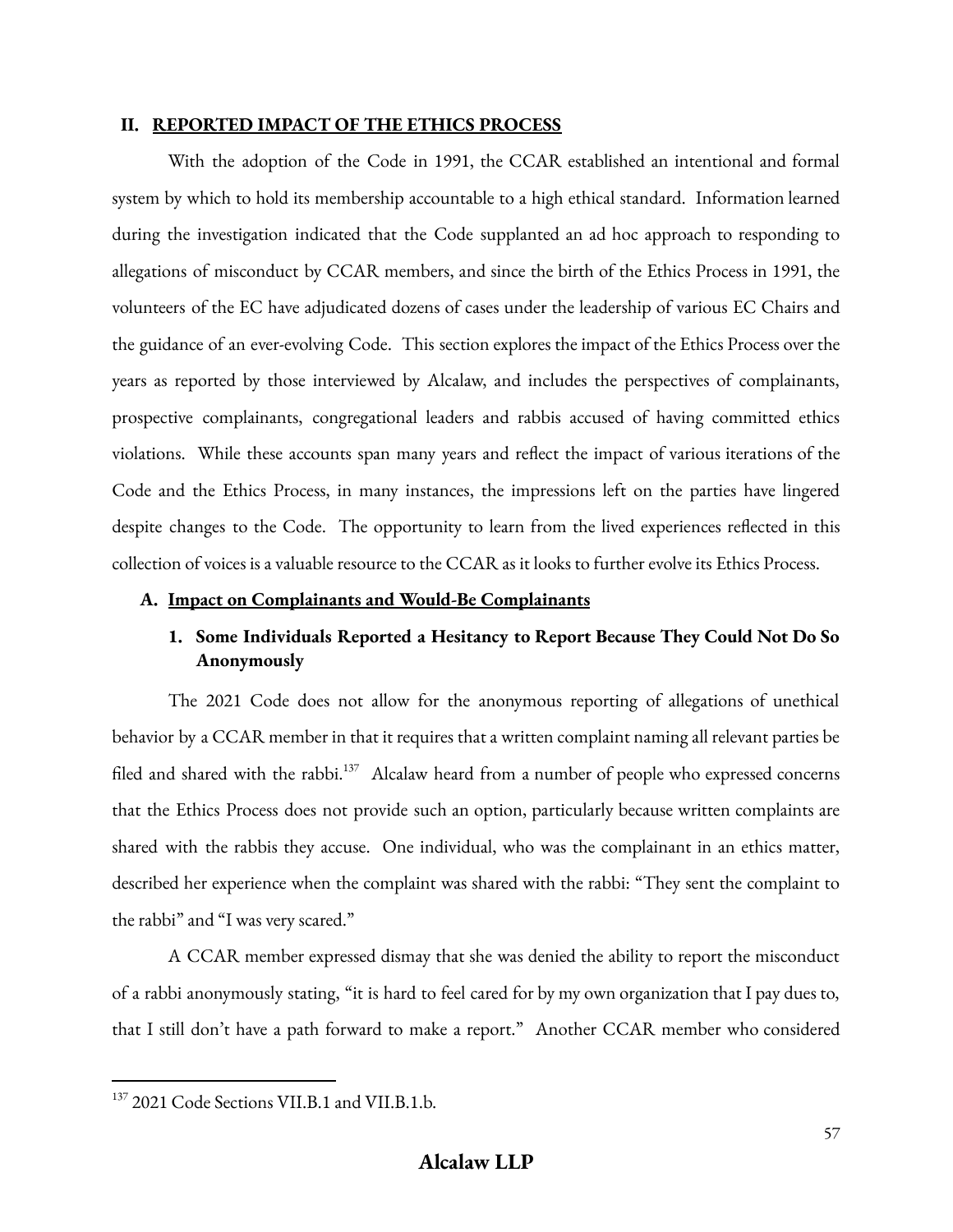## II. REPORTED IMPACT OF THE ETHICS PROCESS

With the adoption of the Code in 1991, the CCAR established an intentional and formal system by which to hold its membership accountable to a high ethical standard. Information learned during the investigation indicated that the Code supplanted an ad hoc approach to responding to allegations of misconduct by CCAR members, and since the birth of the Ethics Process in 1991, the volunteers of the EC have adjudicated dozens of cases under the leadership of various EC Chairs and the guidance of an ever-evolving Code. This section explores the impact of the Ethics Process over the years as reported by those interviewed by Alcalaw, and includes the perspectives of complainants, prospective complainants, congregational leaders and rabbis accused of having committed ethics violations. While these accounts span many years and reflect the impact of various iterations of the Code and the Ethics Process, in many instances, the impressions left on the parties have lingered despite changes to the Code. The opportunity to learn from the lived experiences reflected in this collection of voices is a valuable resource to the CCAR as it looks to further evolve its Ethics Process.

### A. Impact on Complainants and Would-Be Complainants

#### 1. Some Individuals Reported a Hesitancy to Report Because They Could Not Do So Anonymously

The 2021 Code does not allow for the anonymous reporting of allegations of unethical behavior by a CCAR member in that it requires that a written complaint naming all relevant parties be filed and shared with the rabbi.[137] Alcalaw heard from a number of people who expressed concerns that the Ethics Process does not provide such an option, particularly because written complaints are shared with the rabbis they accuse. One individual, who was the complainant in an ethics matter, described her experience when the complaint was shared with the rabbi: "They sent the complaint to the rabbi" and "I was very scared."

A CCAR member expressed dismay that she was denied the ability to report the misconduct of a rabbi anonymously stating, "it is hard to feel cared for by my own organization that I pay dues to, that I still don't have a path forward to make a report." Another CCAR member who considered

[137] 2021 Code Sections VII.B.1 and VII.B.1.b.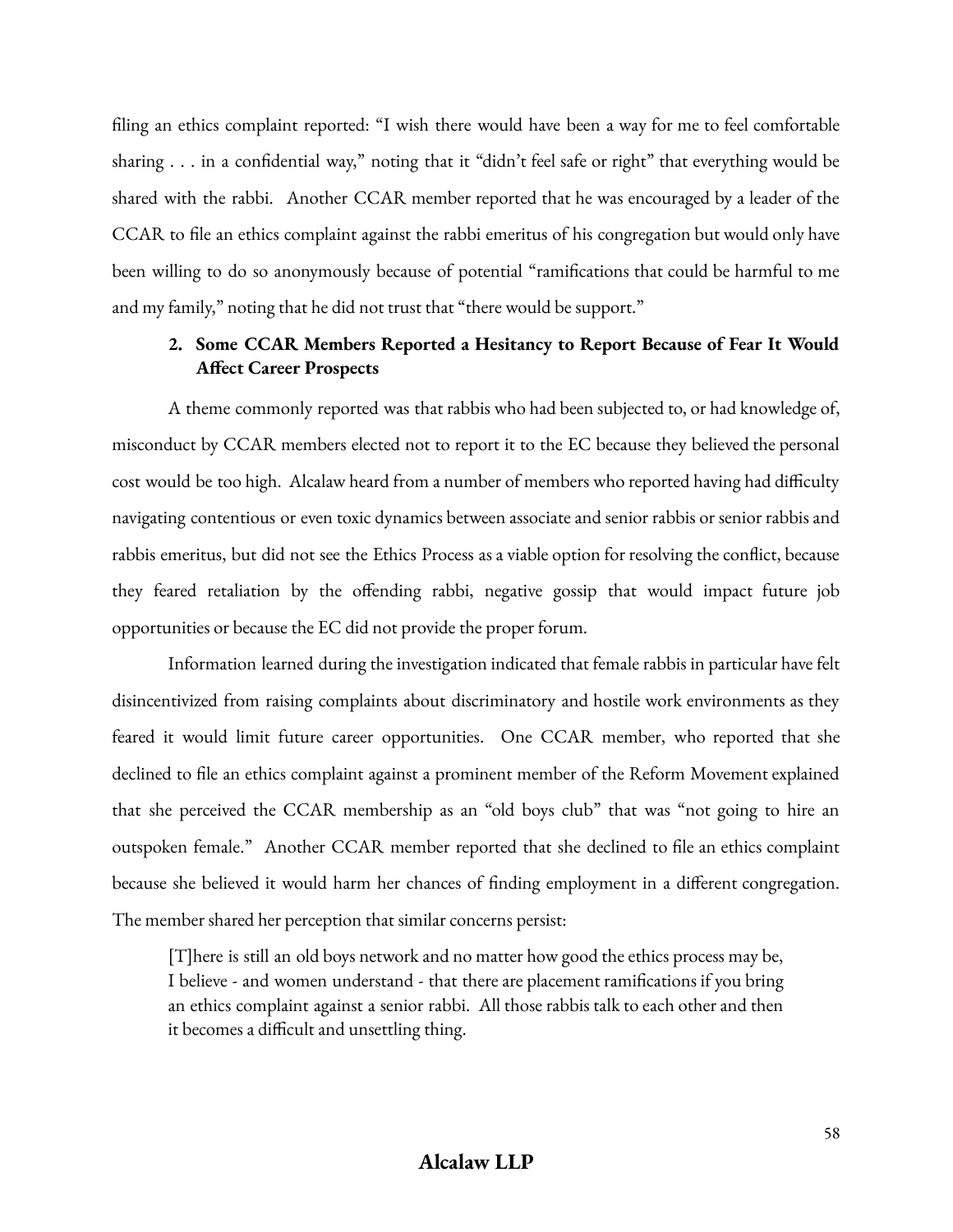filing an ethics complaint reported: "I wish there would have been a way for me to feel comfortable sharing . . . in a confidential way," noting that it "didn't feel safe or right" that everything would be shared with the rabbi. Another CCAR member reported that he was encouraged by a leader of the CCAR to file an ethics complaint against the rabbi emeritus of his congregation but would only have been willing to do so anonymously because of potential "ramifications that could be harmful to me and my family," noting that he did not trust that "there would be support."

**2. Some CCAR Members Reported a Hesitancy to Report Because of Fear It Would Affect Career Prospects**

A theme commonly reported was that rabbis who had been subjected to, or had knowledge of, misconduct by CCAR members elected not to report it to the EC because they believed the personal cost would be too high. Alcalaw heard from a number of members who reported having had difficulty navigating contentious or even toxic dynamics between associate and senior rabbis or senior rabbis and rabbis emeritus, but did not see the Ethics Process as a viable option for resolving the conflict, because they feared retaliation by the offending rabbi, negative gossip that would impact future job opportunities or because the EC did not provide the proper forum.

Information learned during the investigation indicated that female rabbis in particular have felt disincentivized from raising complaints about discriminatory and hostile work environments as they feared it would limit future career opportunities. One CCAR member, who reported that she declined to file an ethics complaint against a prominent member of the Reform Movement explained that she perceived the CCAR membership as an "old boys club" that was "not going to hire an outspoken female." Another CCAR member reported that she declined to file an ethics complaint because she believed it would harm her chances of finding employment in a different congregation. The member shared her perception that similar concerns persist:

> [T]here is still an old boys network and no matter how good the ethics process may be, I believe - and women understand - that there are placement ramifications if you bring an ethics complaint against a senior rabbi. All those rabbis talk to each other and then it becomes a difficult and unsettling thing.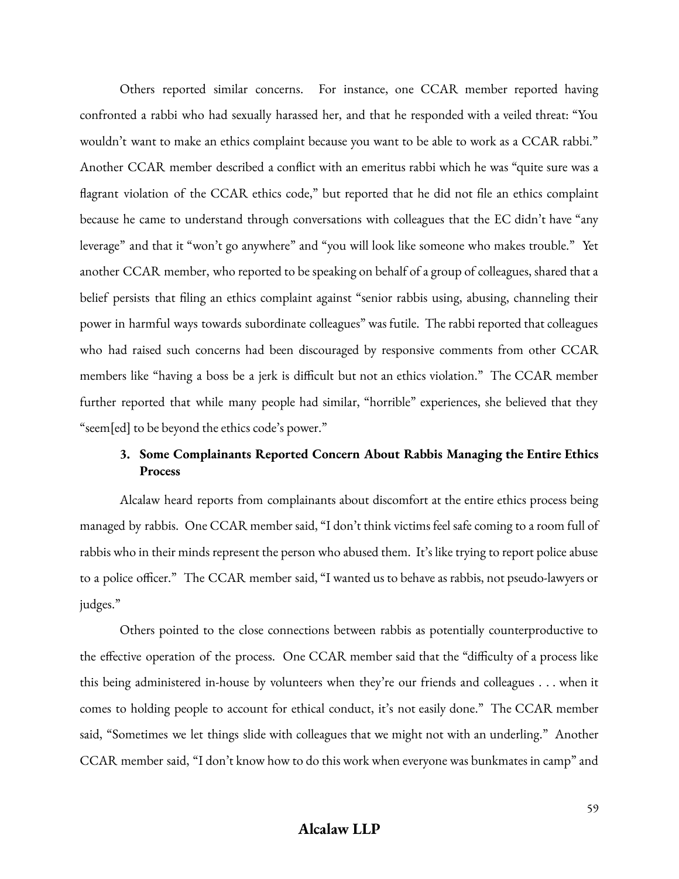Others reported similar concerns. For instance, one CCAR member reported having confronted a rabbi who had sexually harassed her, and that he responded with a veiled threat: "You wouldn't want to make an ethics complaint because you want to be able to work as a CCAR rabbi." Another CCAR member described a conflict with an emeritus rabbi which he was "quite sure was a flagrant violation of the CCAR ethics code," but reported that he did not file an ethics complaint because he came to understand through conversations with colleagues that the EC didn't have "any leverage" and that it "won't go anywhere" and "you will look like someone who makes trouble." Yet another CCAR member, who reported to be speaking on behalf of a group of colleagues, shared that a belief persists that filing an ethics complaint against "senior rabbis using, abusing, channeling their power in harmful ways towards subordinate colleagues" was futile. The rabbi reported that colleagues who had raised such concerns had been discouraged by responsive comments from other CCAR members like "having a boss be a jerk is difficult but not an ethics violation." The CCAR member further reported that while many people had similar, "horrible" experiences, she believed that they "seem[ed] to be beyond the ethics code's power."

### 3. Some Complainants Reported Concern About Rabbis Managing the Entire Ethics Process

Alcalaw heard reports from complainants about discomfort at the entire ethics process being managed by rabbis. One CCAR member said, "I don't think victims feel safe coming to a room full of rabbis who in their minds represent the person who abused them. It's like trying to report police abuse to a police officer." The CCAR member said, "I wanted us to behave as rabbis, not pseudo-lawyers or judges."

Others pointed to the close connections between rabbis as potentially counterproductive to the effective operation of the process. One CCAR member said that the "difficulty of a process like this being administered in-house by volunteers when they're our friends and colleagues . . . when it comes to holding people to account for ethical conduct, it's not easily done." The CCAR member said, "Sometimes we let things slide with colleagues that we might not with an underling." Another CCAR member said, "I don't know how to do this work when everyone was bunkmates in camp" and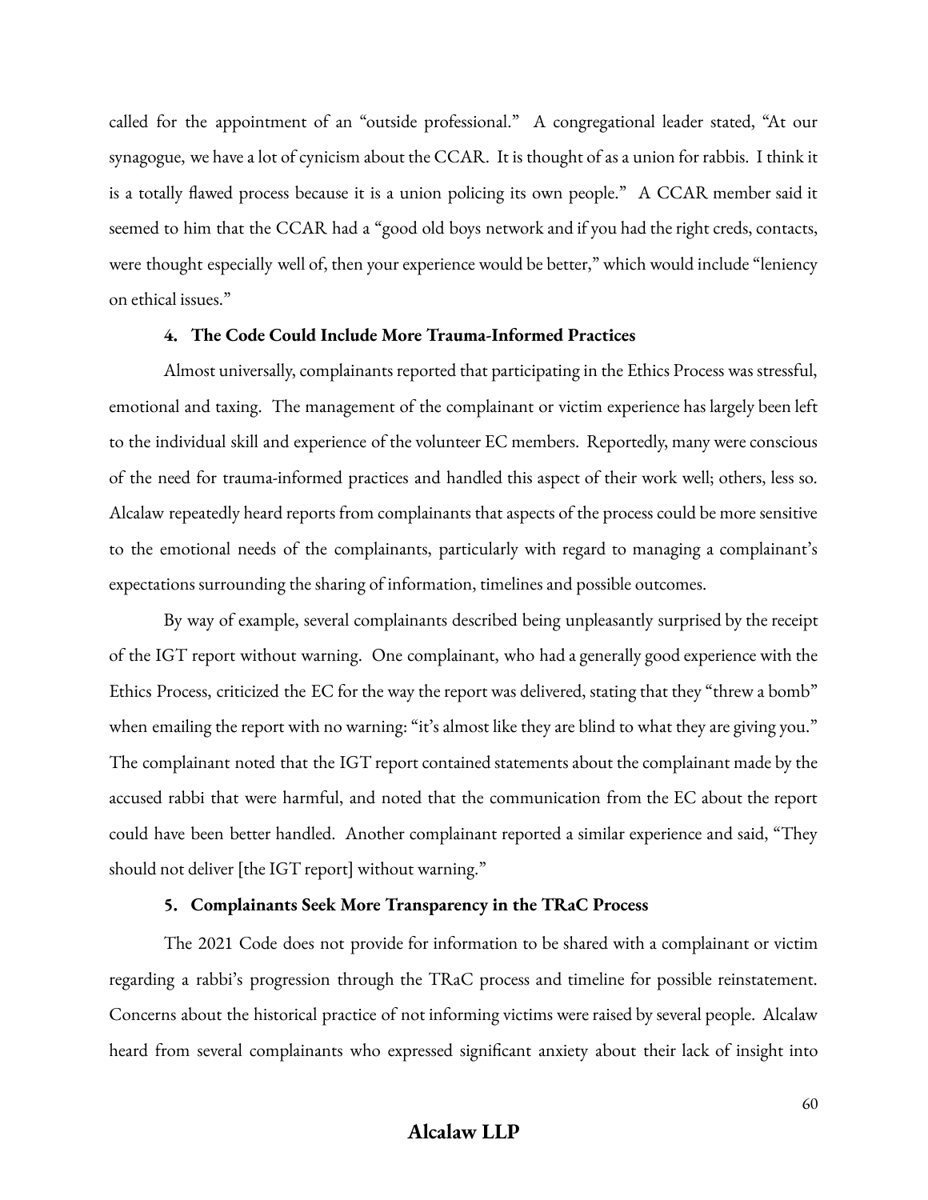called for the appointment of an "outside professional." A congregational leader stated, "At our synagogue, we have a lot of cynicism about the CCAR. It is thought of as a union for rabbis. I think it is a totally flawed process because it is a union policing its own people." A CCAR member said it seemed to him that the CCAR had a "good old boys network and if you had the right creds, contacts, were thought especially well of, then your experience would be better," which would include "leniency on ethical issues."

#### 4. The Code Could Include More Trauma-Informed Practices

Almost universally, complainants reported that participating in the Ethics Process was stressful, emotional and taxing. The management of the complainant or victim experience has largely been left to the individual skill and experience of the volunteer EC members. Reportedly, many were conscious of the need for trauma-informed practices and handled this aspect of their work well; others, less so. Alcalaw repeatedly heard reports from complainants that aspects of the process could be more sensitive to the emotional needs of the complainants, particularly with regard to managing a complainant's expectations surrounding the sharing of information, timelines and possible outcomes.

By way of example, several complainants described being unpleasantly surprised by the receipt of the IGT report without warning. One complainant, who had a generally good experience with the Ethics Process, criticized the EC for the way the report was delivered, stating that they "threw a bomb" when emailing the report with no warning: "it's almost like they are blind to what they are giving you." The complainant noted that the IGT report contained statements about the complainant made by the accused rabbi that were harmful, and noted that the communication from the EC about the report could have been better handled. Another complainant reported a similar experience and said, "They should not deliver [the IGT report] without warning."

#### 5. Complainants Seek More Transparency in the TRaC Process

The 2021 Code does not provide for information to be shared with a complainant or victim regarding a rabbi's progression through the TRaC process and timeline for possible reinstatement. Concerns about the historical practice of not informing victims were raised by several people. Alcalaw heard from several complainants who expressed significant anxiety about their lack of insight into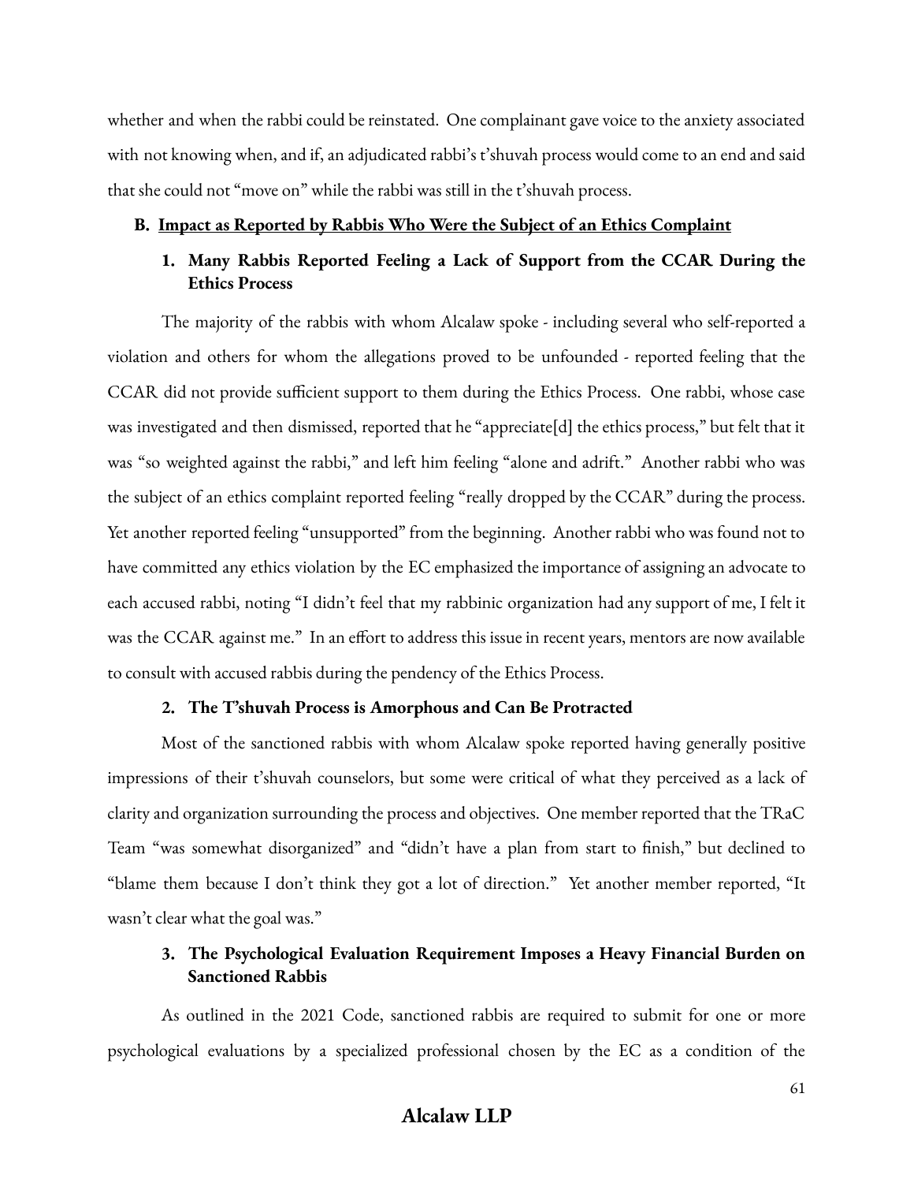whether and when the rabbi could be reinstated. One complainant gave voice to the anxiety associated with not knowing when, and if, an adjudicated rabbi's t'shuvah process would come to an end and said that she could not "move on" while the rabbi was still in the t'shuvah process.

## B. <u>Impact as Reported by Rabbis Who Were the Subject of an Ethics Complaint</u>

### 1. Many Rabbis Reported Feeling a Lack of Support from the CCAR During the Ethics Process

The majority of the rabbis with whom Alcalaw spoke - including several who self-reported a violation and others for whom the allegations proved to be unfounded - reported feeling that the CCAR did not provide sufficient support to them during the Ethics Process. One rabbi, whose case was investigated and then dismissed, reported that he "appreciate[d] the ethics process," but felt that it was "so weighted against the rabbi," and left him feeling "alone and adrift." Another rabbi who was the subject of an ethics complaint reported feeling "really dropped by the CCAR" during the process. Yet another reported feeling "unsupported" from the beginning. Another rabbi who was found not to have committed any ethics violation by the EC emphasized the importance of assigning an advocate to each accused rabbi, noting "I didn't feel that my rabbinic organization had any support of me, I felt it was the CCAR against me." In an effort to address this issue in recent years, mentors are now available to consult with accused rabbis during the pendency of the Ethics Process.

### 2. The T'shuvah Process is Amorphous and Can Be Protracted

Most of the sanctioned rabbis with whom Alcalaw spoke reported having generally positive impressions of their t'shuvah counselors, but some were critical of what they perceived as a lack of clarity and organization surrounding the process and objectives. One member reported that the TRaC Team "was somewhat disorganized" and "didn't have a plan from start to finish," but declined to "blame them because I don't think they got a lot of direction." Yet another member reported, "It wasn't clear what the goal was."

### 3. The Psychological Evaluation Requirement Imposes a Heavy Financial Burden on Sanctioned Rabbis

As outlined in the 2021 Code, sanctioned rabbis are required to submit for one or more psychological evaluations by a specialized professional chosen by the EC as a condition of the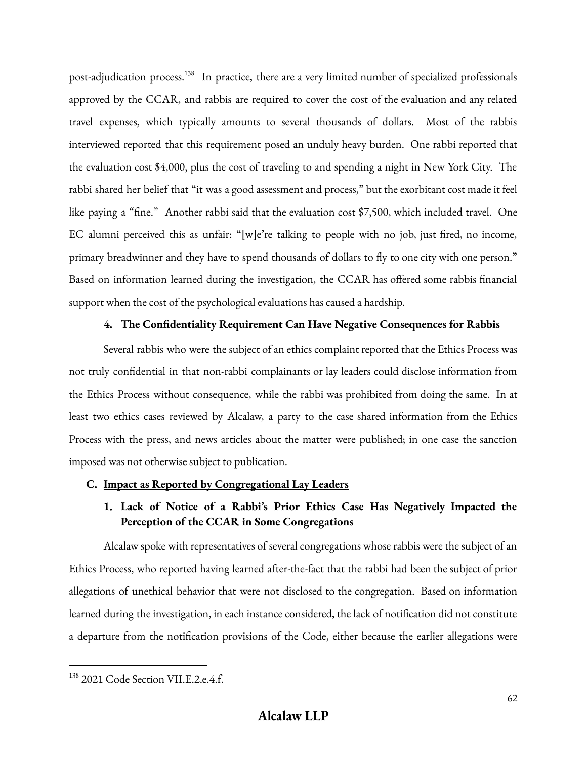post-adjudication process.[138] In practice, there are a very limited number of specialized professionals approved by the CCAR, and rabbis are required to cover the cost of the evaluation and any related travel expenses, which typically amounts to several thousands of dollars. Most of the rabbis interviewed reported that this requirement posed an unduly heavy burden. One rabbi reported that the evaluation cost $4,000, plus the cost of traveling to and spending a night in New York City. The rabbi shared her belief that "it was a good assessment and process," but the exorbitant cost made it feel like paying a "fine." Another rabbi said that the evaluation cost $7,500, which included travel. One EC alumni perceived this as unfair: "[w]e're talking to people with no job, just fired, no income, primary breadwinner and they have to spend thousands of dollars to fly to one city with one person." Based on information learned during the investigation, the CCAR has offered some rabbis financial support when the cost of the psychological evaluations has caused a hardship.

#### 4. The Confidentiality Requirement Can Have Negative Consequences for Rabbis

Several rabbis who were the subject of an ethics complaint reported that the Ethics Process was not truly confidential in that non-rabbi complainants or lay leaders could disclose information from the Ethics Process without consequence, while the rabbi was prohibited from doing the same. In at least two ethics cases reviewed by Alcalaw, a party to the case shared information from the Ethics Process with the press, and news articles about the matter were published; in one case the sanction imposed was not otherwise subject to publication.

### C. Impact as Reported by Congregational Lay Leaders

#### 1. Lack of Notice of a Rabbi's Prior Ethics Case Has Negatively Impacted the Perception of the CCAR in Some Congregations

Alcalaw spoke with representatives of several congregations whose rabbis were the subject of an Ethics Process, who reported having learned after-the-fact that the rabbi had been the subject of prior allegations of unethical behavior that were not disclosed to the congregation. Based on information learned during the investigation, in each instance considered, the lack of notification did not constitute a departure from the notification provisions of the Code, either because the earlier allegations were

---

[138] 2021 Code Section VII.E.2.e.4.f.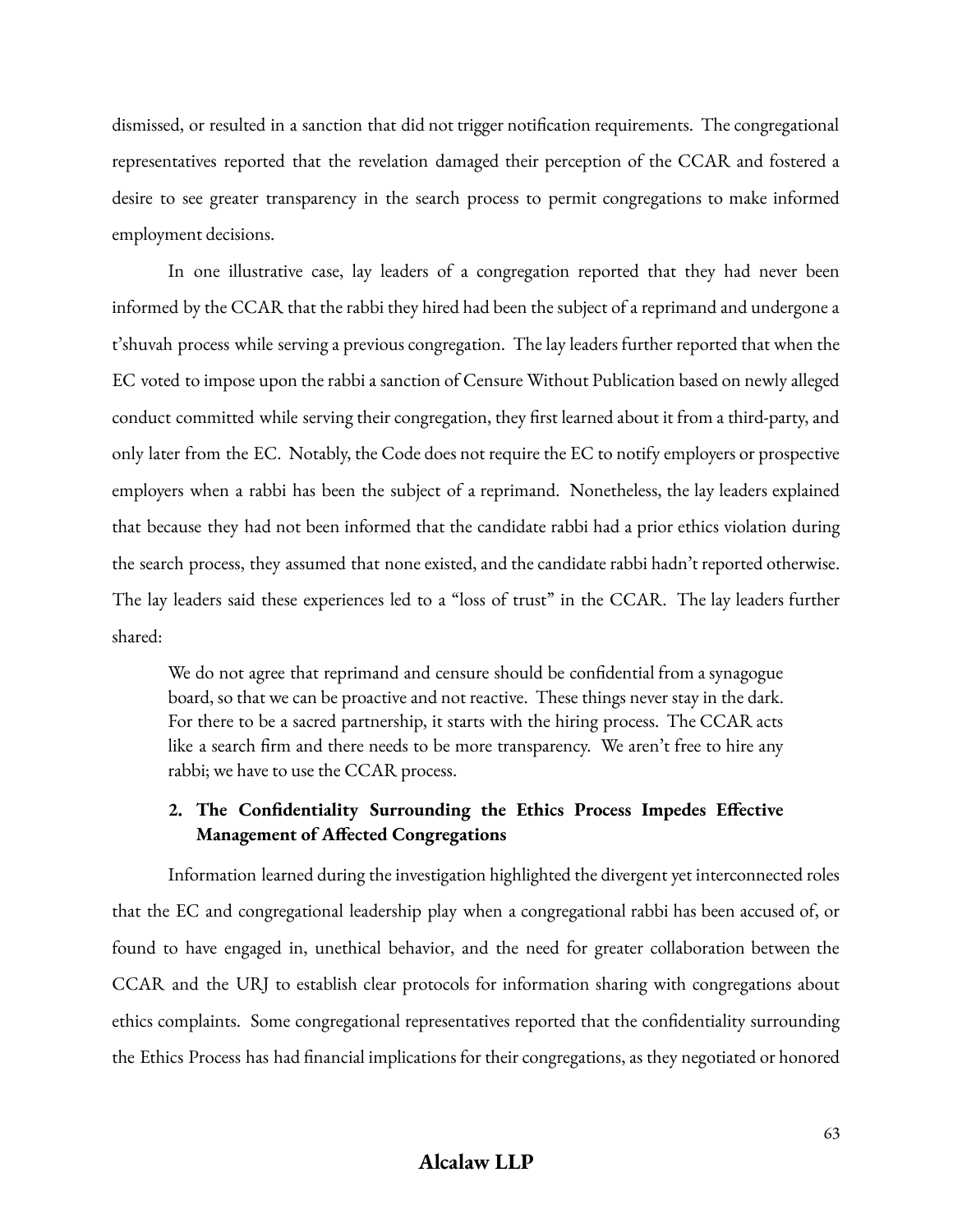dismissed, or resulted in a sanction that did not trigger notification requirements. The congregational representatives reported that the revelation damaged their perception of the CCAR and fostered a desire to see greater transparency in the search process to permit congregations to make informed employment decisions.

In one illustrative case, lay leaders of a congregation reported that they had never been informed by the CCAR that the rabbi they hired had been the subject of a reprimand and undergone a t'shuvah process while serving a previous congregation. The lay leaders further reported that when the EC voted to impose upon the rabbi a sanction of Censure Without Publication based on newly alleged conduct committed while serving their congregation, they first learned about it from a third-party, and only later from the EC. Notably, the Code does not require the EC to notify employers or prospective employers when a rabbi has been the subject of a reprimand. Nonetheless, the lay leaders explained that because they had not been informed that the candidate rabbi had a prior ethics violation during the search process, they assumed that none existed, and the candidate rabbi hadn't reported otherwise. The lay leaders said these experiences led to a "loss of trust" in the CCAR. The lay leaders further shared:

> We do not agree that reprimand and censure should be confidential from a synagogue board, so that we can be proactive and not reactive. These things never stay in the dark. For there to be a sacred partnership, it starts with the hiring process. The CCAR acts like a search firm and there needs to be more transparency. We aren't free to hire any rabbi; we have to use the CCAR process.

### 2. The Confidentiality Surrounding the Ethics Process Impedes Effective Management of Affected Congregations

Information learned during the investigation highlighted the divergent yet interconnected roles that the EC and congregational leadership play when a congregational rabbi has been accused of, or found to have engaged in, unethical behavior, and the need for greater collaboration between the CCAR and the URJ to establish clear protocols for information sharing with congregations about ethics complaints. Some congregational representatives reported that the confidentiality surrounding the Ethics Process has had financial implications for their congregations, as they negotiated or honored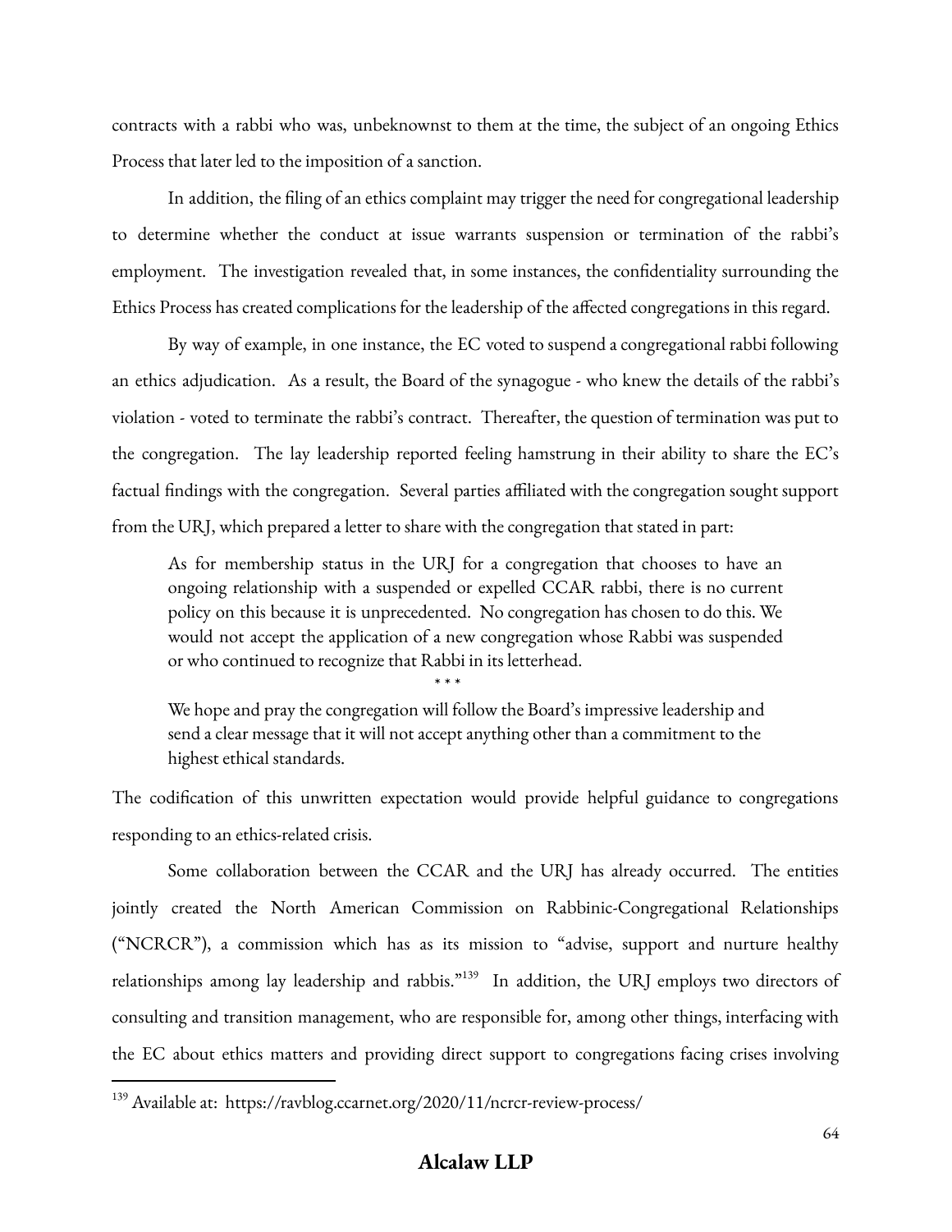contracts with a rabbi who was, unbeknownst to them at the time, the subject of an ongoing Ethics Process that later led to the imposition of a sanction.

In addition, the filing of an ethics complaint may trigger the need for congregational leadership to determine whether the conduct at issue warrants suspension or termination of the rabbi's employment. The investigation revealed that, in some instances, the confidentiality surrounding the Ethics Process has created complications for the leadership of the affected congregations in this regard.

By way of example, in one instance, the EC voted to suspend a congregational rabbi following an ethics adjudication. As a result, the Board of the synagogue - who knew the details of the rabbi's violation - voted to terminate the rabbi's contract. Thereafter, the question of termination was put to the congregation. The lay leadership reported feeling hamstrung in their ability to share the EC's factual findings with the congregation. Several parties affiliated with the congregation sought support from the URJ, which prepared a letter to share with the congregation that stated in part:

> As for membership status in the URJ for a congregation that chooses to have an ongoing relationship with a suspended or expelled CCAR rabbi, there is no current policy on this because it is unprecedented. No congregation has chosen to do this. We would not accept the application of a new congregation whose Rabbi was suspended or who continued to recognize that Rabbi in its letterhead.
>
> \* \* \*
>
> We hope and pray the congregation will follow the Board's impressive leadership and send a clear message that it will not accept anything other than a commitment to the highest ethical standards.

The codification of this unwritten expectation would provide helpful guidance to congregations responding to an ethics-related crisis.

Some collaboration between the CCAR and the URJ has already occurred. The entities jointly created the North American Commission on Rabbinic-Congregational Relationships ("NCRCR"), a commission which has as its mission to "advise, support and nurture healthy relationships among lay leadership and rabbis."[139] In addition, the URJ employs two directors of consulting and transition management, who are responsible for, among other things, interfacing with the EC about ethics matters and providing direct support to congregations facing crises involving

---

[139] Available at: https://ravblog.ccarnet.org/2020/11/ncrcr-review-process/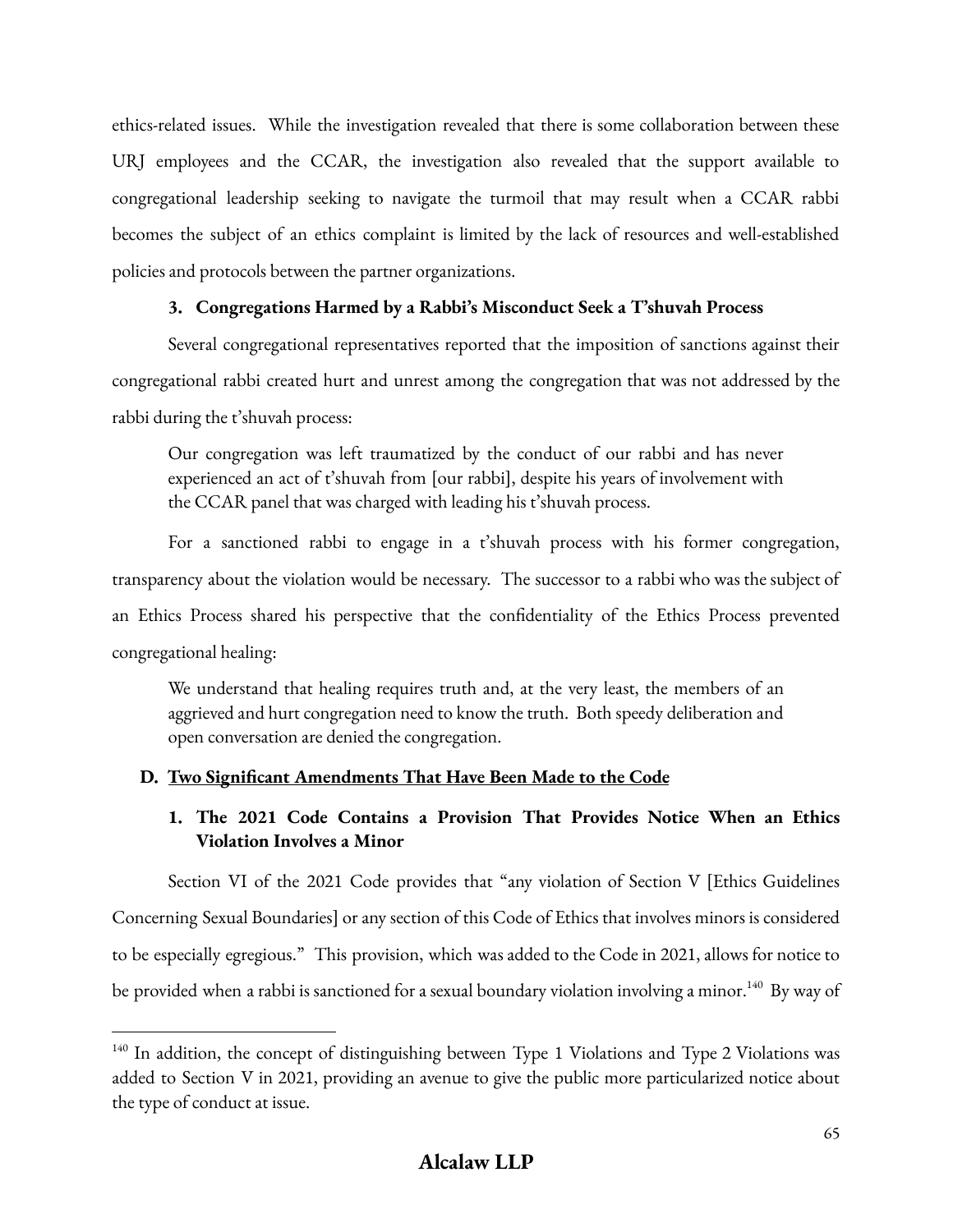ethics-related issues. While the investigation revealed that there is some collaboration between these URJ employees and the CCAR, the investigation also revealed that the support available to congregational leadership seeking to navigate the turmoil that may result when a CCAR rabbi becomes the subject of an ethics complaint is limited by the lack of resources and well-established policies and protocols between the partner organizations.

#### 3. Congregations Harmed by a Rabbi's Misconduct Seek a T'shuvah Process

Several congregational representatives reported that the imposition of sanctions against their congregational rabbi created hurt and unrest among the congregation that was not addressed by the rabbi during the t'shuvah process:

> Our congregation was left traumatized by the conduct of our rabbi and has never experienced an act of t'shuvah from [our rabbi], despite his years of involvement with the CCAR panel that was charged with leading his t'shuvah process.

For a sanctioned rabbi to engage in a t'shuvah process with his former congregation, transparency about the violation would be necessary. The successor to a rabbi who was the subject of an Ethics Process shared his perspective that the confidentiality of the Ethics Process prevented congregational healing:

> We understand that healing requires truth and, at the very least, the members of an aggrieved and hurt congregation need to know the truth. Both speedy deliberation and open conversation are denied the congregation.

### D. <u>Two Significant Amendments That Have Been Made to the Code</u>

#### 1. The 2021 Code Contains a Provision That Provides Notice When an Ethics Violation Involves a Minor

Section VI of the 2021 Code provides that "any violation of Section V [Ethics Guidelines Concerning Sexual Boundaries] or any section of this Code of Ethics that involves minors is considered to be especially egregious." This provision, which was added to the Code in 2021, allows for notice to be provided when a rabbi is sanctioned for a sexual boundary violation involving a minor.[140] By way of

---

[140] In addition, the concept of distinguishing between Type 1 Violations and Type 2 Violations was added to Section V in 2021, providing an avenue to give the public more particularized notice about the type of conduct at issue.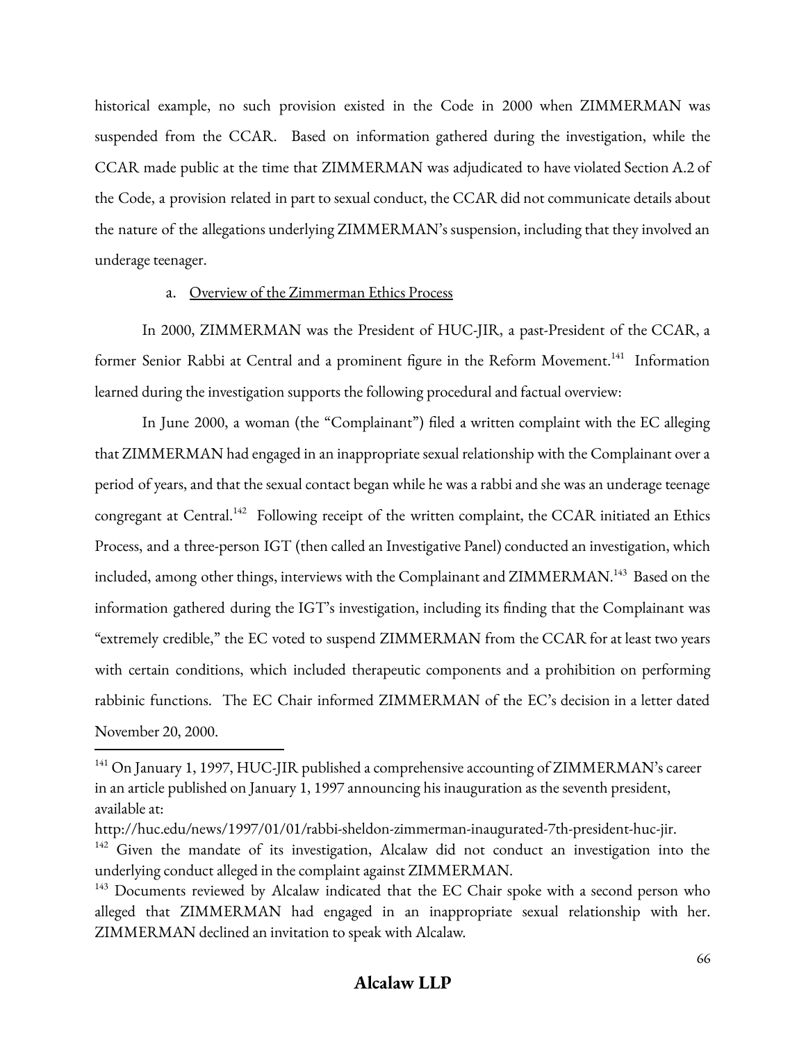historical example, no such provision existed in the Code in 2000 when ZIMMERMAN was suspended from the CCAR. Based on information gathered during the investigation, while the CCAR made public at the time that ZIMMERMAN was adjudicated to have violated Section A.2 of the Code, a provision related in part to sexual conduct, the CCAR did not communicate details about the nature of the allegations underlying ZIMMERMAN's suspension, including that they involved an underage teenager.

a. Overview of the Zimmerman Ethics Process

In 2000, ZIMMERMAN was the President of HUC-JIR, a past-President of the CCAR, a former Senior Rabbi at Central and a prominent figure in the Reform Movement.[141] Information learned during the investigation supports the following procedural and factual overview:

In June 2000, a woman (the "Complainant") filed a written complaint with the EC alleging that ZIMMERMAN had engaged in an inappropriate sexual relationship with the Complainant over a period of years, and that the sexual contact began while he was a rabbi and she was an underage teenage congregant at Central.[142] Following receipt of the written complaint, the CCAR initiated an Ethics Process, and a three-person IGT (then called an Investigative Panel) conducted an investigation, which included, among other things, interviews with the Complainant and ZIMMERMAN.[143] Based on the information gathered during the IGT's investigation, including its finding that the Complainant was "extremely credible," the EC voted to suspend ZIMMERMAN from the CCAR for at least two years with certain conditions, which included therapeutic components and a prohibition on performing rabbinic functions. The EC Chair informed ZIMMERMAN of the EC's decision in a letter dated November 20, 2000.

---

[141] On January 1, 1997, HUC-JIR published a comprehensive accounting of ZIMMERMAN's career in an article published on January 1, 1997 announcing his inauguration as the seventh president, available at: http://huc.edu/news/1997/01/01/rabbi-sheldon-zimmerman-inaugurated-7th-president-huc-jir.

[142] Given the mandate of its investigation, Alcalaw did not conduct an investigation into the underlying conduct alleged in the complaint against ZIMMERMAN.

[143] Documents reviewed by Alcalaw indicated that the EC Chair spoke with a second person who alleged that ZIMMERMAN had engaged in an inappropriate sexual relationship with her. ZIMMERMAN declined an invitation to speak with Alcalaw.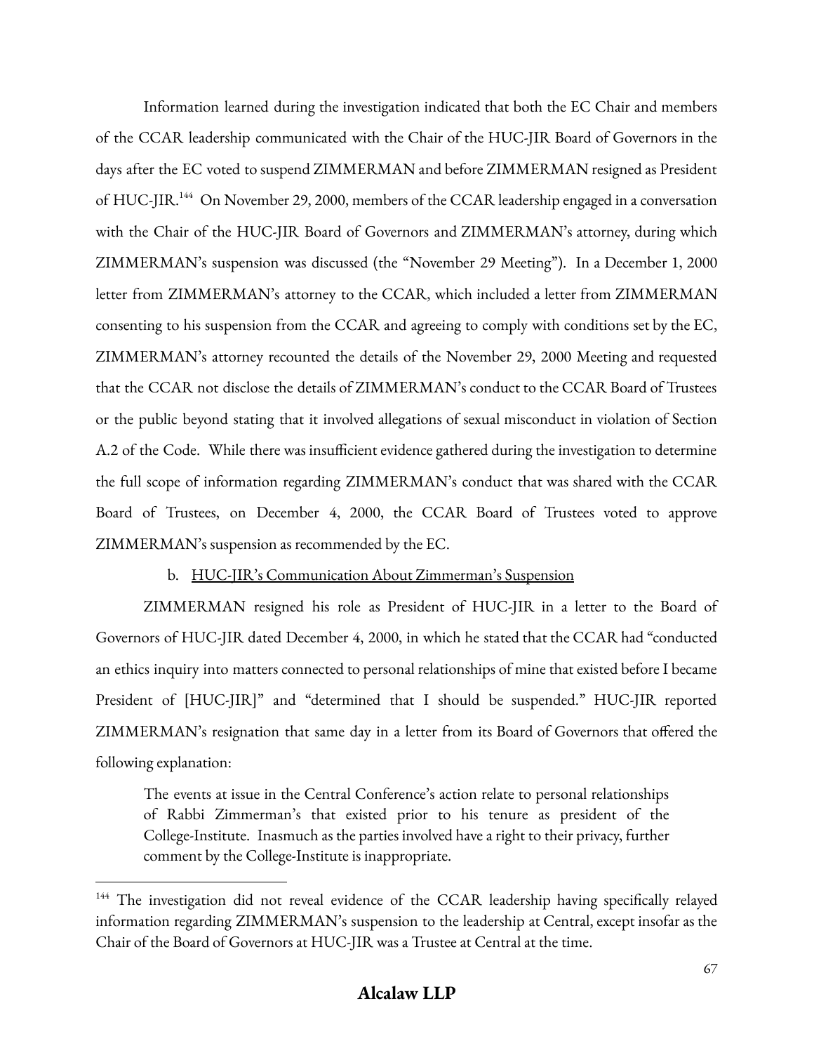Information learned during the investigation indicated that both the EC Chair and members of the CCAR leadership communicated with the Chair of the HUC-JIR Board of Governors in the days after the EC voted to suspend ZIMMERMAN and before ZIMMERMAN resigned as President of HUC-JIR.[144] On November 29, 2000, members of the CCAR leadership engaged in a conversation with the Chair of the HUC-JIR Board of Governors and ZIMMERMAN's attorney, during which ZIMMERMAN's suspension was discussed (the "November 29 Meeting"). In a December 1, 2000 letter from ZIMMERMAN's attorney to the CCAR, which included a letter from ZIMMERMAN consenting to his suspension from the CCAR and agreeing to comply with conditions set by the EC, ZIMMERMAN's attorney recounted the details of the November 29, 2000 Meeting and requested that the CCAR not disclose the details of ZIMMERMAN's conduct to the CCAR Board of Trustees or the public beyond stating that it involved allegations of sexual misconduct in violation of Section A.2 of the Code. While there was insufficient evidence gathered during the investigation to determine the full scope of information regarding ZIMMERMAN's conduct that was shared with the CCAR Board of Trustees, on December 4, 2000, the CCAR Board of Trustees voted to approve ZIMMERMAN's suspension as recommended by the EC.

b. <u>HUC-JIR's Communication About Zimmerman's Suspension</u>

ZIMMERMAN resigned his role as President of HUC-JIR in a letter to the Board of Governors of HUC-JIR dated December 4, 2000, in which he stated that the CCAR had "conducted an ethics inquiry into matters connected to personal relationships of mine that existed before I became President of [HUC-JIR]" and "determined that I should be suspended." HUC-JIR reported ZIMMERMAN's resignation that same day in a letter from its Board of Governors that offered the following explanation:

> The events at issue in the Central Conference's action relate to personal relationships of Rabbi Zimmerman's that existed prior to his tenure as president of the College-Institute. Inasmuch as the parties involved have a right to their privacy, further comment by the College-Institute is inappropriate.

---

[144] The investigation did not reveal evidence of the CCAR leadership having specifically relayed information regarding ZIMMERMAN's suspension to the leadership at Central, except insofar as the Chair of the Board of Governors at HUC-JIR was a Trustee at Central at the time.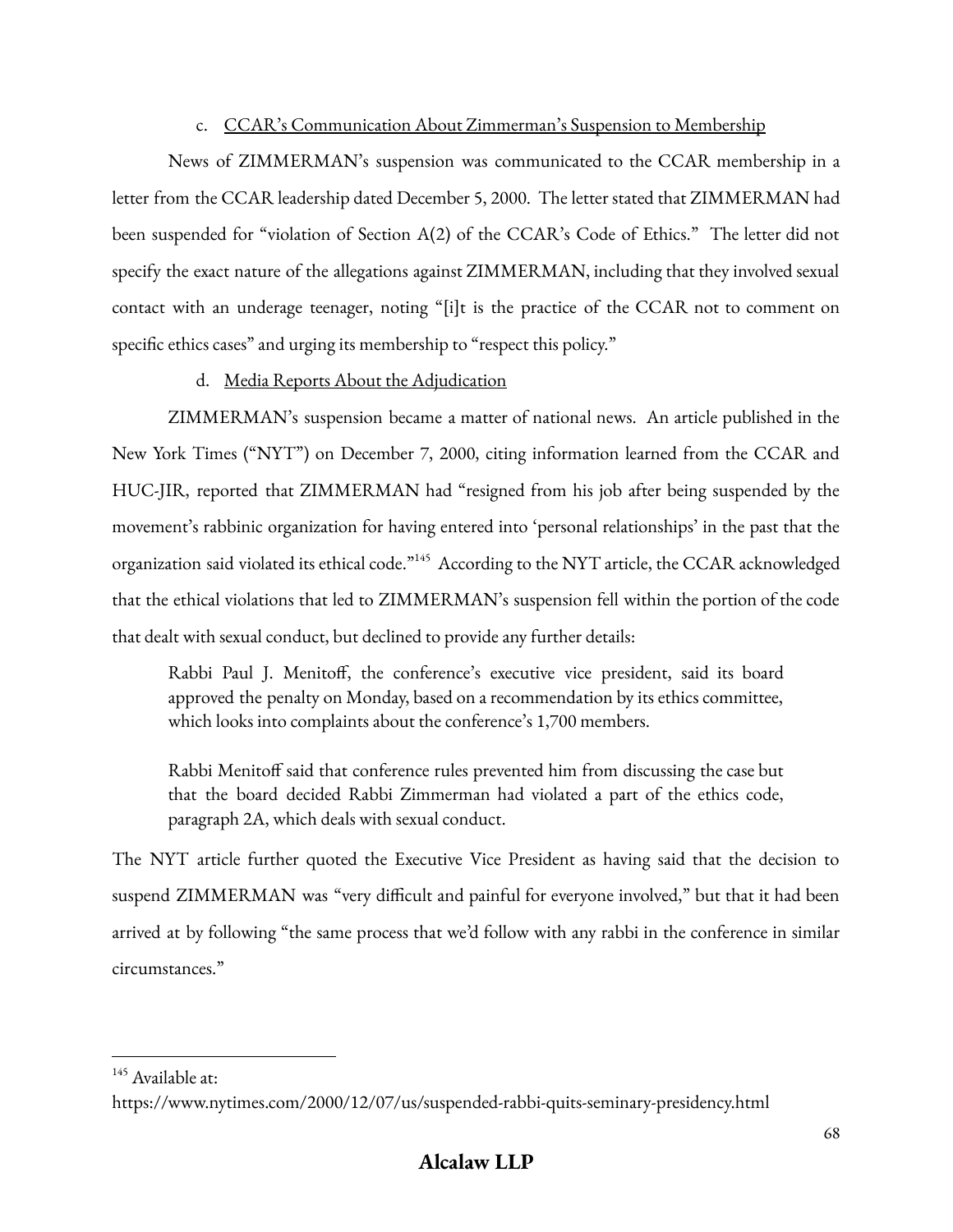c. <u>CCAR's Communication About Zimmerman's Suspension to Membership</u>

News of ZIMMERMAN's suspension was communicated to the CCAR membership in a letter from the CCAR leadership dated December 5, 2000. The letter stated that ZIMMERMAN had been suspended for "violation of Section A(2) of the CCAR's Code of Ethics." The letter did not specify the exact nature of the allegations against ZIMMERMAN, including that they involved sexual contact with an underage teenager, noting "[i]t is the practice of the CCAR not to comment on specific ethics cases" and urging its membership to "respect this policy."

d. <u>Media Reports About the Adjudication</u>

ZIMMERMAN's suspension became a matter of national news. An article published in the New York Times ("NYT") on December 7, 2000, citing information learned from the CCAR and HUC-JIR, reported that ZIMMERMAN had "resigned from his job after being suspended by the movement's rabbinic organization for having entered into 'personal relationships' in the past that the organization said violated its ethical code."[145] According to the NYT article, the CCAR acknowledged that the ethical violations that led to ZIMMERMAN's suspension fell within the portion of the code that dealt with sexual conduct, but declined to provide any further details:

> Rabbi Paul J. Menitoff, the conference's executive vice president, said its board approved the penalty on Monday, based on a recommendation by its ethics committee, which looks into complaints about the conference's 1,700 members.
>
> Rabbi Menitoff said that conference rules prevented him from discussing the case but that the board decided Rabbi Zimmerman had violated a part of the ethics code, paragraph 2A, which deals with sexual conduct.

The NYT article further quoted the Executive Vice President as having said that the decision to suspend ZIMMERMAN was "very difficult and painful for everyone involved," but that it had been arrived at by following "the same process that we'd follow with any rabbi in the conference in similar circumstances."

---

[145] Available at:
https://www.nytimes.com/2000/12/07/us/suspended-rabbi-quits-seminary-presidency.html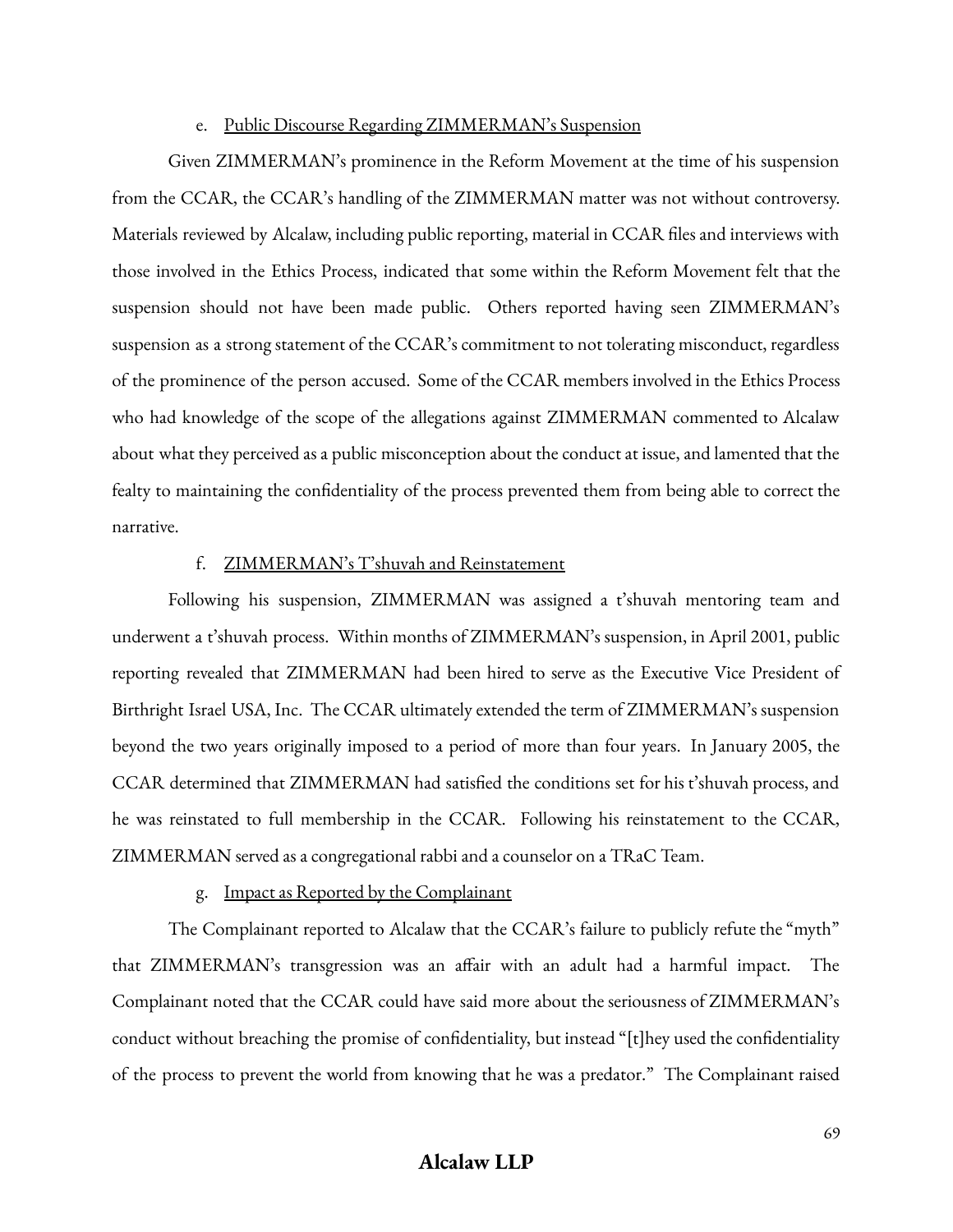e. Public Discourse Regarding ZIMMERMAN's Suspension

Given ZIMMERMAN's prominence in the Reform Movement at the time of his suspension from the CCAR, the CCAR's handling of the ZIMMERMAN matter was not without controversy. Materials reviewed by Alcalaw, including public reporting, material in CCAR files and interviews with those involved in the Ethics Process, indicated that some within the Reform Movement felt that the suspension should not have been made public. Others reported having seen ZIMMERMAN's suspension as a strong statement of the CCAR's commitment to not tolerating misconduct, regardless of the prominence of the person accused. Some of the CCAR members involved in the Ethics Process who had knowledge of the scope of the allegations against ZIMMERMAN commented to Alcalaw about what they perceived as a public misconception about the conduct at issue, and lamented that the fealty to maintaining the confidentiality of the process prevented them from being able to correct the narrative.

f. ZIMMERMAN's T'shuvah and Reinstatement

Following his suspension, ZIMMERMAN was assigned a t'shuvah mentoring team and underwent a t'shuvah process. Within months of ZIMMERMAN's suspension, in April 2001, public reporting revealed that ZIMMERMAN had been hired to serve as the Executive Vice President of Birthright Israel USA, Inc. The CCAR ultimately extended the term of ZIMMERMAN's suspension beyond the two years originally imposed to a period of more than four years. In January 2005, the CCAR determined that ZIMMERMAN had satisfied the conditions set for his t'shuvah process, and he was reinstated to full membership in the CCAR. Following his reinstatement to the CCAR, ZIMMERMAN served as a congregational rabbi and a counselor on a TRaC Team.

g. Impact as Reported by the Complainant

The Complainant reported to Alcalaw that the CCAR's failure to publicly refute the "myth" that ZIMMERMAN's transgression was an affair with an adult had a harmful impact. The Complainant noted that the CCAR could have said more about the seriousness of ZIMMERMAN's conduct without breaching the promise of confidentiality, but instead "[t]hey used the confidentiality of the process to prevent the world from knowing that he was a predator." The Complainant raised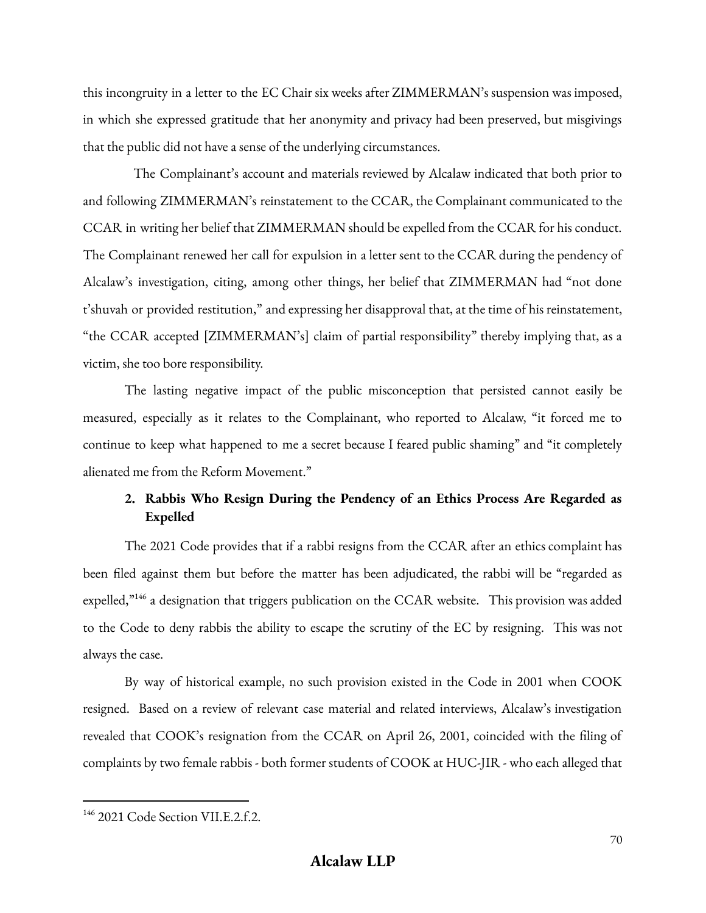this incongruity in a letter to the EC Chair six weeks after ZIMMERMAN's suspension was imposed, in which she expressed gratitude that her anonymity and privacy had been preserved, but misgivings that the public did not have a sense of the underlying circumstances.

The Complainant's account and materials reviewed by Alcalaw indicated that both prior to and following ZIMMERMAN's reinstatement to the CCAR, the Complainant communicated to the CCAR in writing her belief that ZIMMERMAN should be expelled from the CCAR for his conduct. The Complainant renewed her call for expulsion in a letter sent to the CCAR during the pendency of Alcalaw's investigation, citing, among other things, her belief that ZIMMERMAN had "not done t'shuvah or provided restitution," and expressing her disapproval that, at the time of his reinstatement, "the CCAR accepted [ZIMMERMAN's] claim of partial responsibility" thereby implying that, as a victim, she too bore responsibility.

The lasting negative impact of the public misconception that persisted cannot easily be measured, especially as it relates to the Complainant, who reported to Alcalaw, "it forced me to continue to keep what happened to me a secret because I feared public shaming" and "it completely alienated me from the Reform Movement."

### 2. Rabbis Who Resign During the Pendency of an Ethics Process Are Regarded as Expelled

The 2021 Code provides that if a rabbi resigns from the CCAR after an ethics complaint has been filed against them but before the matter has been adjudicated, the rabbi will be "regarded as expelled,"[146] a designation that triggers publication on the CCAR website. This provision was added to the Code to deny rabbis the ability to escape the scrutiny of the EC by resigning. This was not always the case.

By way of historical example, no such provision existed in the Code in 2001 when COOK resigned. Based on a review of relevant case material and related interviews, Alcalaw's investigation revealed that COOK's resignation from the CCAR on April 26, 2001, coincided with the filing of complaints by two female rabbis - both former students of COOK at HUC-JIR - who each alleged that

[146] 2021 Code Section VII.E.2.f.2.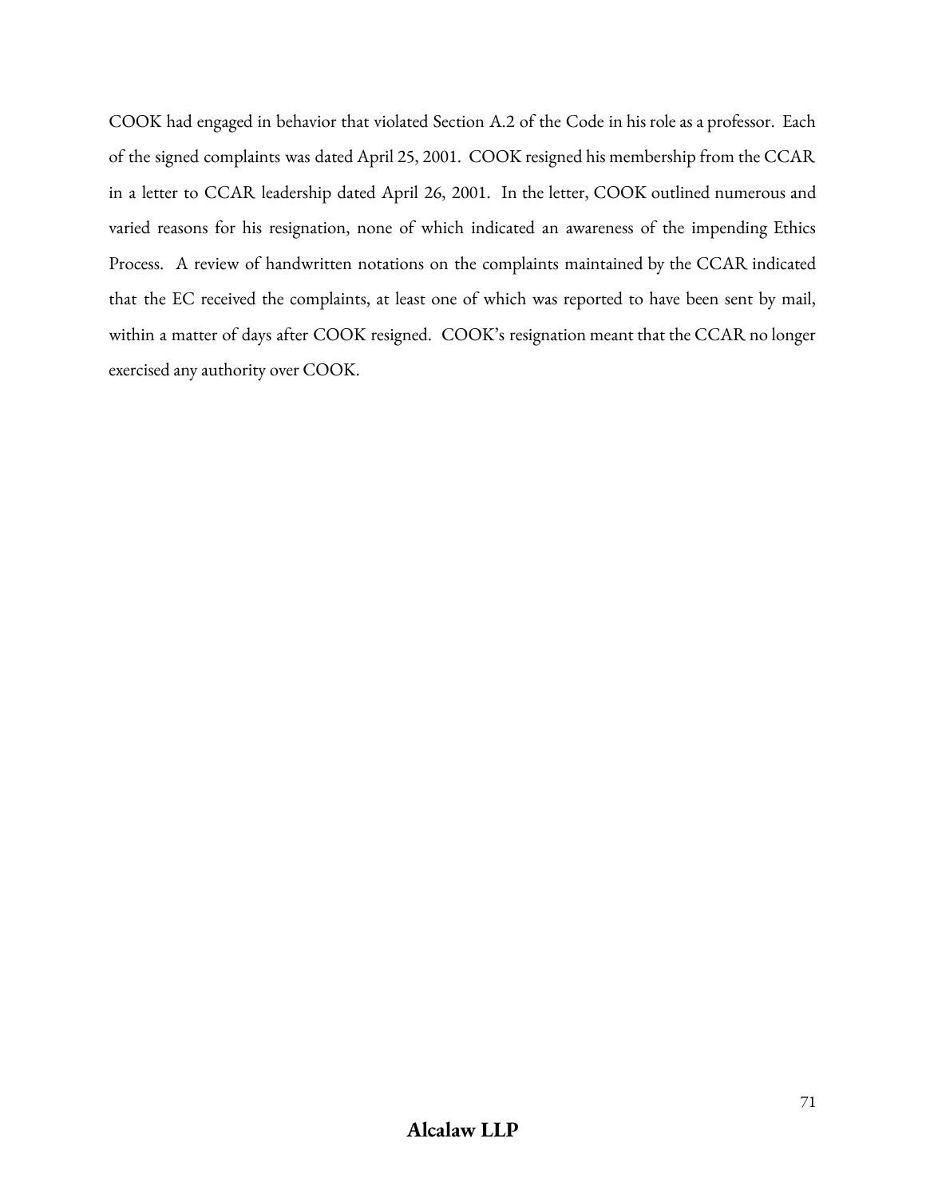COOK had engaged in behavior that violated Section A.2 of the Code in his role as a professor. Each of the signed complaints was dated April 25, 2001. COOK resigned his membership from the CCAR in a letter to CCAR leadership dated April 26, 2001. In the letter, COOK outlined numerous and varied reasons for his resignation, none of which indicated an awareness of the impending Ethics Process. A review of handwritten notations on the complaints maintained by the CCAR indicated that the EC received the complaints, at least one of which was reported to have been sent by mail, within a matter of days after COOK resigned. COOK's resignation meant that the CCAR no longer exercised any authority over COOK.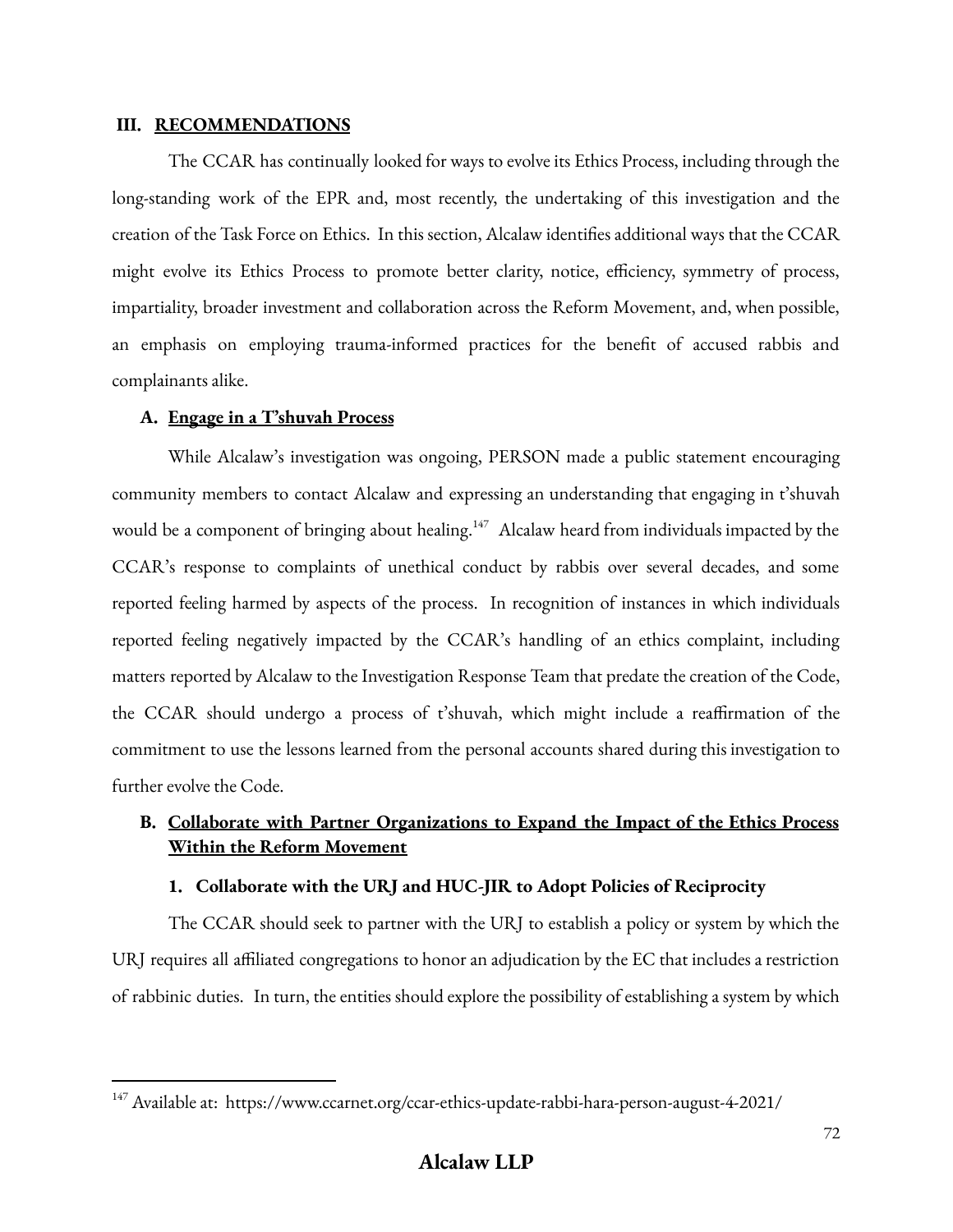## III. RECOMMENDATIONS

The CCAR has continually looked for ways to evolve its Ethics Process, including through the long-standing work of the EPR and, most recently, the undertaking of this investigation and the creation of the Task Force on Ethics. In this section, Alcalaw identifies additional ways that the CCAR might evolve its Ethics Process to promote better clarity, notice, efficiency, symmetry of process, impartiality, broader investment and collaboration across the Reform Movement, and, when possible, an emphasis on employing trauma-informed practices for the benefit of accused rabbis and complainants alike.

### A. Engage in a T'shuvah Process

While Alcalaw's investigation was ongoing, PERSON made a public statement encouraging community members to contact Alcalaw and expressing an understanding that engaging in t'shuvah would be a component of bringing about healing.[147] Alcalaw heard from individuals impacted by the CCAR's response to complaints of unethical conduct by rabbis over several decades, and some reported feeling harmed by aspects of the process. In recognition of instances in which individuals reported feeling negatively impacted by the CCAR's handling of an ethics complaint, including matters reported by Alcalaw to the Investigation Response Team that predate the creation of the Code, the CCAR should undergo a process of t'shuvah, which might include a reaffirmation of the commitment to use the lessons learned from the personal accounts shared during this investigation to further evolve the Code.

### B. Collaborate with Partner Organizations to Expand the Impact of the Ethics Process Within the Reform Movement

#### 1. Collaborate with the URJ and HUC-JIR to Adopt Policies of Reciprocity

The CCAR should seek to partner with the URJ to establish a policy or system by which the URJ requires all affiliated congregations to honor an adjudication by the EC that includes a restriction of rabbinic duties. In turn, the entities should explore the possibility of establishing a system by which

[147] Available at: https://www.ccarnet.org/ccar-ethics-update-rabbi-hara-person-august-4-2021/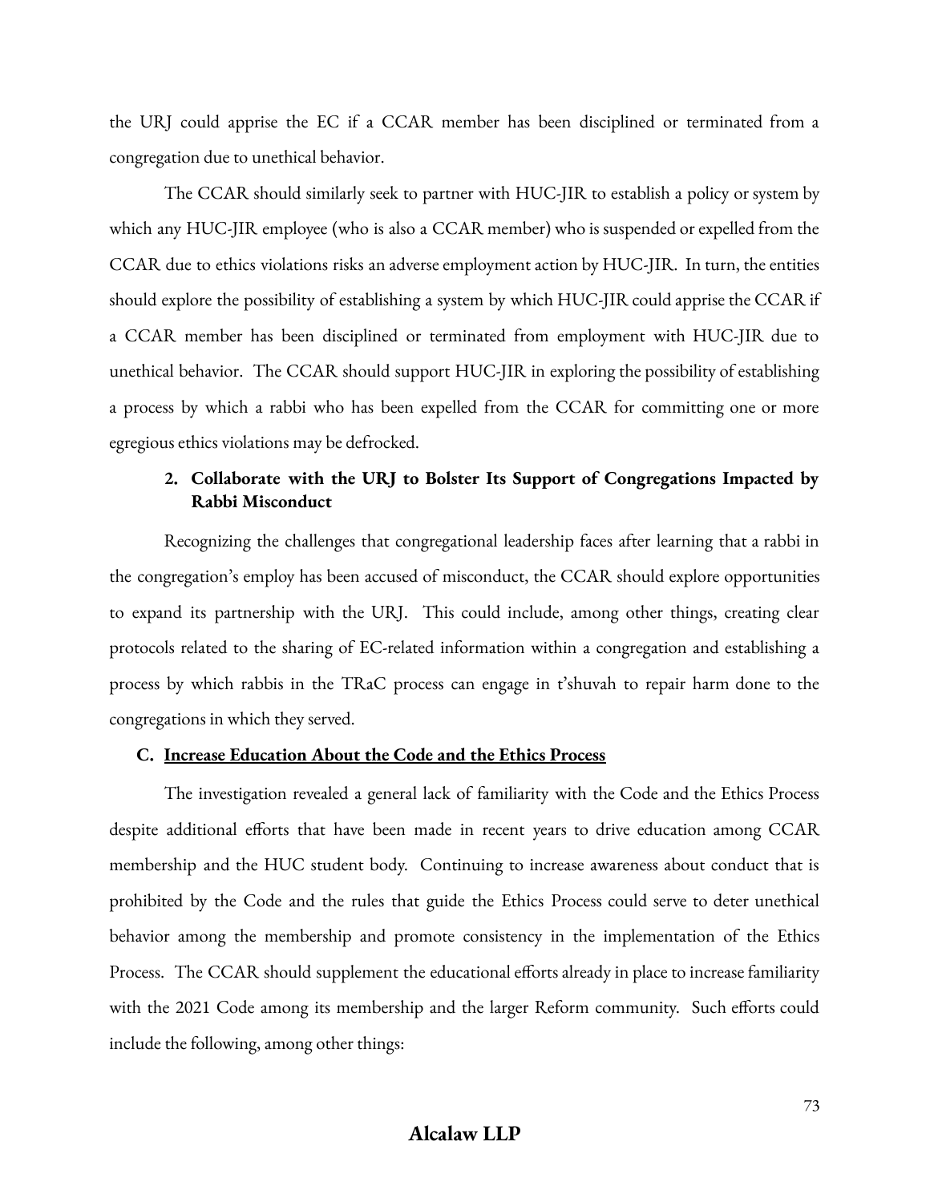the URJ could apprise the EC if a CCAR member has been disciplined or terminated from a congregation due to unethical behavior.

The CCAR should similarly seek to partner with HUC-JIR to establish a policy or system by which any HUC-JIR employee (who is also a CCAR member) who is suspended or expelled from the CCAR due to ethics violations risks an adverse employment action by HUC-JIR. In turn, the entities should explore the possibility of establishing a system by which HUC-JIR could apprise the CCAR if a CCAR member has been disciplined or terminated from employment with HUC-JIR due to unethical behavior. The CCAR should support HUC-JIR in exploring the possibility of establishing a process by which a rabbi who has been expelled from the CCAR for committing one or more egregious ethics violations may be defrocked.

#### 2. Collaborate with the URJ to Bolster Its Support of Congregations Impacted by Rabbi Misconduct

Recognizing the challenges that congregational leadership faces after learning that a rabbi in the congregation's employ has been accused of misconduct, the CCAR should explore opportunities to expand its partnership with the URJ. This could include, among other things, creating clear protocols related to the sharing of EC-related information within a congregation and establishing a process by which rabbis in the TRaC process can engage in t'shuvah to repair harm done to the congregations in which they served.

### C. Increase Education About the Code and the Ethics Process

The investigation revealed a general lack of familiarity with the Code and the Ethics Process despite additional efforts that have been made in recent years to drive education among CCAR membership and the HUC student body. Continuing to increase awareness about conduct that is prohibited by the Code and the rules that guide the Ethics Process could serve to deter unethical behavior among the membership and promote consistency in the implementation of the Ethics Process. The CCAR should supplement the educational efforts already in place to increase familiarity with the 2021 Code among its membership and the larger Reform community. Such efforts could include the following, among other things: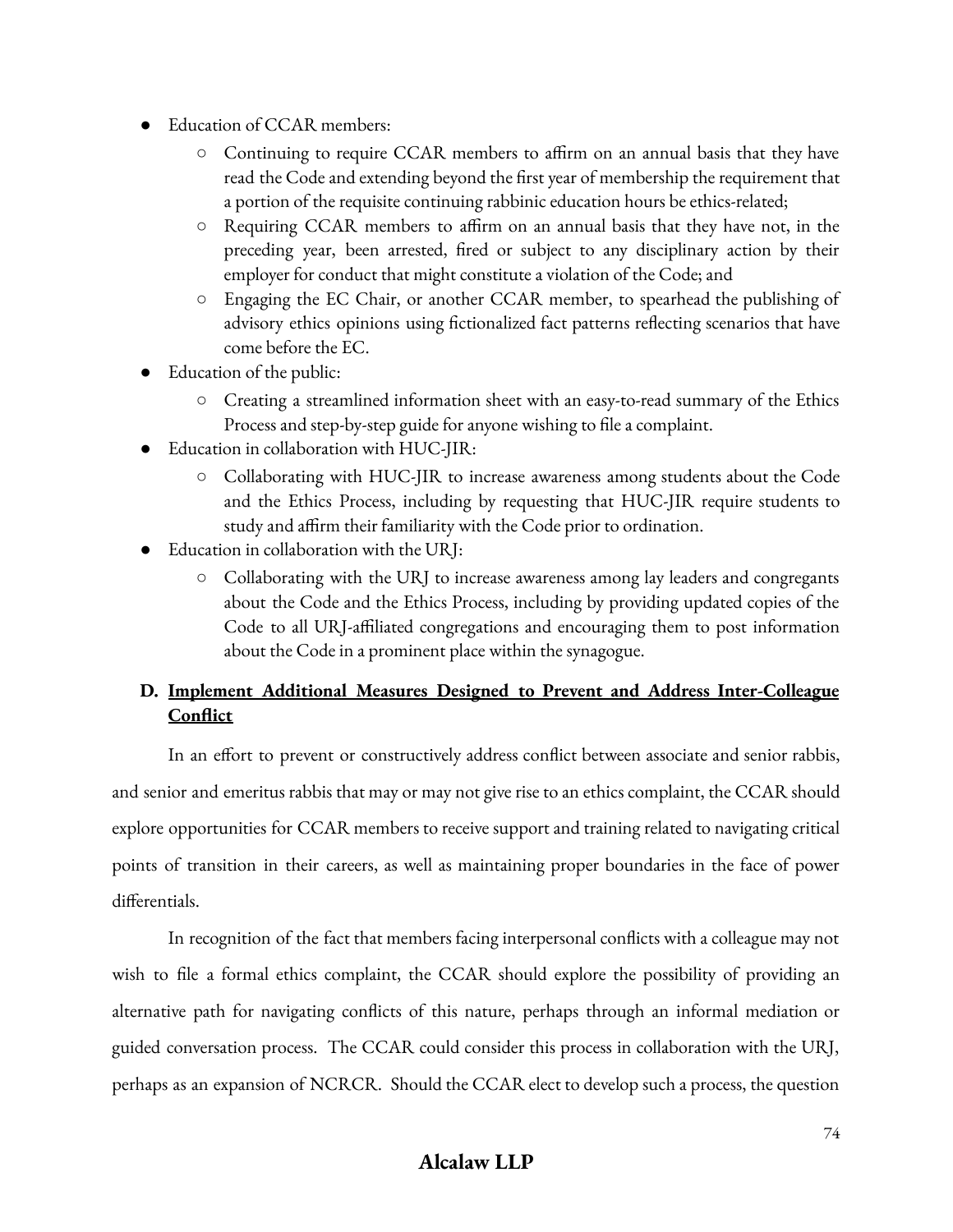- Education of CCAR members:
    - Continuing to require CCAR members to affirm on an annual basis that they have read the Code and extending beyond the first year of membership the requirement that a portion of the requisite continuing rabbinic education hours be ethics-related;
    - Requiring CCAR members to affirm on an annual basis that they have not, in the preceding year, been arrested, fired or subject to any disciplinary action by their employer for conduct that might constitute a violation of the Code; and
    - Engaging the EC Chair, or another CCAR member, to spearhead the publishing of advisory ethics opinions using fictionalized fact patterns reflecting scenarios that have come before the EC.
- Education of the public:
    - Creating a streamlined information sheet with an easy-to-read summary of the Ethics Process and step-by-step guide for anyone wishing to file a complaint.
- Education in collaboration with HUC-JIR:
    - Collaborating with HUC-JIR to increase awareness among students about the Code and the Ethics Process, including by requesting that HUC-JIR require students to study and affirm their familiarity with the Code prior to ordination.
- Education in collaboration with the URJ:
    - Collaborating with the URJ to increase awareness among lay leaders and congregants about the Code and the Ethics Process, including by providing updated copies of the Code to all URJ-affiliated congregations and encouraging them to post information about the Code in a prominent place within the synagogue.

### D. <u>Implement Additional Measures Designed to Prevent and Address Inter-Colleague Conflict</u>

In an effort to prevent or constructively address conflict between associate and senior rabbis, and senior and emeritus rabbis that may or may not give rise to an ethics complaint, the CCAR should explore opportunities for CCAR members to receive support and training related to navigating critical points of transition in their careers, as well as maintaining proper boundaries in the face of power differentials.

In recognition of the fact that members facing interpersonal conflicts with a colleague may not wish to file a formal ethics complaint, the CCAR should explore the possibility of providing an alternative path for navigating conflicts of this nature, perhaps through an informal mediation or guided conversation process. The CCAR could consider this process in collaboration with the URJ, perhaps as an expansion of NCRCR. Should the CCAR elect to develop such a process, the question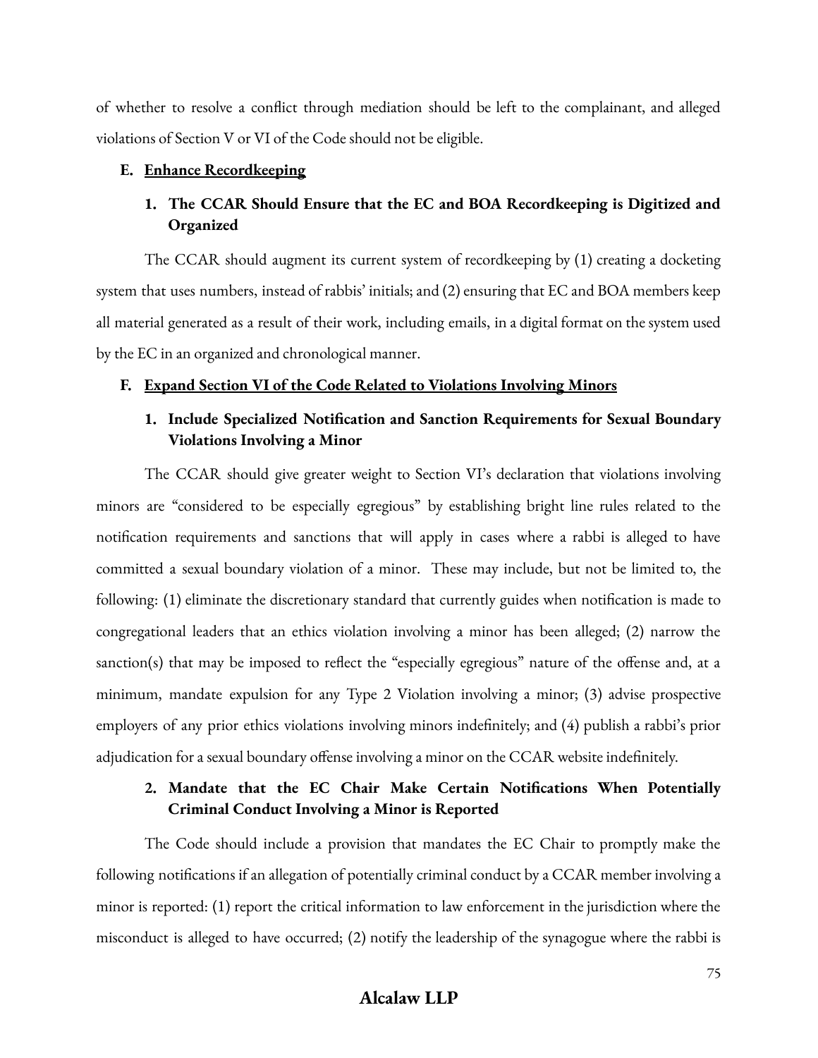of whether to resolve a conflict through mediation should be left to the complainant, and alleged violations of Section V or VI of the Code should not be eligible.

### E. Enhance Recordkeeping

#### 1. The CCAR Should Ensure that the EC and BOA Recordkeeping is Digitized and Organized

The CCAR should augment its current system of recordkeeping by (1) creating a docketing system that uses numbers, instead of rabbis' initials; and (2) ensuring that EC and BOA members keep all material generated as a result of their work, including emails, in a digital format on the system used by the EC in an organized and chronological manner.

### F. Expand Section VI of the Code Related to Violations Involving Minors

#### 1. Include Specialized Notification and Sanction Requirements for Sexual Boundary Violations Involving a Minor

The CCAR should give greater weight to Section VI's declaration that violations involving minors are "considered to be especially egregious" by establishing bright line rules related to the notification requirements and sanctions that will apply in cases where a rabbi is alleged to have committed a sexual boundary violation of a minor. These may include, but not be limited to, the following: (1) eliminate the discretionary standard that currently guides when notification is made to congregational leaders that an ethics violation involving a minor has been alleged; (2) narrow the sanction(s) that may be imposed to reflect the "especially egregious" nature of the offense and, at a minimum, mandate expulsion for any Type 2 Violation involving a minor; (3) advise prospective employers of any prior ethics violations involving minors indefinitely; and (4) publish a rabbi's prior adjudication for a sexual boundary offense involving a minor on the CCAR website indefinitely.

#### 2. Mandate that the EC Chair Make Certain Notifications When Potentially Criminal Conduct Involving a Minor is Reported

The Code should include a provision that mandates the EC Chair to promptly make the following notifications if an allegation of potentially criminal conduct by a CCAR member involving a minor is reported: (1) report the critical information to law enforcement in the jurisdiction where the misconduct is alleged to have occurred; (2) notify the leadership of the synagogue where the rabbi is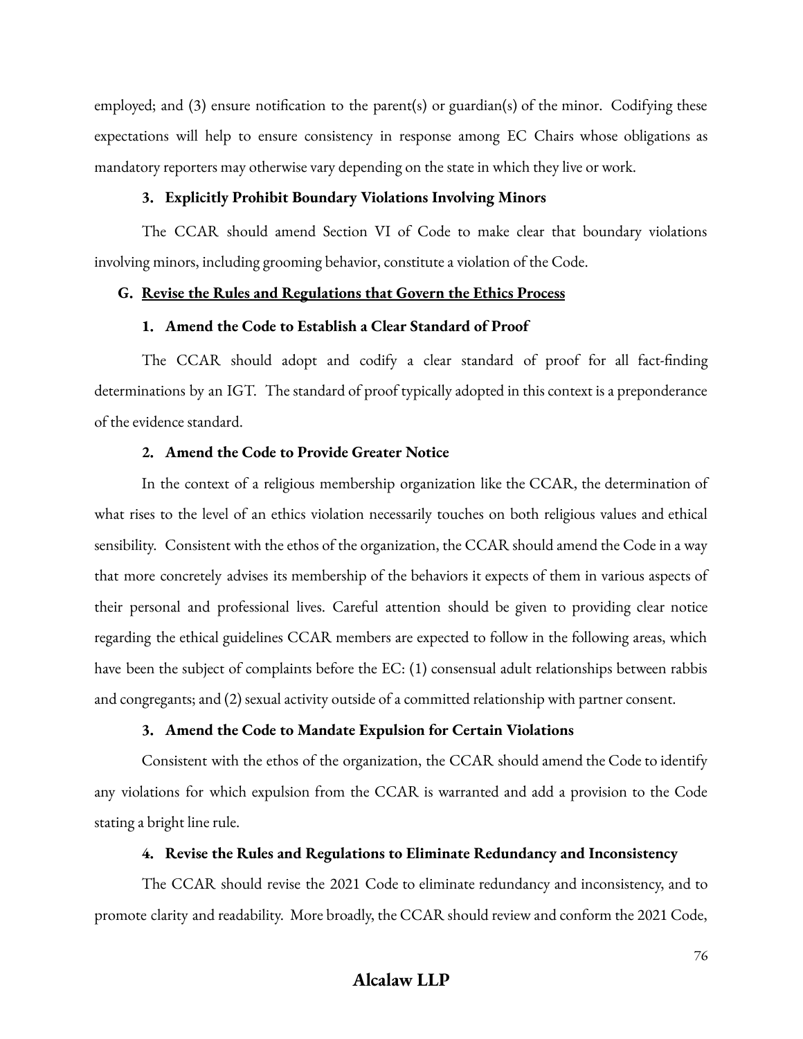employed; and (3) ensure notification to the parent(s) or guardian(s) of the minor. Codifying these expectations will help to ensure consistency in response among EC Chairs whose obligations as mandatory reporters may otherwise vary depending on the state in which they live or work.

#### 3. Explicitly Prohibit Boundary Violations Involving Minors

The CCAR should amend Section VI of Code to make clear that boundary violations involving minors, including grooming behavior, constitute a violation of the Code.

### G. <u>Revise the Rules and Regulations that Govern the Ethics Process</u>

#### 1. Amend the Code to Establish a Clear Standard of Proof

The CCAR should adopt and codify a clear standard of proof for all fact-finding determinations by an IGT. The standard of proof typically adopted in this context is a preponderance of the evidence standard.

#### 2. Amend the Code to Provide Greater Notice

In the context of a religious membership organization like the CCAR, the determination of what rises to the level of an ethics violation necessarily touches on both religious values and ethical sensibility. Consistent with the ethos of the organization, the CCAR should amend the Code in a way that more concretely advises its membership of the behaviors it expects of them in various aspects of their personal and professional lives. Careful attention should be given to providing clear notice regarding the ethical guidelines CCAR members are expected to follow in the following areas, which have been the subject of complaints before the EC: (1) consensual adult relationships between rabbis and congregants; and (2) sexual activity outside of a committed relationship with partner consent.

#### 3. Amend the Code to Mandate Expulsion for Certain Violations

Consistent with the ethos of the organization, the CCAR should amend the Code to identify any violations for which expulsion from the CCAR is warranted and add a provision to the Code stating a bright line rule.

#### 4. Revise the Rules and Regulations to Eliminate Redundancy and Inconsistency

The CCAR should revise the 2021 Code to eliminate redundancy and inconsistency, and to promote clarity and readability. More broadly, the CCAR should review and conform the 2021 Code,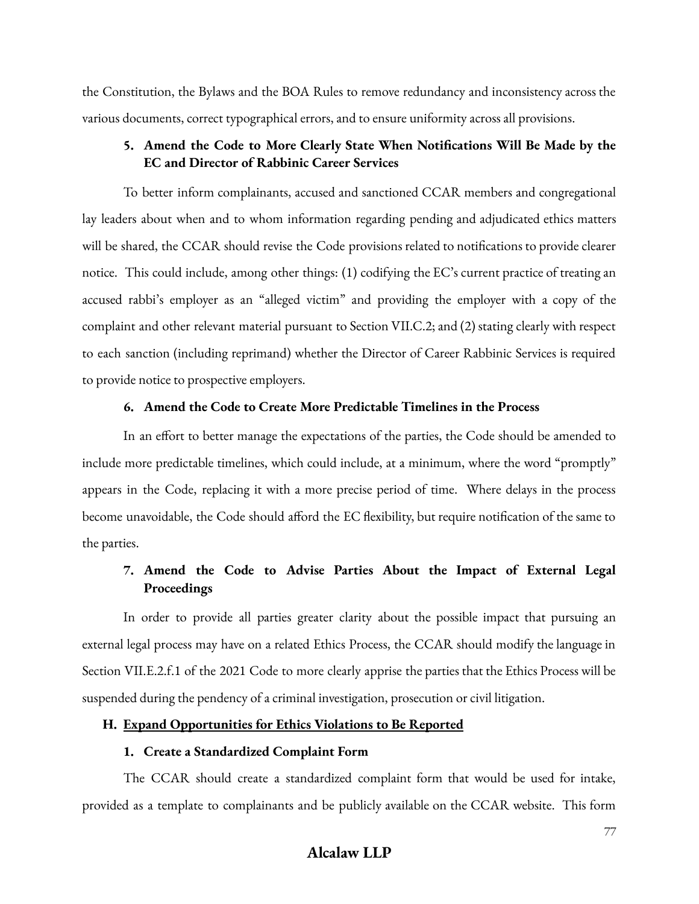the Constitution, the Bylaws and the BOA Rules to remove redundancy and inconsistency across the various documents, correct typographical errors, and to ensure uniformity across all provisions.

#### 5. Amend the Code to More Clearly State When Notifications Will Be Made by the EC and Director of Rabbinic Career Services

To better inform complainants, accused and sanctioned CCAR members and congregational lay leaders about when and to whom information regarding pending and adjudicated ethics matters will be shared, the CCAR should revise the Code provisions related to notifications to provide clearer notice. This could include, among other things: (1) codifying the EC's current practice of treating an accused rabbi's employer as an "alleged victim" and providing the employer with a copy of the complaint and other relevant material pursuant to Section VII.C.2; and (2) stating clearly with respect to each sanction (including reprimand) whether the Director of Career Rabbinic Services is required to provide notice to prospective employers.

#### 6. Amend the Code to Create More Predictable Timelines in the Process

In an effort to better manage the expectations of the parties, the Code should be amended to include more predictable timelines, which could include, at a minimum, where the word "promptly" appears in the Code, replacing it with a more precise period of time. Where delays in the process become unavoidable, the Code should afford the EC flexibility, but require notification of the same to the parties.

#### 7. Amend the Code to Advise Parties About the Impact of External Legal Proceedings

In order to provide all parties greater clarity about the possible impact that pursuing an external legal process may have on a related Ethics Process, the CCAR should modify the language in Section VII.E.2.f.1 of the 2021 Code to more clearly apprise the parties that the Ethics Process will be suspended during the pendency of a criminal investigation, prosecution or civil litigation.

### H. <u>Expand Opportunities for Ethics Violations to Be Reported</u>

#### 1. Create a Standardized Complaint Form

The CCAR should create a standardized complaint form that would be used for intake, provided as a template to complainants and be publicly available on the CCAR website. This form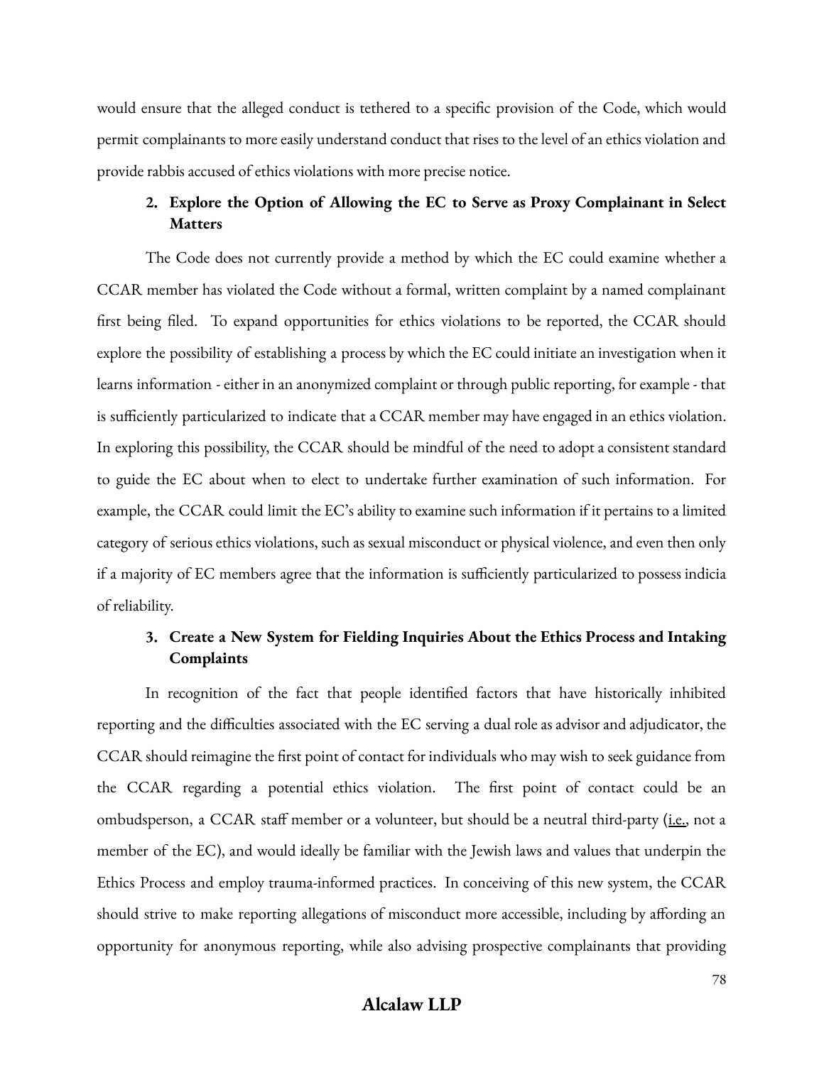would ensure that the alleged conduct is tethered to a specific provision of the Code, which would permit complainants to more easily understand conduct that rises to the level of an ethics violation and provide rabbis accused of ethics violations with more precise notice.

2. **Explore the Option of Allowing the EC to Serve as Proxy Complainant in Select Matters**

The Code does not currently provide a method by which the EC could examine whether a CCAR member has violated the Code without a formal, written complaint by a named complainant first being filed. To expand opportunities for ethics violations to be reported, the CCAR should explore the possibility of establishing a process by which the EC could initiate an investigation when it learns information - either in an anonymized complaint or through public reporting, for example - that is sufficiently particularized to indicate that a CCAR member may have engaged in an ethics violation. In exploring this possibility, the CCAR should be mindful of the need to adopt a consistent standard to guide the EC about when to elect to undertake further examination of such information. For example, the CCAR could limit the EC's ability to examine such information if it pertains to a limited category of serious ethics violations, such as sexual misconduct or physical violence, and even then only if a majority of EC members agree that the information is sufficiently particularized to possess indicia of reliability.

3. **Create a New System for Fielding Inquiries About the Ethics Process and Intaking Complaints**

In recognition of the fact that people identified factors that have historically inhibited reporting and the difficulties associated with the EC serving a dual role as advisor and adjudicator, the CCAR should reimagine the first point of contact for individuals who may wish to seek guidance from the CCAR regarding a potential ethics violation. The first point of contact could be an ombudsperson, a CCAR staff member or a volunteer, but should be a neutral third-party (i.e., not a member of the EC), and would ideally be familiar with the Jewish laws and values that underpin the Ethics Process and employ trauma-informed practices. In conceiving of this new system, the CCAR should strive to make reporting allegations of misconduct more accessible, including by affording an opportunity for anonymous reporting, while also advising prospective complainants that providing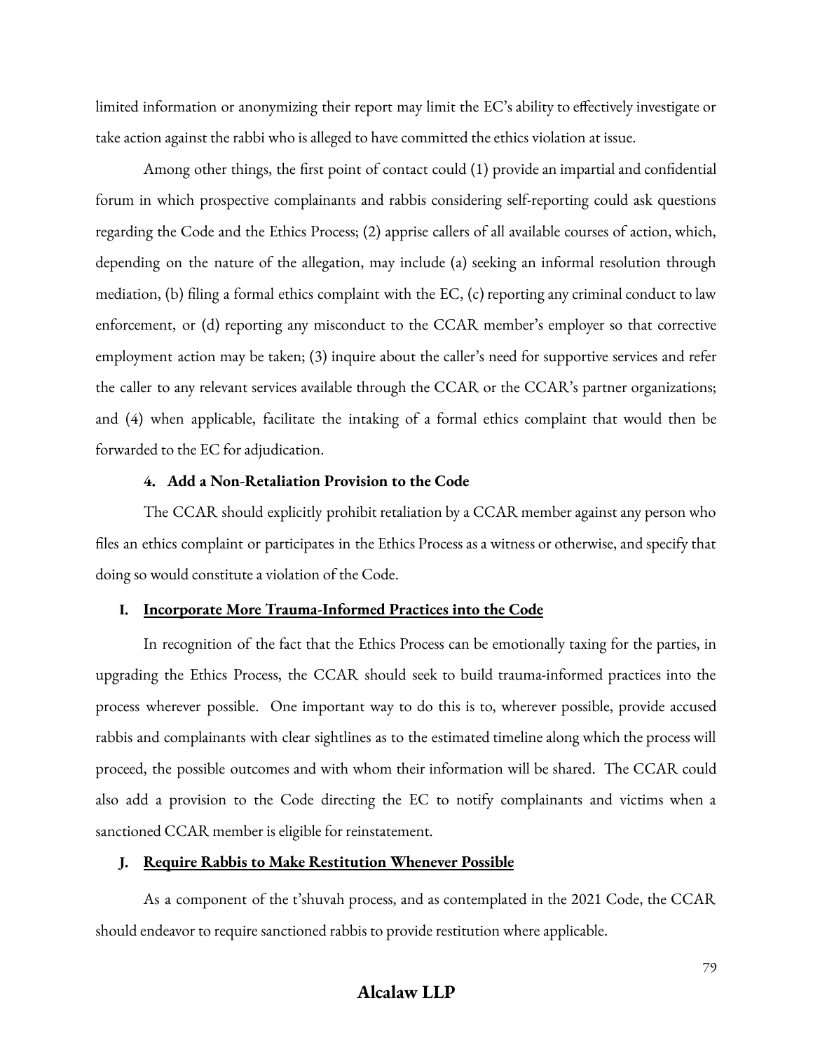limited information or anonymizing their report may limit the EC's ability to effectively investigate or take action against the rabbi who is alleged to have committed the ethics violation at issue.

Among other things, the first point of contact could (1) provide an impartial and confidential forum in which prospective complainants and rabbis considering self-reporting could ask questions regarding the Code and the Ethics Process; (2) apprise callers of all available courses of action, which, depending on the nature of the allegation, may include (a) seeking an informal resolution through mediation, (b) filing a formal ethics complaint with the EC, (c) reporting any criminal conduct to law enforcement, or (d) reporting any misconduct to the CCAR member's employer so that corrective employment action may be taken; (3) inquire about the caller's need for supportive services and refer the caller to any relevant services available through the CCAR or the CCAR's partner organizations; and (4) when applicable, facilitate the intaking of a formal ethics complaint that would then be forwarded to the EC for adjudication.

#### 4. Add a Non-Retaliation Provision to the Code

The CCAR should explicitly prohibit retaliation by a CCAR member against any person who files an ethics complaint or participates in the Ethics Process as a witness or otherwise, and specify that doing so would constitute a violation of the Code.

### I. Incorporate More Trauma-Informed Practices into the Code

In recognition of the fact that the Ethics Process can be emotionally taxing for the parties, in upgrading the Ethics Process, the CCAR should seek to build trauma-informed practices into the process wherever possible. One important way to do this is to, wherever possible, provide accused rabbis and complainants with clear sightlines as to the estimated timeline along which the process will proceed, the possible outcomes and with whom their information will be shared. The CCAR could also add a provision to the Code directing the EC to notify complainants and victims when a sanctioned CCAR member is eligible for reinstatement.

### J. Require Rabbis to Make Restitution Whenever Possible

As a component of the t'shuvah process, and as contemplated in the 2021 Code, the CCAR should endeavor to require sanctioned rabbis to provide restitution where applicable.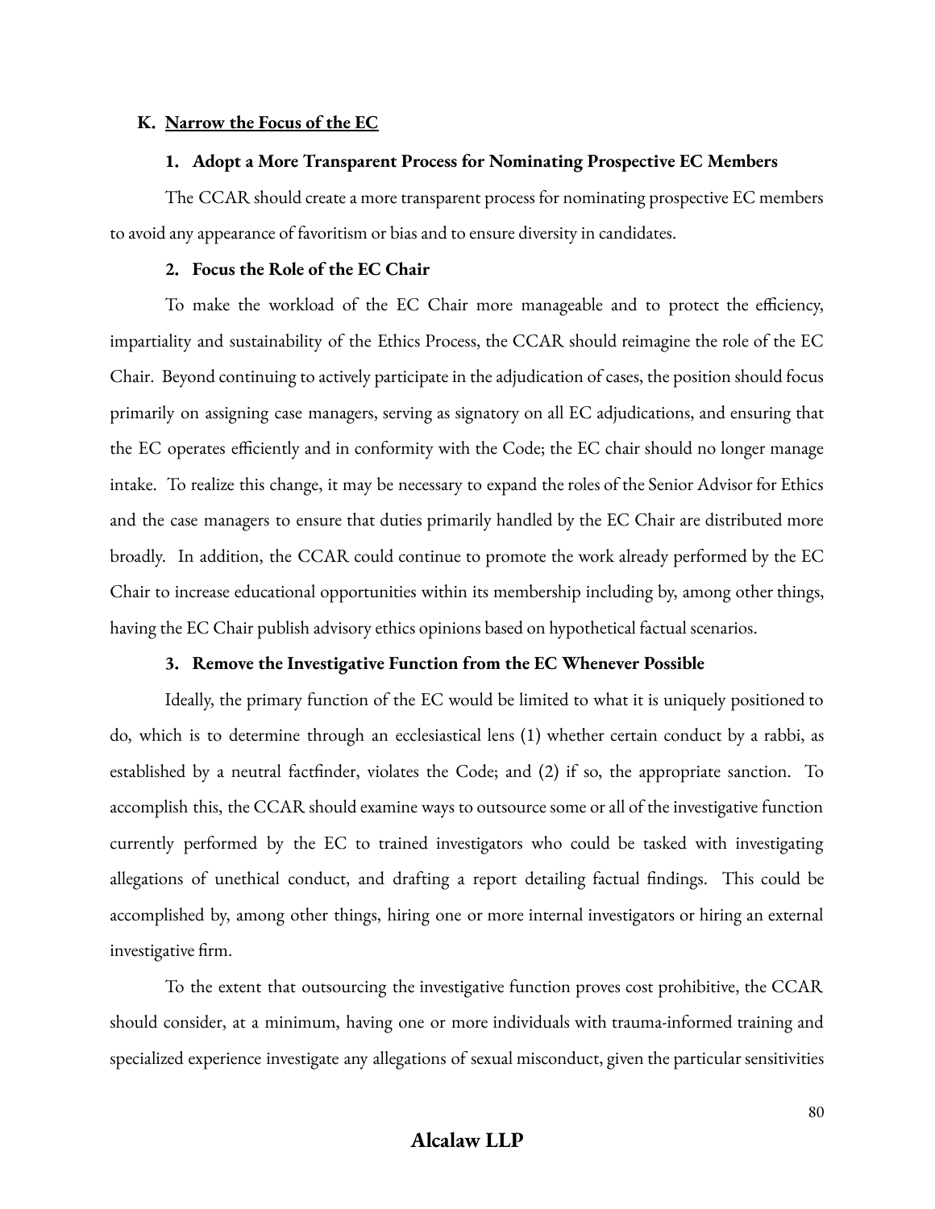## K. Narrow the Focus of the EC

### 1. Adopt a More Transparent Process for Nominating Prospective EC Members

The CCAR should create a more transparent process for nominating prospective EC members to avoid any appearance of favoritism or bias and to ensure diversity in candidates.

### 2. Focus the Role of the EC Chair

To make the workload of the EC Chair more manageable and to protect the efficiency, impartiality and sustainability of the Ethics Process, the CCAR should reimagine the role of the EC Chair. Beyond continuing to actively participate in the adjudication of cases, the position should focus primarily on assigning case managers, serving as signatory on all EC adjudications, and ensuring that the EC operates efficiently and in conformity with the Code; the EC chair should no longer manage intake. To realize this change, it may be necessary to expand the roles of the Senior Advisor for Ethics and the case managers to ensure that duties primarily handled by the EC Chair are distributed more broadly. In addition, the CCAR could continue to promote the work already performed by the EC Chair to increase educational opportunities within its membership including by, among other things, having the EC Chair publish advisory ethics opinions based on hypothetical factual scenarios.

### 3. Remove the Investigative Function from the EC Whenever Possible

Ideally, the primary function of the EC would be limited to what it is uniquely positioned to do, which is to determine through an ecclesiastical lens (1) whether certain conduct by a rabbi, as established by a neutral factfinder, violates the Code; and (2) if so, the appropriate sanction. To accomplish this, the CCAR should examine ways to outsource some or all of the investigative function currently performed by the EC to trained investigators who could be tasked with investigating allegations of unethical conduct, and drafting a report detailing factual findings. This could be accomplished by, among other things, hiring one or more internal investigators or hiring an external investigative firm.

To the extent that outsourcing the investigative function proves cost prohibitive, the CCAR should consider, at a minimum, having one or more individuals with trauma-informed training and specialized experience investigate any allegations of sexual misconduct, given the particular sensitivities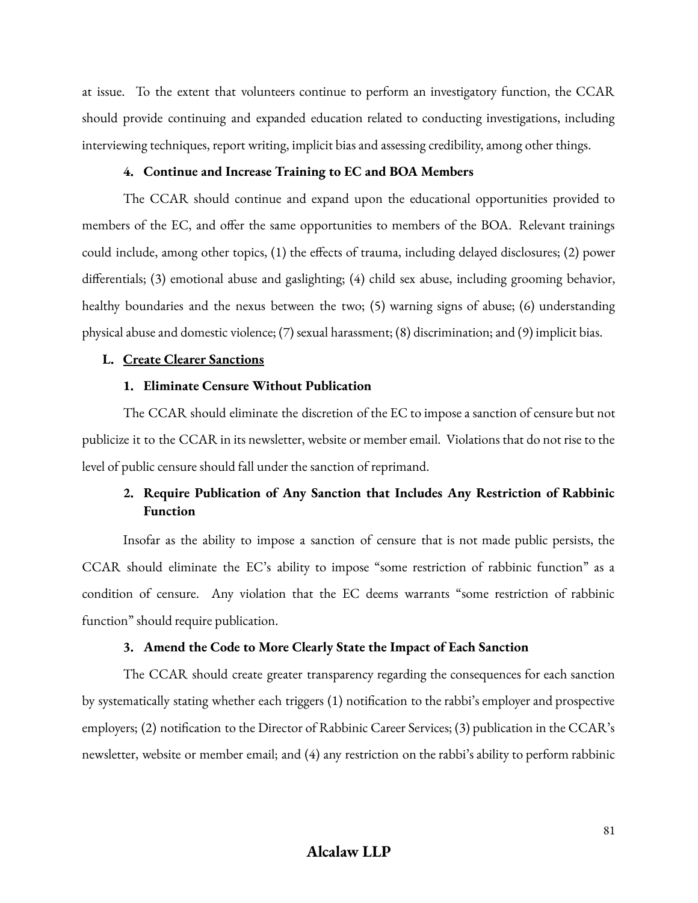at issue. To the extent that volunteers continue to perform an investigatory function, the CCAR should provide continuing and expanded education related to conducting investigations, including interviewing techniques, report writing, implicit bias and assessing credibility, among other things.

#### 4. Continue and Increase Training to EC and BOA Members

The CCAR should continue and expand upon the educational opportunities provided to members of the EC, and offer the same opportunities to members of the BOA. Relevant trainings could include, among other topics, (1) the effects of trauma, including delayed disclosures; (2) power differentials; (3) emotional abuse and gaslighting; (4) child sex abuse, including grooming behavior, healthy boundaries and the nexus between the two; (5) warning signs of abuse; (6) understanding physical abuse and domestic violence; (7) sexual harassment; (8) discrimination; and (9) implicit bias.

### L. Create Clearer Sanctions

#### 1. Eliminate Censure Without Publication

The CCAR should eliminate the discretion of the EC to impose a sanction of censure but not publicize it to the CCAR in its newsletter, website or member email. Violations that do not rise to the level of public censure should fall under the sanction of reprimand.

#### 2. Require Publication of Any Sanction that Includes Any Restriction of Rabbinic Function

Insofar as the ability to impose a sanction of censure that is not made public persists, the CCAR should eliminate the EC's ability to impose "some restriction of rabbinic function" as a condition of censure. Any violation that the EC deems warrants "some restriction of rabbinic function" should require publication.

#### 3. Amend the Code to More Clearly State the Impact of Each Sanction

The CCAR should create greater transparency regarding the consequences for each sanction by systematically stating whether each triggers (1) notification to the rabbi's employer and prospective employers; (2) notification to the Director of Rabbinic Career Services; (3) publication in the CCAR's newsletter, website or member email; and (4) any restriction on the rabbi's ability to perform rabbinic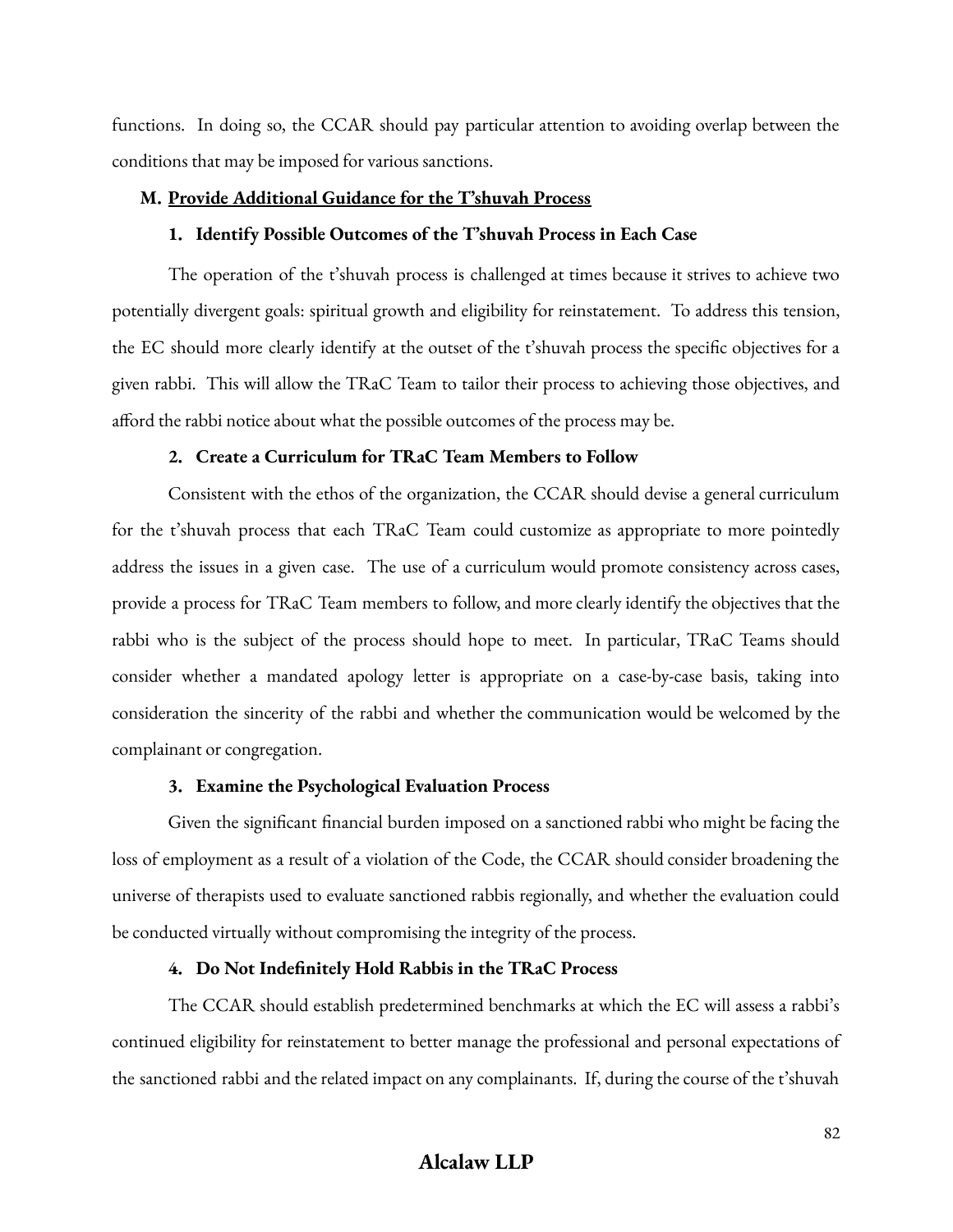functions. In doing so, the CCAR should pay particular attention to avoiding overlap between the conditions that may be imposed for various sanctions.

## M. Provide Additional Guidance for the T'shuvah Process

### 1. Identify Possible Outcomes of the T'shuvah Process in Each Case

The operation of the t'shuvah process is challenged at times because it strives to achieve two potentially divergent goals: spiritual growth and eligibility for reinstatement. To address this tension, the EC should more clearly identify at the outset of the t'shuvah process the specific objectives for a given rabbi. This will allow the TRaC Team to tailor their process to achieving those objectives, and afford the rabbi notice about what the possible outcomes of the process may be.

### 2. Create a Curriculum for TRaC Team Members to Follow

Consistent with the ethos of the organization, the CCAR should devise a general curriculum for the t'shuvah process that each TRaC Team could customize as appropriate to more pointedly address the issues in a given case. The use of a curriculum would promote consistency across cases, provide a process for TRaC Team members to follow, and more clearly identify the objectives that the rabbi who is the subject of the process should hope to meet. In particular, TRaC Teams should consider whether a mandated apology letter is appropriate on a case-by-case basis, taking into consideration the sincerity of the rabbi and whether the communication would be welcomed by the complainant or congregation.

### 3. Examine the Psychological Evaluation Process

Given the significant financial burden imposed on a sanctioned rabbi who might be facing the loss of employment as a result of a violation of the Code, the CCAR should consider broadening the universe of therapists used to evaluate sanctioned rabbis regionally, and whether the evaluation could be conducted virtually without compromising the integrity of the process.

### 4. Do Not Indefinitely Hold Rabbis in the TRaC Process

The CCAR should establish predetermined benchmarks at which the EC will assess a rabbi's continued eligibility for reinstatement to better manage the professional and personal expectations of the sanctioned rabbi and the related impact on any complainants. If, during the course of the t'shuvah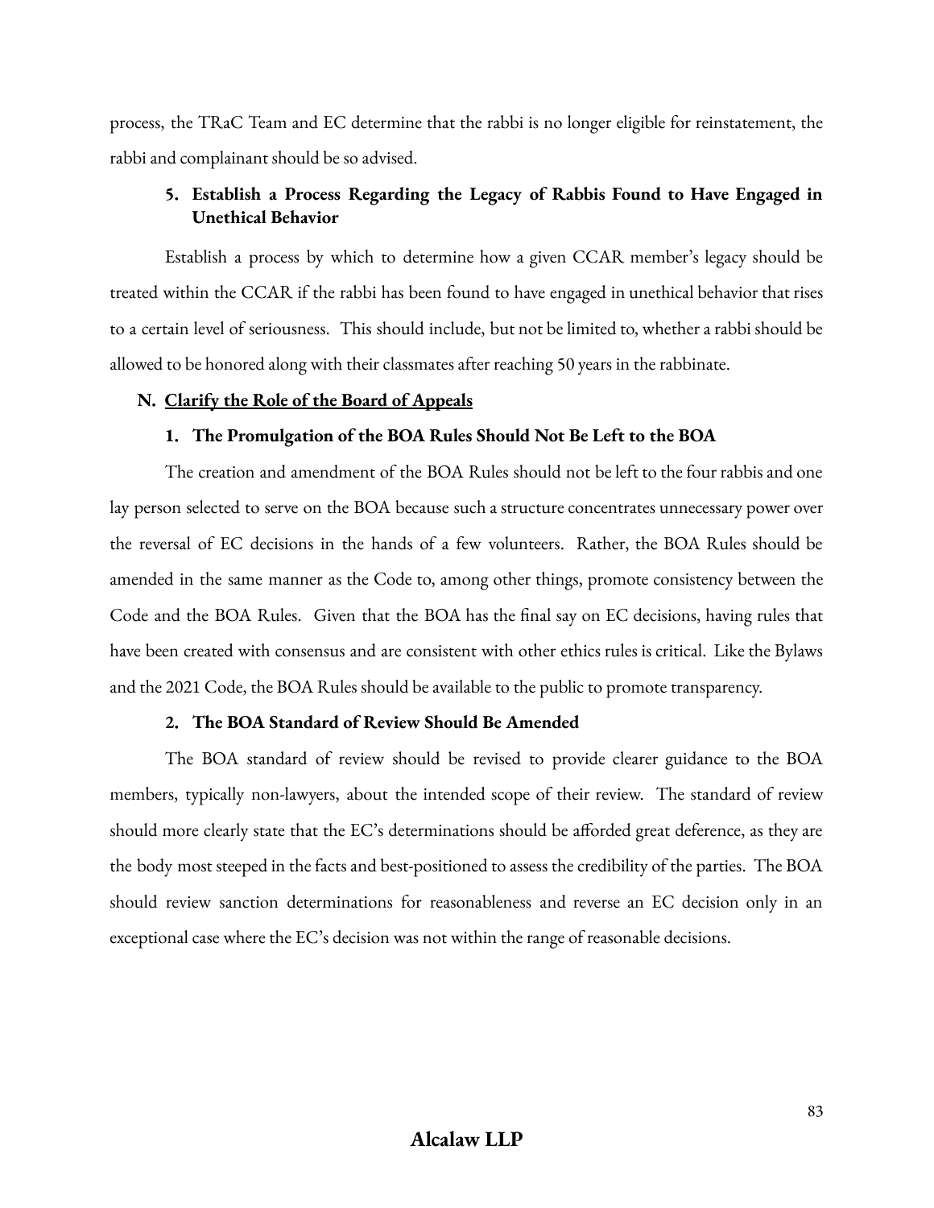process, the TRaC Team and EC determine that the rabbi is no longer eligible for reinstatement, the rabbi and complainant should be so advised.

#### 5. Establish a Process Regarding the Legacy of Rabbis Found to Have Engaged in Unethical Behavior

Establish a process by which to determine how a given CCAR member's legacy should be treated within the CCAR if the rabbi has been found to have engaged in unethical behavior that rises to a certain level of seriousness. This should include, but not be limited to, whether a rabbi should be allowed to be honored along with their classmates after reaching 50 years in the rabbinate.

### N. Clarify the Role of the Board of Appeals

#### 1. The Promulgation of the BOA Rules Should Not Be Left to the BOA

The creation and amendment of the BOA Rules should not be left to the four rabbis and one lay person selected to serve on the BOA because such a structure concentrates unnecessary power over the reversal of EC decisions in the hands of a few volunteers. Rather, the BOA Rules should be amended in the same manner as the Code to, among other things, promote consistency between the Code and the BOA Rules. Given that the BOA has the final say on EC decisions, having rules that have been created with consensus and are consistent with other ethics rules is critical. Like the Bylaws and the 2021 Code, the BOA Rules should be available to the public to promote transparency.

#### 2. The BOA Standard of Review Should Be Amended

The BOA standard of review should be revised to provide clearer guidance to the BOA members, typically non-lawyers, about the intended scope of their review. The standard of review should more clearly state that the EC's determinations should be afforded great deference, as they are the body most steeped in the facts and best-positioned to assess the credibility of the parties. The BOA should review sanction determinations for reasonableness and reverse an EC decision only in an exceptional case where the EC's decision was not within the range of reasonable decisions.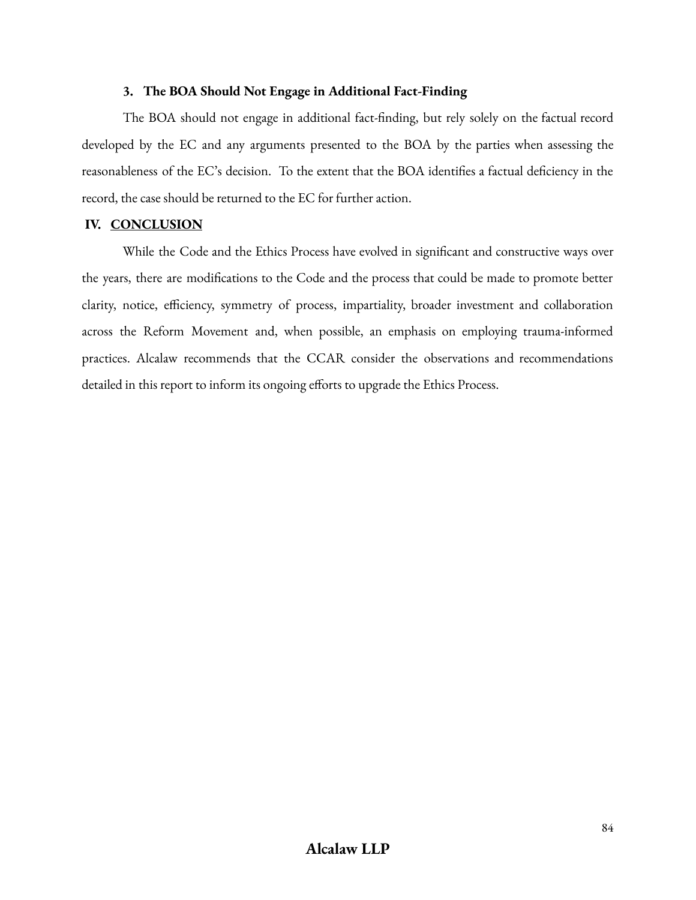### 3. The BOA Should Not Engage in Additional Fact-Finding

The BOA should not engage in additional fact-finding, but rely solely on the factual record developed by the EC and any arguments presented to the BOA by the parties when assessing the reasonableness of the EC's decision. To the extent that the BOA identifies a factual deficiency in the record, the case should be returned to the EC for further action.

## IV. <u>CONCLUSION</u>

While the Code and the Ethics Process have evolved in significant and constructive ways over the years, there are modifications to the Code and the process that could be made to promote better clarity, notice, efficiency, symmetry of process, impartiality, broader investment and collaboration across the Reform Movement and, when possible, an emphasis on employing trauma-informed practices. Alcalaw recommends that the CCAR consider the observations and recommendations detailed in this report to inform its ongoing efforts to upgrade the Ethics Process.